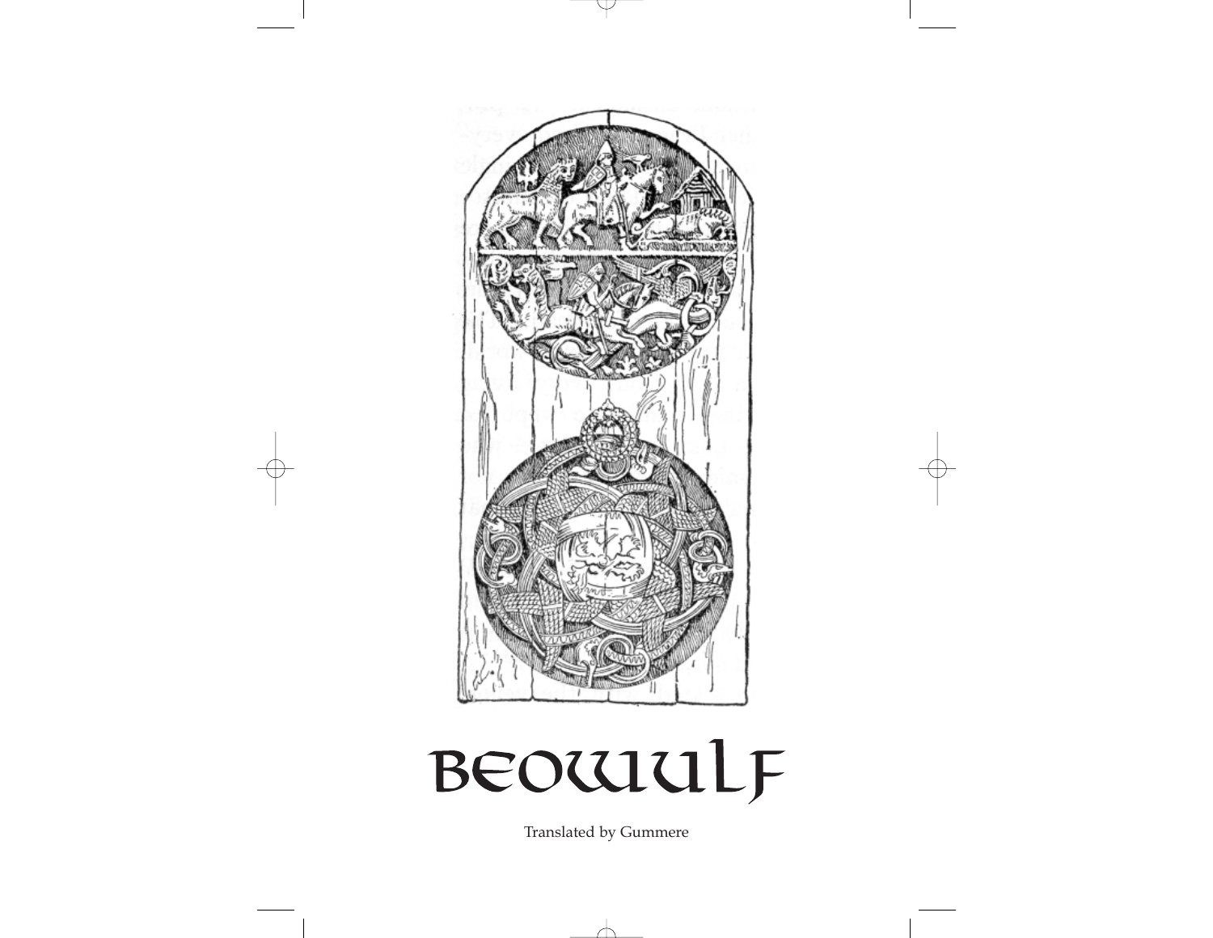# BEOWULF

Translated by Gummere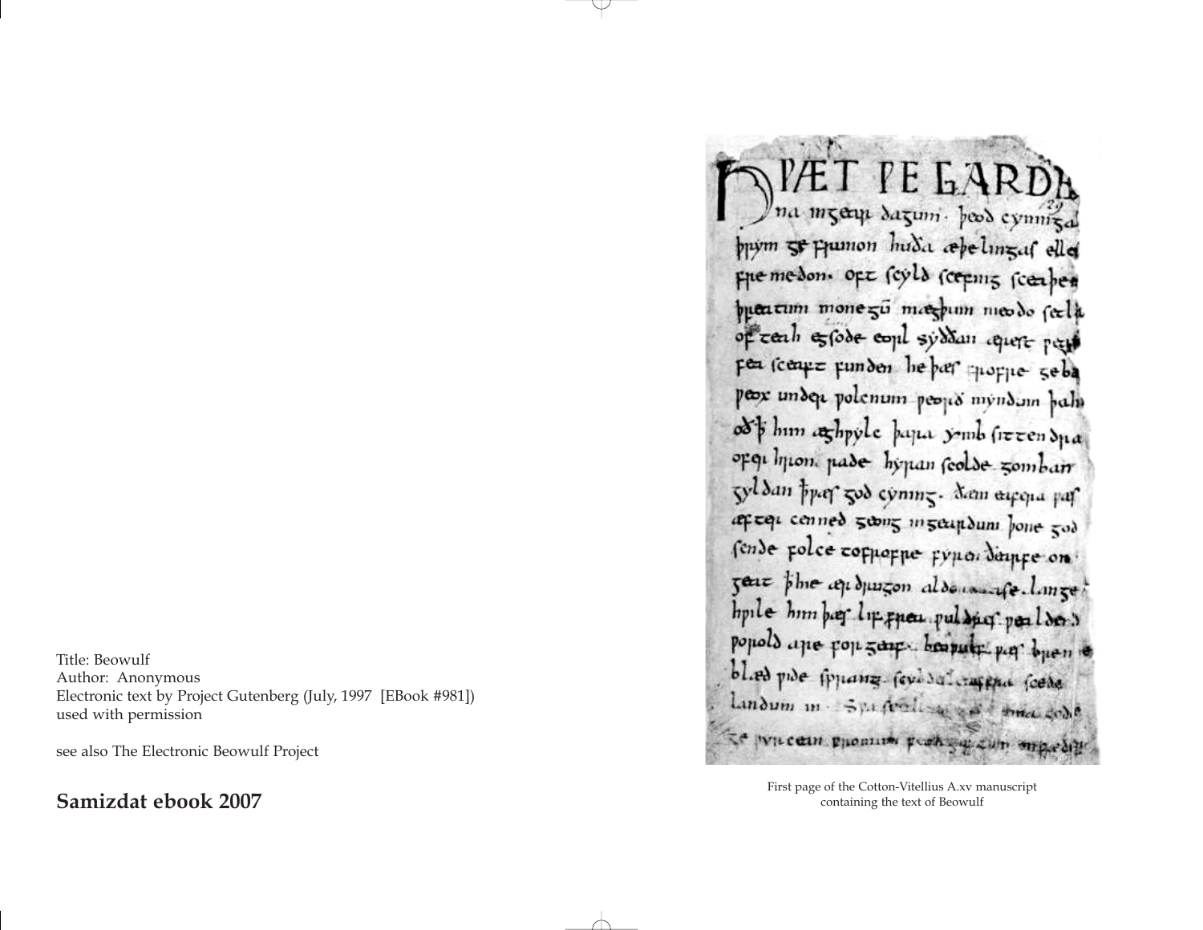Title: Beowulf
Author: Anonymous
Electronic text by Project Gutenberg (July, 1997 [EBook #981])
used with permission

see also The Electronic Beowulf Project

**Samizdat ebook 2007**

First page of the Cotton-Vitellius A.xv manuscript containing the text of Beowulf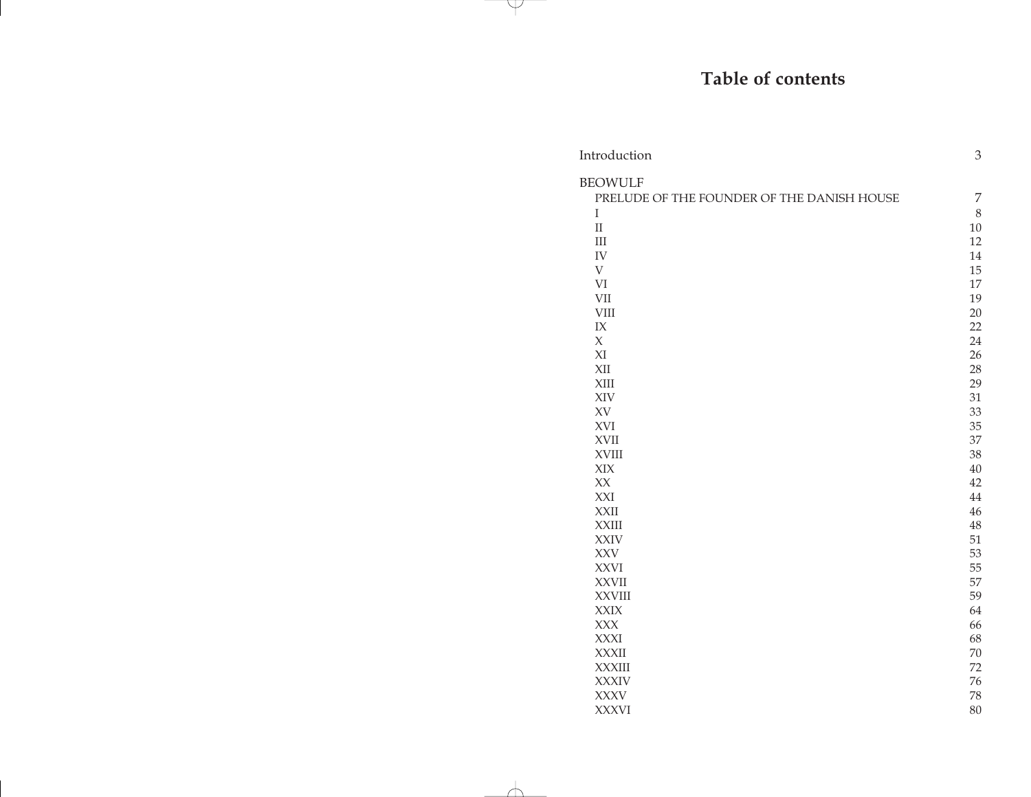# Table of contents

| | |
|---|---|
| Introduction | 3 |
| BEOWULF | |
| PRELUDE OF THE FOUNDER OF THE DANISH HOUSE | 7 |
| I | 8 |
| II | 10 |
| III | 12 |
| IV | 14 |
| V | 15 |
| VI | 17 |
| VII | 19 |
| VIII | 20 |
| IX | 22 |
| X | 24 |
| XI | 26 |
| XII | 28 |
| XIII | 29 |
| XIV | 31 |
| XV | 33 |
| XVI | 35 |
| XVII | 37 |
| XVIII | 38 |
| XIX | 40 |
| XX | 42 |
| XXI | 44 |
| XXII | 46 |
| XXIII | 48 |
| XXIV | 51 |
| XXV | 53 |
| XXVI | 55 |
| XXVII | 57 |
| XXVIII | 59 |
| XXIX | 64 |
| XXX | 66 |
| XXXI | 68 |
| XXXII | 70 |
| XXXIII | 72 |
| XXXIV | 76 |
| XXXV | 78 |
| XXXVI | 80 |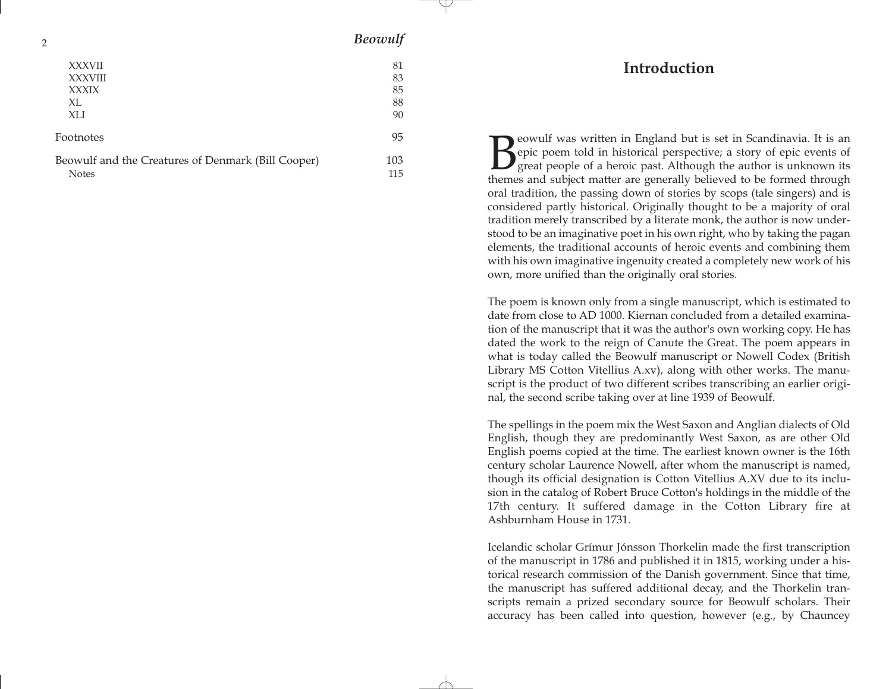| | |
|---|---|
| XXXVII | 81 |
| XXXVIII | 83 |
| XXXIX | 85 |
| XL | 88 |
| XLI | 90 |
| Footnotes | 95 |
| Beowulf and the Creatures of Denmark (Bill Cooper) | 103 |
| Notes | 115 |

# Introduction

Beowulf was written in England but is set in Scandinavia. It is an epic poem told in historical perspective; a story of epic events of great people of a heroic past. Although the author is unknown its themes and subject matter are generally believed to be formed through oral tradition, the passing down of stories by scops (tale singers) and is considered partly historical. Originally thought to be a majority of oral tradition merely transcribed by a literate monk, the author is now understood to be an imaginative poet in his own right, who by taking the pagan elements, the traditional accounts of heroic events and combining them with his own imaginative ingenuity created a completely new work of his own, more unified than the originally oral stories.

The poem is known only from a single manuscript, which is estimated to date from close to AD 1000. Kiernan concluded from a detailed examination of the manuscript that it was the author's own working copy. He has dated the work to the reign of Canute the Great. The poem appears in what is today called the Beowulf manuscript or Nowell Codex (British Library MS Cotton Vitellius A.xv), along with other works. The manuscript is the product of two different scribes transcribing an earlier original, the second scribe taking over at line 1939 of Beowulf.

The spellings in the poem mix the West Saxon and Anglian dialects of Old English, though they are predominantly West Saxon, as are other Old English poems copied at the time. The earliest known owner is the 16th century scholar Laurence Nowell, after whom the manuscript is named, though its official designation is Cotton Vitellius A.XV due to its inclusion in the catalog of Robert Bruce Cotton's holdings in the middle of the 17th century. It suffered damage in the Cotton Library fire at Ashburnham House in 1731.

Icelandic scholar Grímur Jónsson Thorkelin made the first transcription of the manuscript in 1786 and published it in 1815, working under a historical research commission of the Danish government. Since that time, the manuscript has suffered additional decay, and the Thorkelin transcripts remain a prized secondary source for Beowulf scholars. Their accuracy has been called into question, however (e.g., by Chauncey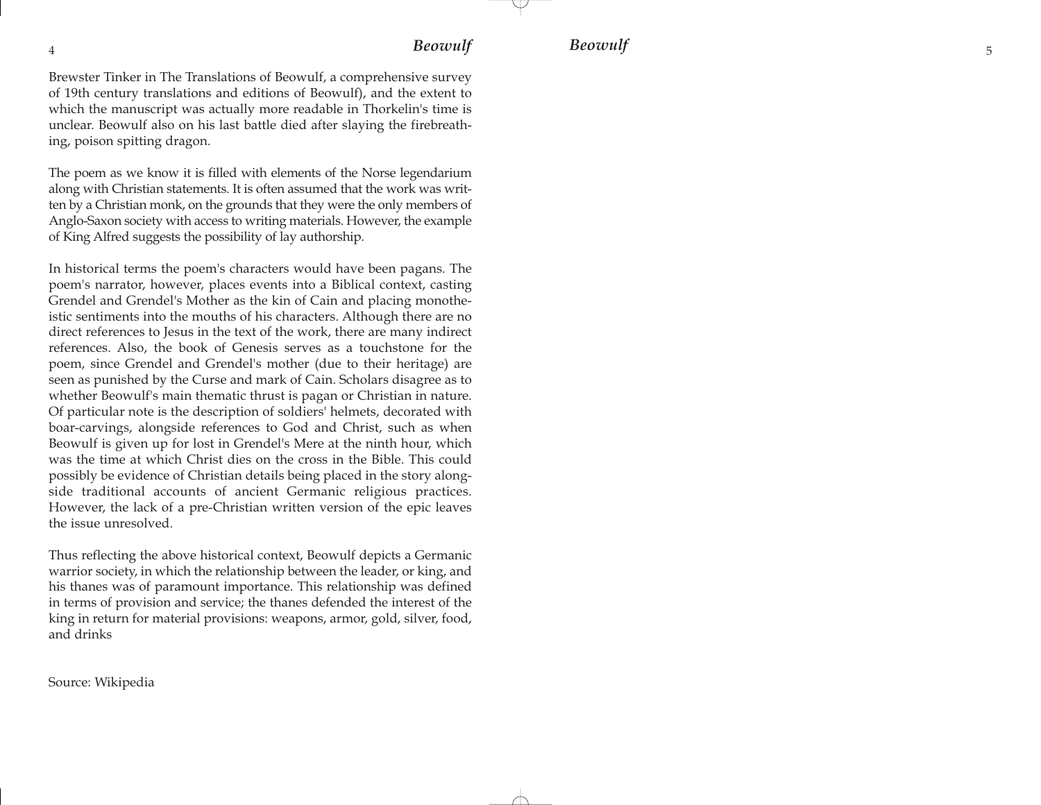Brewster Tinker in The Translations of Beowulf, a comprehensive survey of 19th century translations and editions of Beowulf), and the extent to which the manuscript was actually more readable in Thorkelin's time is unclear. Beowulf also on his last battle died after slaying the firebreathing, poison spitting dragon.

The poem as we know it is filled with elements of the Norse legendarium along with Christian statements. It is often assumed that the work was written by a Christian monk, on the grounds that they were the only members of Anglo-Saxon society with access to writing materials. However, the example of King Alfred suggests the possibility of lay authorship.

In historical terms the poem's characters would have been pagans. The poem's narrator, however, places events into a Biblical context, casting Grendel and Grendel's Mother as the kin of Cain and placing monotheistic sentiments into the mouths of his characters. Although there are no direct references to Jesus in the text of the work, there are many indirect references. Also, the book of Genesis serves as a touchstone for the poem, since Grendel and Grendel's mother (due to their heritage) are seen as punished by the Curse and mark of Cain. Scholars disagree as to whether Beowulf's main thematic thrust is pagan or Christian in nature. Of particular note is the description of soldiers' helmets, decorated with boar-carvings, alongside references to God and Christ, such as when Beowulf is given up for lost in Grendel's Mere at the ninth hour, which was the time at which Christ dies on the cross in the Bible. This could possibly be evidence of Christian details being placed in the story alongside traditional accounts of ancient Germanic religious practices. However, the lack of a pre-Christian written version of the epic leaves the issue unresolved.

Thus reflecting the above historical context, Beowulf depicts a Germanic warrior society, in which the relationship between the leader, or king, and his thanes was of paramount importance. This relationship was defined in terms of provision and service; the thanes defended the interest of the king in return for material provisions: weapons, armor, gold, silver, food, and drinks

Source: Wikipedia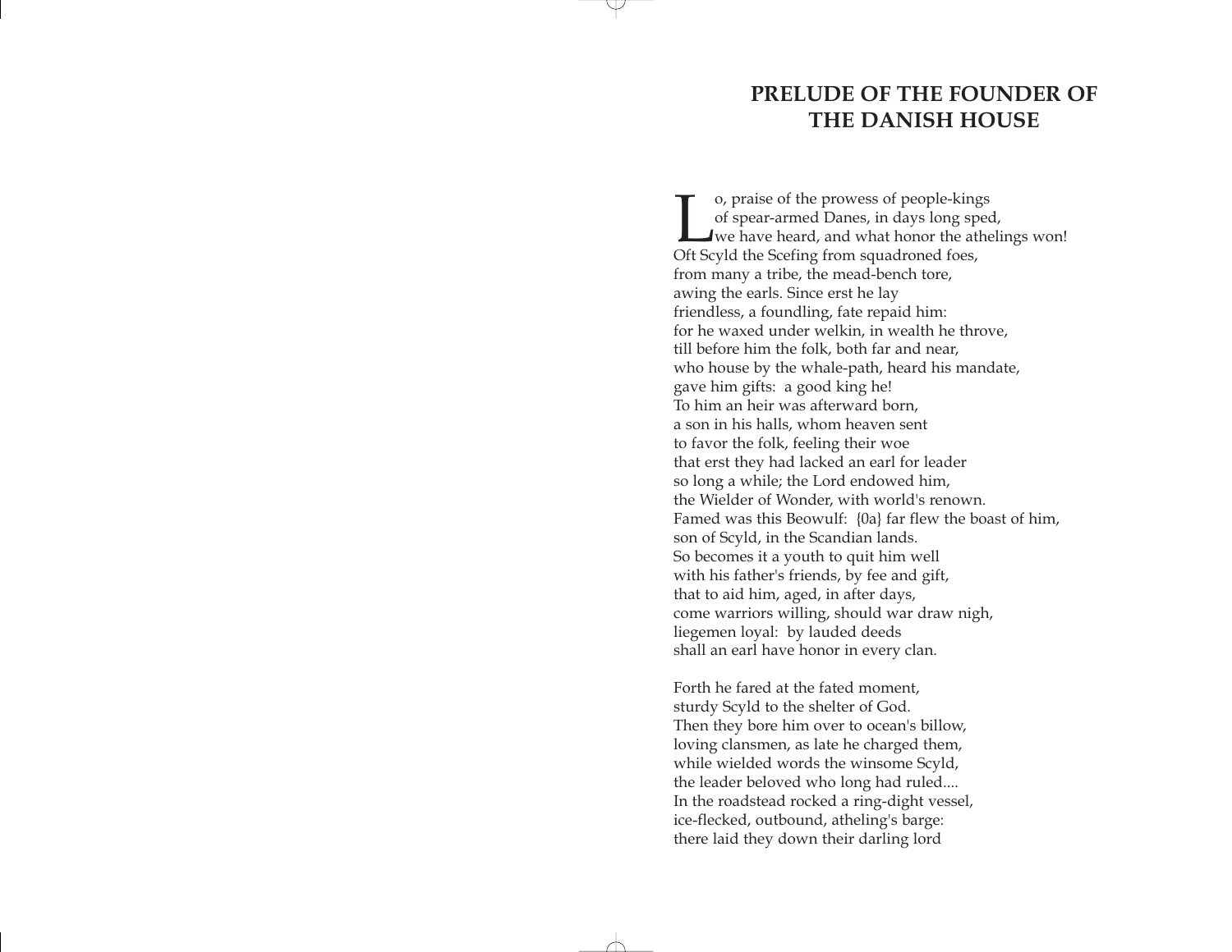# PRELUDE OF THE FOUNDER OF THE DANISH HOUSE

Lo, praise of the prowess of people-kings
of spear-armed Danes, in days long sped,
we have heard, and what honor the athelings won!
Oft Scyld the Scefing from squadroned foes,
from many a tribe, the mead-bench tore,
awing the earls. Since erst he lay
friendless, a foundling, fate repaid him:
for he waxed under welkin, in wealth he throve,
till before him the folk, both far and near,
who house by the whale-path, heard his mandate,
gave him gifts: a good king he!
To him an heir was afterward born,
a son in his halls, whom heaven sent
to favor the folk, feeling their woe
that erst they had lacked an earl for leader
so long a while; the Lord endowed him,
the Wielder of Wonder, with world's renown.
Famed was this Beowulf: {0a} far flew the boast of him,
son of Scyld, in the Scandian lands.
So becomes it a youth to quit him well
with his father's friends, by fee and gift,
that to aid him, aged, in after days,
come warriors willing, should war draw nigh,
liegemen loyal: by lauded deeds
shall an earl have honor in every clan.

Forth he fared at the fated moment,
sturdy Scyld to the shelter of God.
Then they bore him over to ocean's billow,
loving clansmen, as late he charged them,
while wielded words the winsome Scyld,
the leader beloved who long had ruled....
In the roadstead rocked a ring-dight vessel,
ice-flecked, outbound, atheling's barge:
there laid they down their darling lord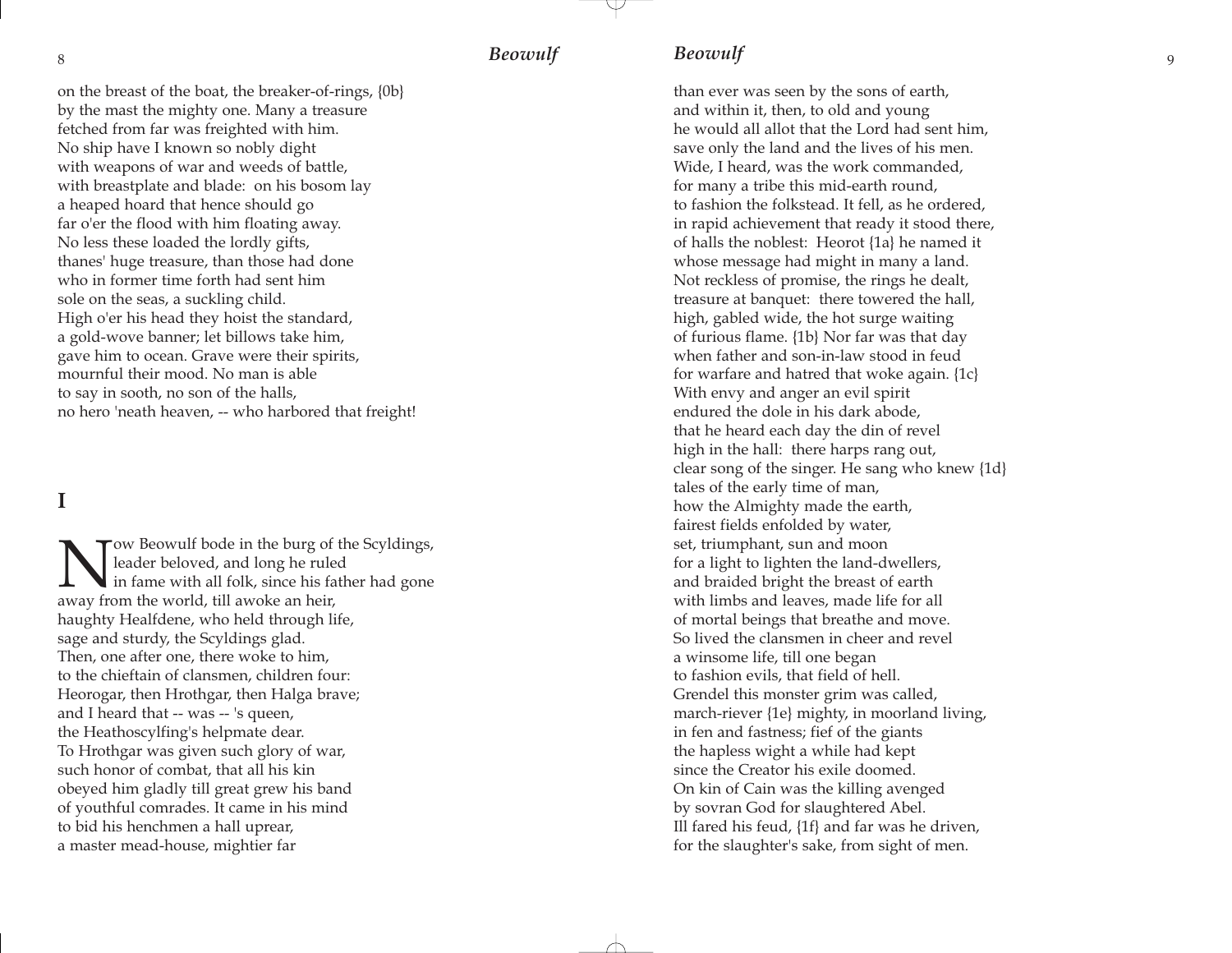on the breast of the boat, the breaker-of-rings, {0b}
by the mast the mighty one. Many a treasure
fetched from far was freighted with him.
No ship have I known so nobly dight
with weapons of war and weeds of battle,
with breastplate and blade: on his bosom lay
a heaped hoard that hence should go
far o'er the flood with him floating away.
No less these loaded the lordly gifts,
thanes' huge treasure, than those had done
who in former time forth had sent him
sole on the seas, a suckling child.
High o'er his head they hoist the standard,
a gold-wove banner; let billows take him,
gave him to ocean. Grave were their spirits,
mournful their mood. No man is able
to say in sooth, no son of the halls,
no hero 'neath heaven, -- who harbored that freight!

## I

Now Beowulf bode in the burg of the Scyldings,
leader beloved, and long he ruled
in fame with all folk, since his father had gone
away from the world, till awoke an heir,
haughty Healfdene, who held through life,
sage and sturdy, the Scyldings glad.
Then, one after one, there woke to him,
to the chieftain of clansmen, children four:
Heorogar, then Hrothgar, then Halga brave;
and I heard that -- was -- 's queen,
the Heathoscylfing's helpmate dear.
To Hrothgar was given such glory of war,
such honor of combat, that all his kin
obeyed him gladly till great grew his band
of youthful comrades. It came in his mind
to bid his henchmen a hall uprear,
a master mead-house, mightier far
than ever was seen by the sons of earth,
and within it, then, to old and young
he would all allot that the Lord had sent him,
save only the land and the lives of his men.
Wide, I heard, was the work commanded,
for many a tribe this mid-earth round,
to fashion the folkstead. It fell, as he ordered,
in rapid achievement that ready it stood there,
of halls the noblest: Heorot {1a} he named it
whose message had might in many a land.
Not reckless of promise, the rings he dealt,
treasure at banquet: there towered the hall,
high, gabled wide, the hot surge waiting
of furious flame. {1b} Nor far was that day
when father and son-in-law stood in feud
for warfare and hatred that woke again. {1c}
With envy and anger an evil spirit
endured the dole in his dark abode,
that he heard each day the din of revel
high in the hall: there harps rang out,
clear song of the singer. He sang who knew {1d}
tales of the early time of man,
how the Almighty made the earth,
fairest fields enfolded by water,
set, triumphant, sun and moon
for a light to lighten the land-dwellers,
and braided bright the breast of earth
with limbs and leaves, made life for all
of mortal beings that breathe and move.
So lived the clansmen in cheer and revel
a winsome life, till one began
to fashion evils, that field of hell.
Grendel this monster grim was called,
march-riever {1e} mighty, in moorland living,
in fen and fastness; fief of the giants
the hapless wight a while had kept
since the Creator his exile doomed.
On kin of Cain was the killing avenged
by sovran God for slaughtered Abel.
Ill fared his feud, {1f} and far was he driven,
for the slaughter's sake, from sight of men.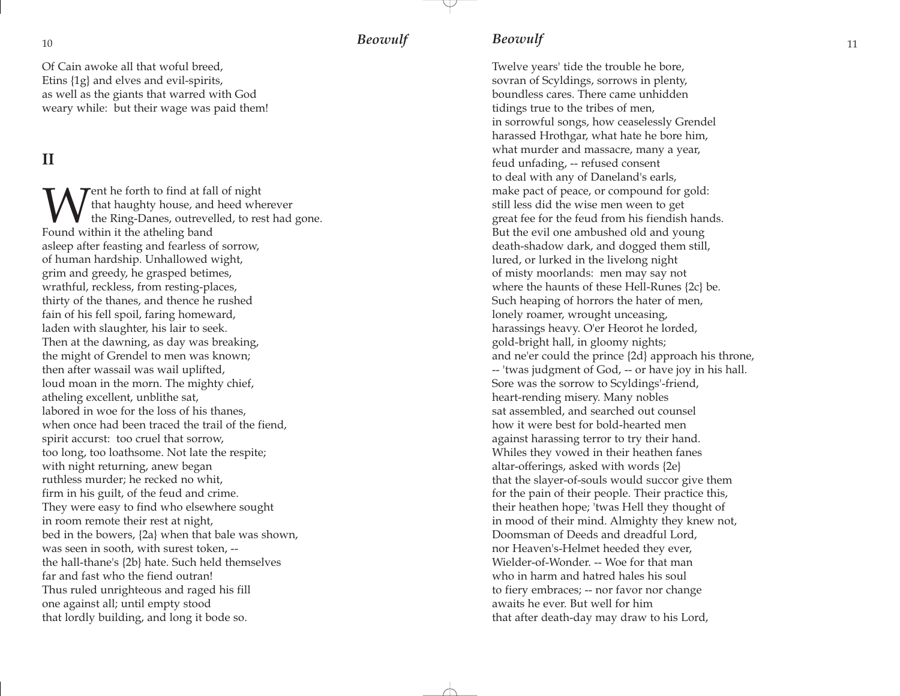Of Cain awoke all that woful breed,
Etins {1g} and elves and evil-spirits,
as well as the giants that warred with God
weary while: but their wage was paid them!

## II

Went he forth to find at fall of night
that haughty house, and heed wherever
the Ring-Danes, outrevelled, to rest had gone.
Found within it the atheling band
asleep after feasting and fearless of sorrow,
of human hardship. Unhallowed wight,
grim and greedy, he grasped betimes,
wrathful, reckless, from resting-places,
thirty of the thanes, and thence he rushed
fain of his fell spoil, faring homeward,
laden with slaughter, his lair to seek.
Then at the dawning, as day was breaking,
the might of Grendel to men was known;
then after wassail was wail uplifted,
loud moan in the morn. The mighty chief,
atheling excellent, unblithe sat,
labored in woe for the loss of his thanes,
when once had been traced the trail of the fiend,
spirit accurst: too cruel that sorrow,
too long, too loathsome. Not late the respite;
with night returning, anew began
ruthless murder; he recked no whit,
firm in his guilt, of the feud and crime.
They were easy to find who elsewhere sought
in room remote their rest at night,
bed in the bowers, {2a} when that bale was shown,
was seen in sooth, with surest token, --
the hall-thane's {2b} hate. Such held themselves
far and fast who the fiend outran!
Thus ruled unrighteous and raged his fill
one against all; until empty stood
that lordly building, and long it bode so.

Twelve years' tide the trouble he bore,
sovran of Scyldings, sorrows in plenty,
boundless cares. There came unhidden
tidings true to the tribes of men,
in sorrowful songs, how ceaselessly Grendel
harassed Hrothgar, what hate he bore him,
what murder and massacre, many a year,
feud unfading, -- refused consent
to deal with any of Daneland's earls,
make pact of peace, or compound for gold:
still less did the wise men ween to get
great fee for the feud from his fiendish hands.
But the evil one ambushed old and young
death-shadow dark, and dogged them still,
lured, or lurked in the livelong night
of misty moorlands: men may say not
where the haunts of these Hell-Runes {2c} be.
Such heaping of horrors the hater of men,
lonely roamer, wrought unceasing,
harassings heavy. O'er Heorot he lorded,
gold-bright hall, in gloomy nights;
and ne'er could the prince {2d} approach his throne,
-- 'twas judgment of God, -- or have joy in his hall.
Sore was the sorrow to Scyldings'-friend,
heart-rending misery. Many nobles
sat assembled, and searched out counsel
how it were best for bold-hearted men
against harassing terror to try their hand.
Whiles they vowed in their heathen fanes
altar-offerings, asked with words {2e}
that the slayer-of-souls would succor give them
for the pain of their people. Their practice this,
their heathen hope; 'twas Hell they thought of
in mood of their mind. Almighty they knew not,
Doomsman of Deeds and dreadful Lord,
nor Heaven's-Helmet heeded they ever,
Wielder-of-Wonder. -- Woe for that man
who in harm and hatred hales his soul
to fiery embraces; -- nor favor nor change
awaits he ever. But well for him
that after death-day may draw to his Lord,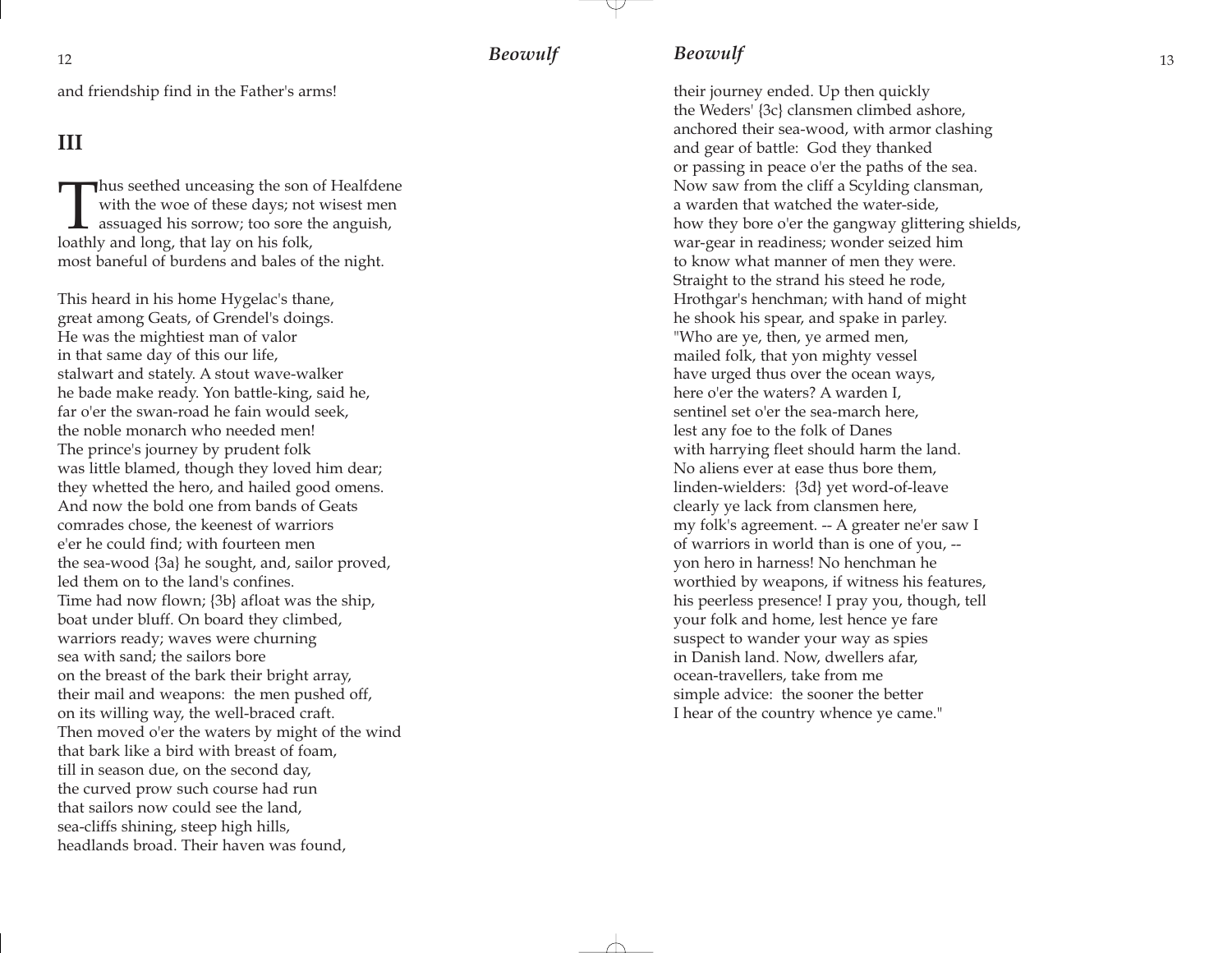and friendship find in the Father's arms!

## III

Thus seethed unceasing the son of Healfdene
with the woe of these days; not wisest men
assuaged his sorrow; too sore the anguish,
loathly and long, that lay on his folk,
most baneful of burdens and bales of the night.

This heard in his home Hygelac's thane,
great among Geats, of Grendel's doings.
He was the mightiest man of valor
in that same day of this our life,
stalwart and stately. A stout wave-walker
he bade make ready. Yon battle-king, said he,
far o'er the swan-road he fain would seek,
the noble monarch who needed men!
The prince's journey by prudent folk
was little blamed, though they loved him dear;
they whetted the hero, and hailed good omens.
And now the bold one from bands of Geats
comrades chose, the keenest of warriors
e'er he could find; with fourteen men
the sea-wood {3a} he sought, and, sailor proved,
led them on to the land's confines.
Time had now flown; {3b} afloat was the ship,
boat under bluff. On board they climbed,
warriors ready; waves were churning
sea with sand; the sailors bore
on the breast of the bark their bright array,
their mail and weapons: the men pushed off,
on its willing way, the well-braced craft.
Then moved o'er the waters by might of the wind
that bark like a bird with breast of foam,
till in season due, on the second day,
the curved prow such course had run
that sailors now could see the land,
sea-cliffs shining, steep high hills,
headlands broad. Their haven was found,
their journey ended. Up then quickly
the Weders' {3c} clansmen climbed ashore,
anchored their sea-wood, with armor clashing
and gear of battle: God they thanked
or passing in peace o'er the paths of the sea.
Now saw from the cliff a Scylding clansman,
a warden that watched the water-side,
how they bore o'er the gangway glittering shields,
war-gear in readiness; wonder seized him
to know what manner of men they were.
Straight to the strand his steed he rode,
Hrothgar's henchman; with hand of might
he shook his spear, and spake in parley.
"Who are ye, then, ye armed men,
mailed folk, that yon mighty vessel
have urged thus over the ocean ways,
here o'er the waters? A warden I,
sentinel set o'er the sea-march here,
lest any foe to the folk of Danes
with harrying fleet should harm the land.
No aliens ever at ease thus bore them,
linden-wielders: {3d} yet word-of-leave
clearly ye lack from clansmen here,
my folk's agreement. -- A greater ne'er saw I
of warriors in world than is one of you, --
yon hero in harness! No henchman he
worthied by weapons, if witness his features,
his peerless presence! I pray you, though, tell
your folk and home, lest hence ye fare
suspect to wander your way as spies
in Danish land. Now, dwellers afar,
ocean-travellers, take from me
simple advice: the sooner the better
I hear of the country whence ye came."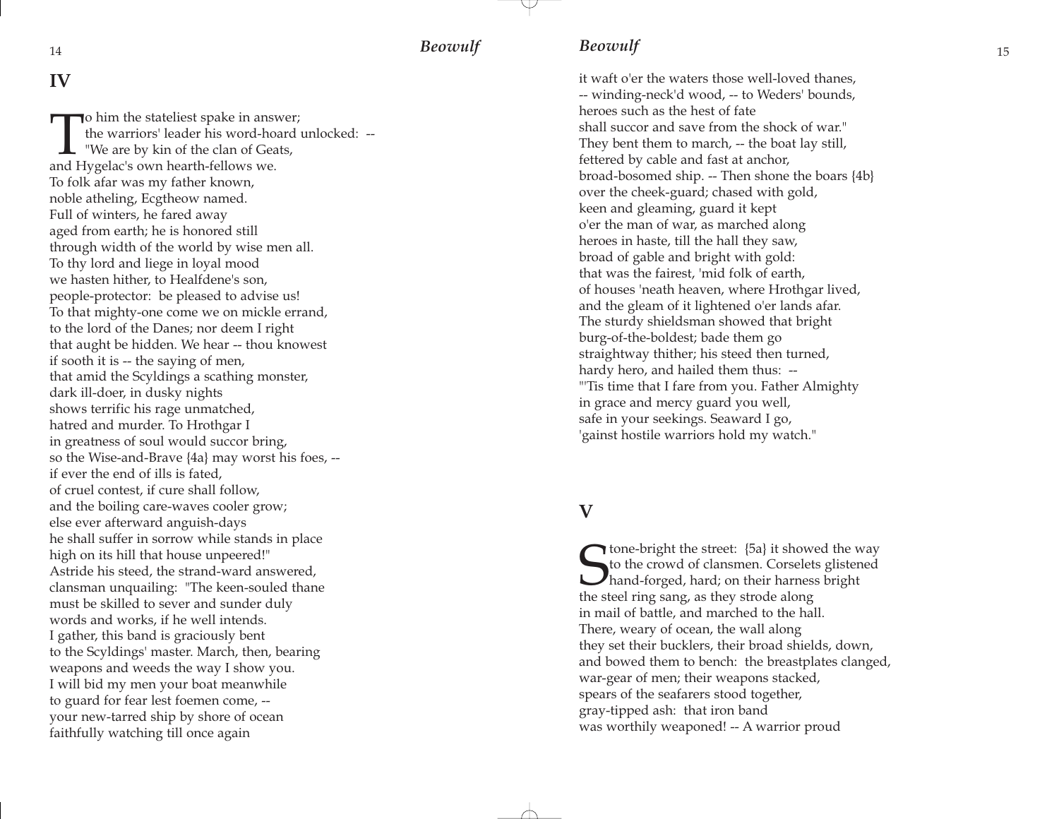## IV

To him the stateliest spake in answer;
the warriors' leader his word-hoard unlocked: --
"We are by kin of the clan of Geats,
and Hygelac's own hearth-fellows we.
To folk afar was my father known,
noble atheling, Ecgtheow named.
Full of winters, he fared away
aged from earth; he is honored still
through width of the world by wise men all.
To thy lord and liege in loyal mood
we hasten hither, to Healfdene's son,
people-protector: be pleased to advise us!
To that mighty-one come we on mickle errand,
to the lord of the Danes; nor deem I right
that aught be hidden. We hear -- thou knowest
if sooth it is -- the saying of men,
that amid the Scyldings a scathing monster,
dark ill-doer, in dusky nights
shows terrific his rage unmatched,
hatred and murder. To Hrothgar I
in greatness of soul would succor bring,
so the Wise-and-Brave {4a} may worst his foes, --
if ever the end of ills is fated,
of cruel contest, if cure shall follow,
and the boiling care-waves cooler grow;
else ever afterward anguish-days
he shall suffer in sorrow while stands in place
high on its hill that house unpeered!"
Astride his steed, the strand-ward answered,
clansman unquailing: "The keen-souled thane
must be skilled to sever and sunder duly
words and works, if he well intends.
I gather, this band is graciously bent
to the Scyldings' master. March, then, bearing
weapons and weeds the way I show you.
I will bid my men your boat meanwhile
to guard for fear lest foemen come, --
your new-tarred ship by shore of ocean
faithfully watching till once again
it waft o'er the waters those well-loved thanes,
-- winding-neck'd wood, -- to Weders' bounds,
heroes such as the hest of fate
shall succor and save from the shock of war."
They bent them to march, -- the boat lay still,
fettered by cable and fast at anchor,
broad-bosomed ship. -- Then shone the boars {4b}
over the cheek-guard; chased with gold,
keen and gleaming, guard it kept
o'er the man of war, as marched along
heroes in haste, till the hall they saw,
broad of gable and bright with gold:
that was the fairest, 'mid folk of earth,
of houses 'neath heaven, where Hrothgar lived,
and the gleam of it lightened o'er lands afar.
The sturdy shieldsman showed that bright
burg-of-the-boldest; bade them go
straightway thither; his steed then turned,
hardy hero, and hailed them thus: --
"'Tis time that I fare from you. Father Almighty
in grace and mercy guard you well,
safe in your seekings. Seaward I go,
'gainst hostile warriors hold my watch."

## V

Stone-bright the street: {5a} it showed the way
to the crowd of clansmen. Corselets glistened
hand-forged, hard; on their harness bright
the steel ring sang, as they strode along
in mail of battle, and marched to the hall.
There, weary of ocean, the wall along
they set their bucklers, their broad shields, down,
and bowed them to bench: the breastplates clanged,
war-gear of men; their weapons stacked,
spears of the seafarers stood together,
gray-tipped ash: that iron band
was worthily weaponed! -- A warrior proud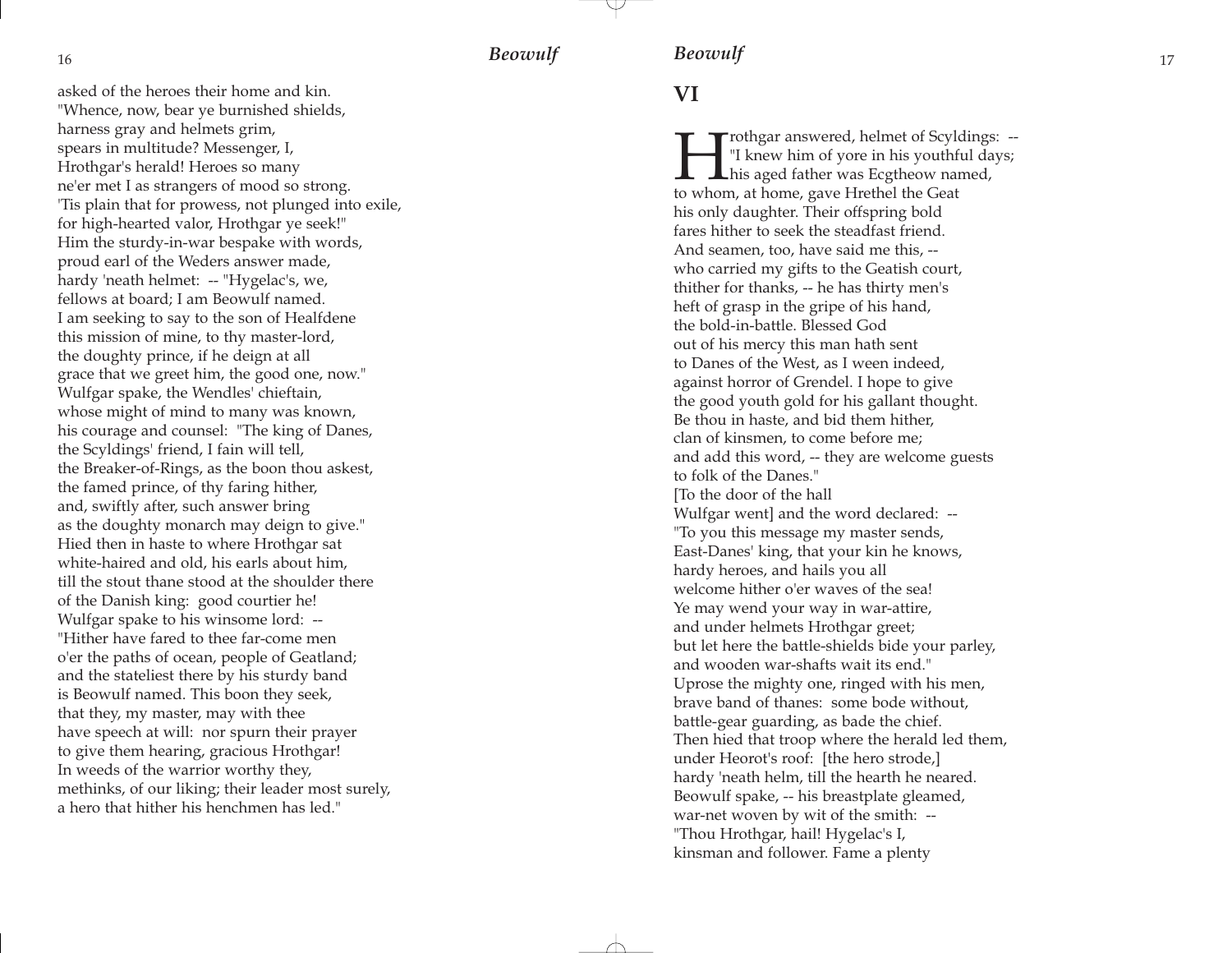asked of the heroes their home and kin.
"Whence, now, bear ye burnished shields,
harness gray and helmets grim,
spears in multitude? Messenger, I,
Hrothgar's herald! Heroes so many
ne'er met I as strangers of mood so strong.
'Tis plain that for prowess, not plunged into exile,
for high-hearted valor, Hrothgar ye seek!"
Him the sturdy-in-war bespake with words,
proud earl of the Weders answer made,
hardy 'neath helmet: -- "Hygelac's, we,
fellows at board; I am Beowulf named.
I am seeking to say to the son of Healfdene
this mission of mine, to thy master-lord,
the doughty prince, if he deign at all
grace that we greet him, the good one, now."
Wulfgar spake, the Wendles' chieftain,
whose might of mind to many was known,
his courage and counsel: "The king of Danes,
the Scyldings' friend, I fain will tell,
the Breaker-of-Rings, as the boon thou askest,
the famed prince, of thy faring hither,
and, swiftly after, such answer bring
as the doughty monarch may deign to give."
Hied then in haste to where Hrothgar sat
white-haired and old, his earls about him,
till the stout thane stood at the shoulder there
of the Danish king: good courtier he!
Wulfgar spake to his winsome lord: --
"Hither have fared to thee far-come men
o'er the paths of ocean, people of Geatland;
and the stateliest there by his sturdy band
is Beowulf named. This boon they seek,
that they, my master, may with thee
have speech at will: nor spurn their prayer
to give them hearing, gracious Hrothgar!
In weeds of the warrior worthy they,
methinks, of our liking; their leader most surely,
a hero that hither his henchmen has led."

## VI

Hrothgar answered, helmet of Scyldings: --
"I knew him of yore in his youthful days;
his aged father was Ecgtheow named,
to whom, at home, gave Hrethel the Geat
his only daughter. Their offspring bold
fares hither to seek the steadfast friend.
And seamen, too, have said me this, --
who carried my gifts to the Geatish court,
thither for thanks, -- he has thirty men's
heft of grasp in the gripe of his hand,
the bold-in-battle. Blessed God
out of his mercy this man hath sent
to Danes of the West, as I ween indeed,
against horror of Grendel. I hope to give
the good youth gold for his gallant thought.
Be thou in haste, and bid them hither,
clan of kinsmen, to come before me;
and add this word, -- they are welcome guests
to folk of the Danes."
[To the door of the hall
Wulfgar went] and the word declared: --
"To you this message my master sends,
East-Danes' king, that your kin he knows,
hardy heroes, and hails you all
welcome hither o'er waves of the sea!
Ye may wend your way in war-attire,
and under helmets Hrothgar greet;
but let here the battle-shields bide your parley,
and wooden war-shafts wait its end."
Uprose the mighty one, ringed with his men,
brave band of thanes: some bode without,
battle-gear guarding, as bade the chief.
Then hied that troop where the herald led them,
under Heorot's roof: [the hero strode,]
hardy 'neath helm, till the hearth he neared.
Beowulf spake, -- his breastplate gleamed,
war-net woven by wit of the smith: --
"Thou Hrothgar, hail! Hygelac's I,
kinsman and follower. Fame a plenty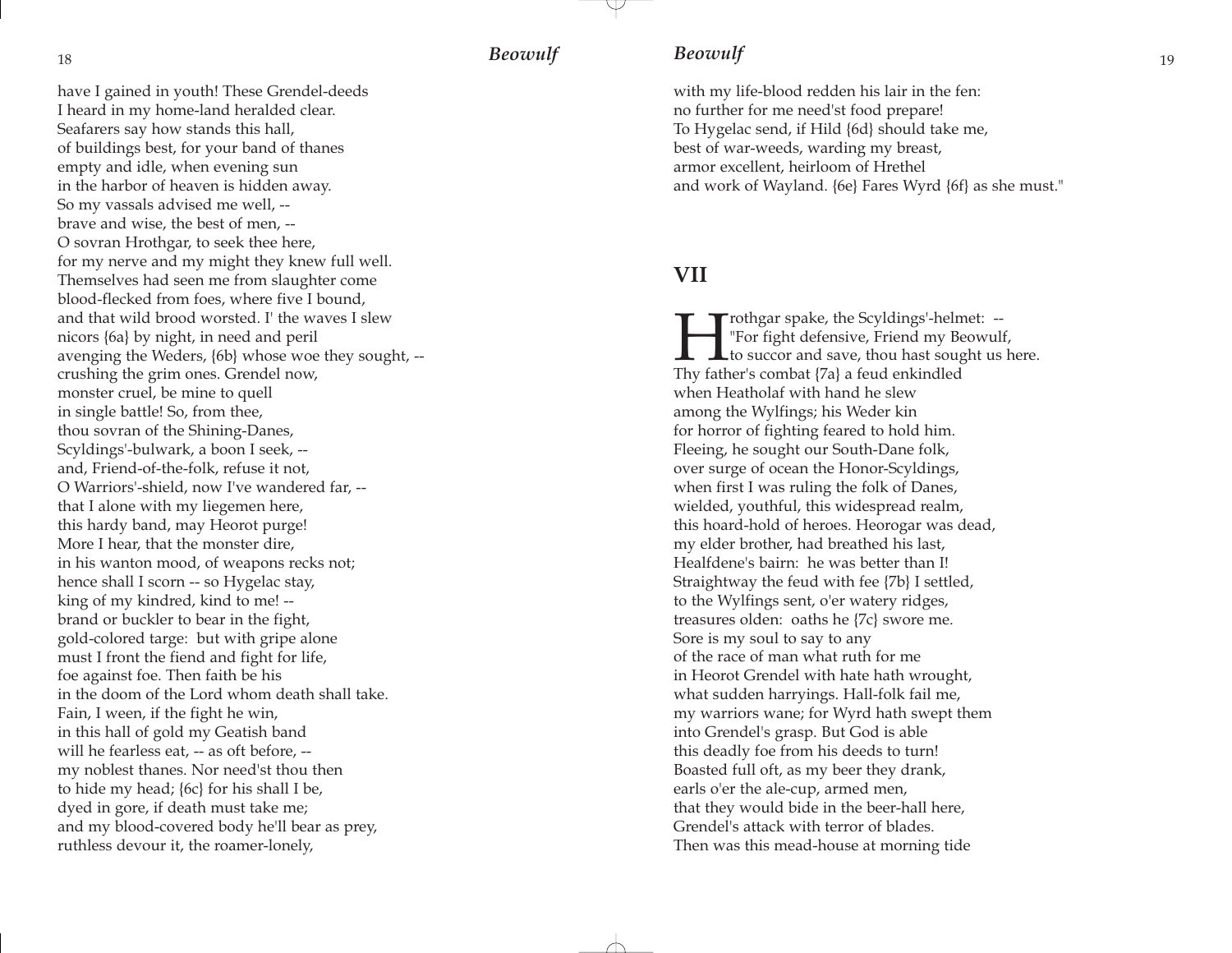have I gained in youth! These Grendel-deeds
I heard in my home-land heralded clear.
Seafarers say how stands this hall,
of buildings best, for your band of thanes
empty and idle, when evening sun
in the harbor of heaven is hidden away.
So my vassals advised me well, --
brave and wise, the best of men, --
O sovran Hrothgar, to seek thee here,
for my nerve and my might they knew full well.
Themselves had seen me from slaughter come
blood-flecked from foes, where five I bound,
and that wild brood worsted. I' the waves I slew
nicors {6a} by night, in need and peril
avenging the Weders, {6b} whose woe they sought, --
crushing the grim ones. Grendel now,
monster cruel, be mine to quell
in single battle! So, from thee,
thou sovran of the Shining-Danes,
Scyldings'-bulwark, a boon I seek, --
and, Friend-of-the-folk, refuse it not,
O Warriors'-shield, now I've wandered far, --
that I alone with my liegemen here,
this hardy band, may Heorot purge!
More I hear, that the monster dire,
in his wanton mood, of weapons recks not;
hence shall I scorn -- so Hygelac stay,
king of my kindred, kind to me! --
brand or buckler to bear in the fight,
gold-colored targe: but with gripe alone
must I front the fiend and fight for life,
foe against foe. Then faith be his
in the doom of the Lord whom death shall take.
Fain, I ween, if the fight he win,
in this hall of gold my Geatish band
will he fearless eat, -- as oft before, --
my noblest thanes. Nor need'st thou then
to hide my head; {6c} for his shall I be,
dyed in gore, if death must take me;
and my blood-covered body he'll bear as prey,
ruthless devour it, the roamer-lonely,
with my life-blood redden his lair in the fen:
no further for me need'st food prepare!
To Hygelac send, if Hild {6d} should take me,
best of war-weeds, warding my breast,
armor excellent, heirloom of Hrethel
and work of Wayland. {6e} Fares Wyrd {6f} as she must."

## VII

Hrothgar spake, the Scyldings'-helmet: --
"For fight defensive, Friend my Beowulf,
to succor and save, thou hast sought us here.
Thy father's combat {7a} a feud enkindled
when Heatholaf with hand he slew
among the Wylfings; his Weder kin
for horror of fighting feared to hold him.
Fleeing, he sought our South-Dane folk,
over surge of ocean the Honor-Scyldings,
when first I was ruling the folk of Danes,
wielded, youthful, this widespread realm,
this hoard-hold of heroes. Heorogar was dead,
my elder brother, had breathed his last,
Healfdene's bairn: he was better than I!
Straightway the feud with fee {7b} I settled,
to the Wylfings sent, o'er watery ridges,
treasures olden: oaths he {7c} swore me.
Sore is my soul to say to any
of the race of man what ruth for me
in Heorot Grendel with hate hath wrought,
what sudden harryings. Hall-folk fail me,
my warriors wane; for Wyrd hath swept them
into Grendel's grasp. But God is able
this deadly foe from his deeds to turn!
Boasted full oft, as my beer they drank,
earls o'er the ale-cup, armed men,
that they would bide in the beer-hall here,
Grendel's attack with terror of blades.
Then was this mead-house at morning tide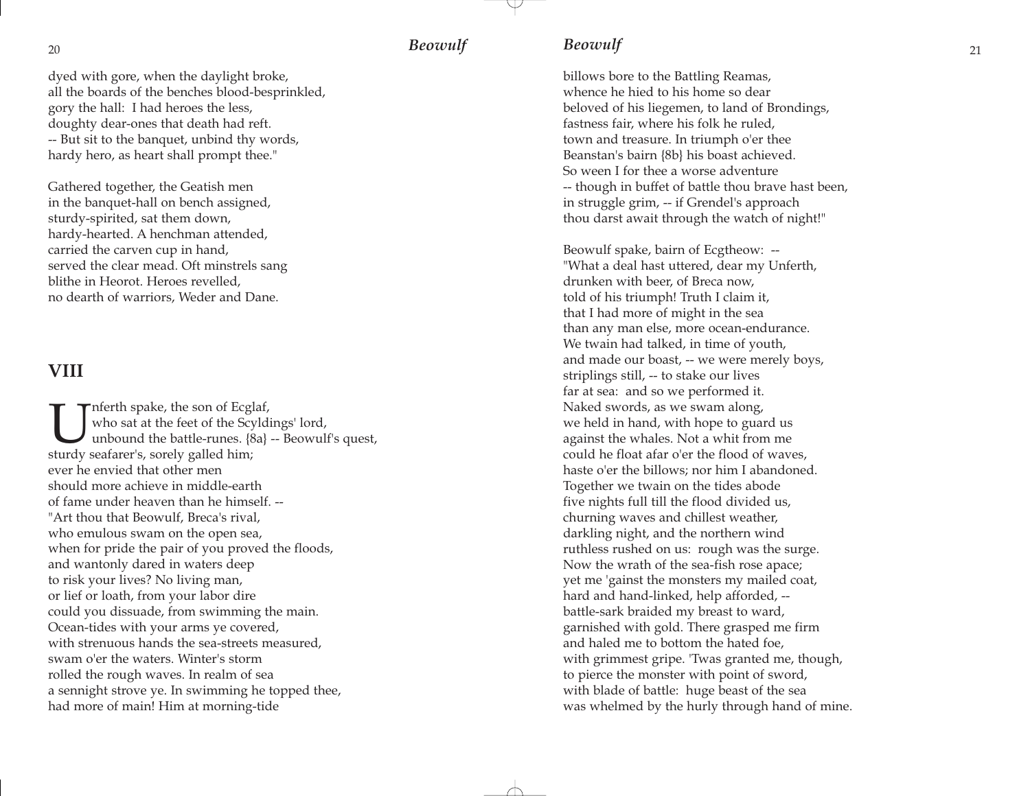dyed with gore, when the daylight broke,
all the boards of the benches blood-besprinkled,
gory the hall: I had heroes the less,
doughty dear-ones that death had reft.
-- But sit to the banquet, unbind thy words,
hardy hero, as heart shall prompt thee."

Gathered together, the Geatish men
in the banquet-hall on bench assigned,
sturdy-spirited, sat them down,
hardy-hearted. A henchman attended,
carried the carven cup in hand,
served the clear mead. Oft minstrels sang
blithe in Heorot. Heroes revelled,
no dearth of warriors, Weder and Dane.

## VIII

Unferth spake, the son of Ecglaf,
who sat at the feet of the Scyldings' lord,
unbound the battle-runes. {8a} -- Beowulf's quest,
sturdy seafarer's, sorely galled him;
ever he envied that other men
should more achieve in middle-earth
of fame under heaven than he himself. --
"Art thou that Beowulf, Breca's rival,
who emulous swam on the open sea,
when for pride the pair of you proved the floods,
and wantonly dared in waters deep
to risk your lives? No living man,
or lief or loath, from your labor dire
could you dissuade, from swimming the main.
Ocean-tides with your arms ye covered,
with strenuous hands the sea-streets measured,
swam o'er the waters. Winter's storm
rolled the rough waves. In realm of sea
a sennight strove ye. In swimming he topped thee,
had more of main! Him at morning-tide
billows bore to the Battling Reamas,
whence he hied to his home so dear
beloved of his liegemen, to land of Brondings,
fastness fair, where his folk he ruled,
town and treasure. In triumph o'er thee
Beanstan's bairn {8b} his boast achieved.
So ween I for thee a worse adventure
-- though in buffet of battle thou brave hast been,
in struggle grim, -- if Grendel's approach
thou darst await through the watch of night!"

Beowulf spake, bairn of Ecgtheow: --
"What a deal hast uttered, dear my Unferth,
drunken with beer, of Breca now,
told of his triumph! Truth I claim it,
that I had more of might in the sea
than any man else, more ocean-endurance.
We twain had talked, in time of youth,
and made our boast, -- we were merely boys,
striplings still, -- to stake our lives
far at sea: and so we performed it.
Naked swords, as we swam along,
we held in hand, with hope to guard us
against the whales. Not a whit from me
could he float afar o'er the flood of waves,
haste o'er the billows; nor him I abandoned.
Together we twain on the tides abode
five nights full till the flood divided us,
churning waves and chillest weather,
darkling night, and the northern wind
ruthless rushed on us: rough was the surge.
Now the wrath of the sea-fish rose apace;
yet me 'gainst the monsters my mailed coat,
hard and hand-linked, help afforded, --
battle-sark braided my breast to ward,
garnished with gold. There grasped me firm
and haled me to bottom the hated foe,
with grimmest gripe. 'Twas granted me, though,
to pierce the monster with point of sword,
with blade of battle: huge beast of the sea
was whelmed by the hurly through hand of mine.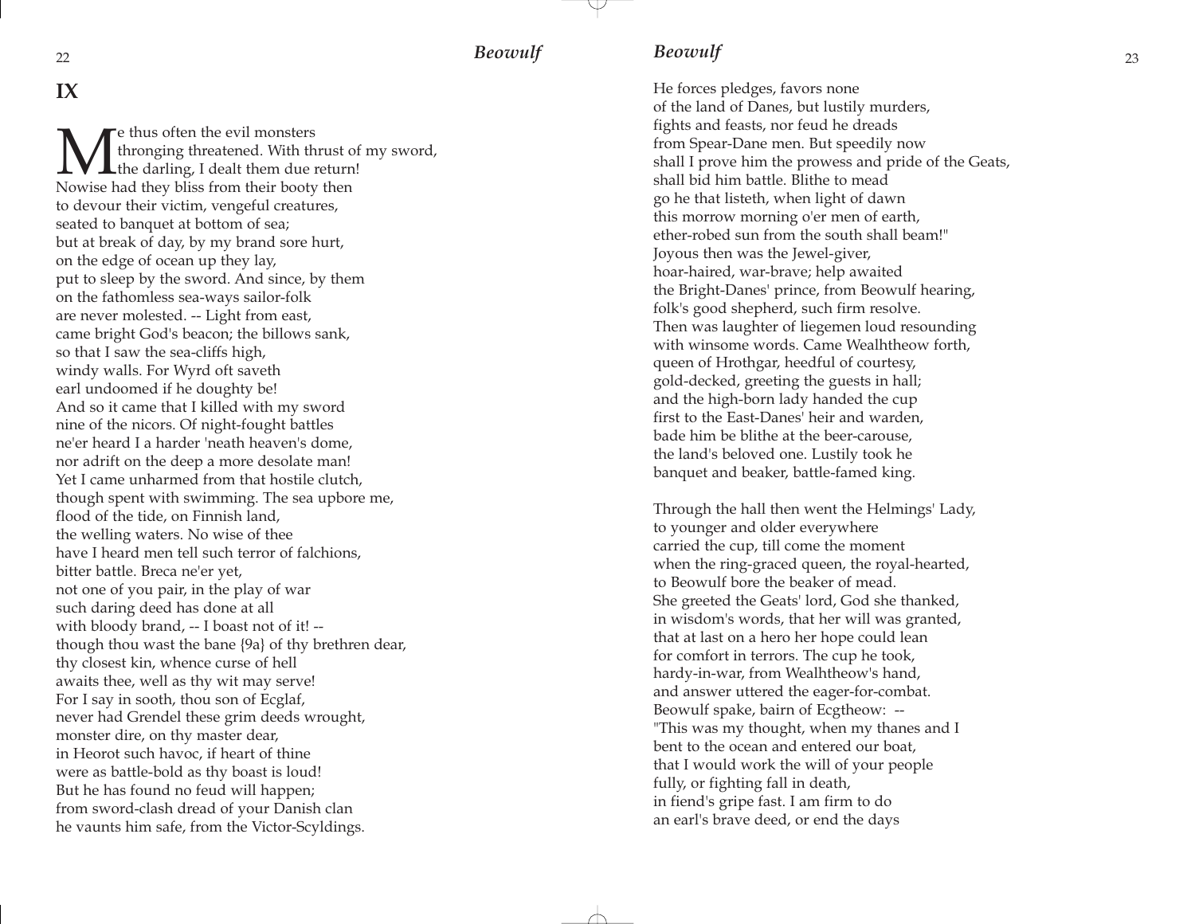## IX

Me thus often the evil monsters  
thronging threatened. With thrust of my sword,  
the darling, I dealt them due return!  
Nowise had they bliss from their booty then  
to devour their victim, vengeful creatures,  
seated to banquet at bottom of sea;  
but at break of day, by my brand sore hurt,  
on the edge of ocean up they lay,  
put to sleep by the sword. And since, by them  
on the fathomless sea-ways sailor-folk  
are never molested. -- Light from east,  
came bright God's beacon; the billows sank,  
so that I saw the sea-cliffs high,  
windy walls. For Wyrd oft saveth  
earl undoomed if he doughty be!  
And so it came that I killed with my sword  
nine of the nicors. Of night-fought battles  
ne'er heard I a harder 'neath heaven's dome,  
nor adrift on the deep a more desolate man!  
Yet I came unharmed from that hostile clutch,  
though spent with swimming. The sea upbore me,  
flood of the tide, on Finnish land,  
the welling waters. No wise of thee  
have I heard men tell such terror of falchions,  
bitter battle. Breca ne'er yet,  
not one of you pair, in the play of war  
such daring deed has done at all  
with bloody brand, -- I boast not of it! --  
though thou wast the bane {9a} of thy brethren dear,  
thy closest kin, whence curse of hell  
awaits thee, well as thy wit may serve!  
For I say in sooth, thou son of Ecglaf,  
never had Grendel these grim deeds wrought,  
monster dire, on thy master dear,  
in Heorot such havoc, if heart of thine  
were as battle-bold as thy boast is loud!  
But he has found no feud will happen;  
from sword-clash dread of your Danish clan  
he vaunts him safe, from the Victor-Scyldings.  
He forces pledges, favors none  
of the land of Danes, but lustily murders,  
fights and feasts, nor feud he dreads  
from Spear-Dane men. But speedily now  
shall I prove him the prowess and pride of the Geats,  
shall bid him battle. Blithe to mead  
go he that listeth, when light of dawn  
this morrow morning o'er men of earth,  
ether-robed sun from the south shall beam!"  
Joyous then was the Jewel-giver,  
hoar-haired, war-brave; help awaited  
the Bright-Danes' prince, from Beowulf hearing,  
folk's good shepherd, such firm resolve.  
Then was laughter of liegemen loud resounding  
with winsome words. Came Wealhtheow forth,  
queen of Hrothgar, heedful of courtesy,  
gold-decked, greeting the guests in hall;  
and the high-born lady handed the cup  
first to the East-Danes' heir and warden,  
bade him be blithe at the beer-carouse,  
the land's beloved one. Lustily took he  
banquet and beaker, battle-famed king.

Through the hall then went the Helmings' Lady,  
to younger and older everywhere  
carried the cup, till come the moment  
when the ring-graced queen, the royal-hearted,  
to Beowulf bore the beaker of mead.  
She greeted the Geats' lord, God she thanked,  
in wisdom's words, that her will was granted,  
that at last on a hero her hope could lean  
for comfort in terrors. The cup he took,  
hardy-in-war, from Wealhtheow's hand,  
and answer uttered the eager-for-combat.  
Beowulf spake, bairn of Ecgtheow: --  
"This was my thought, when my thanes and I  
bent to the ocean and entered our boat,  
that I would work the will of your people  
fully, or fighting fall in death,  
in fiend's gripe fast. I am firm to do  
an earl's brave deed, or end the days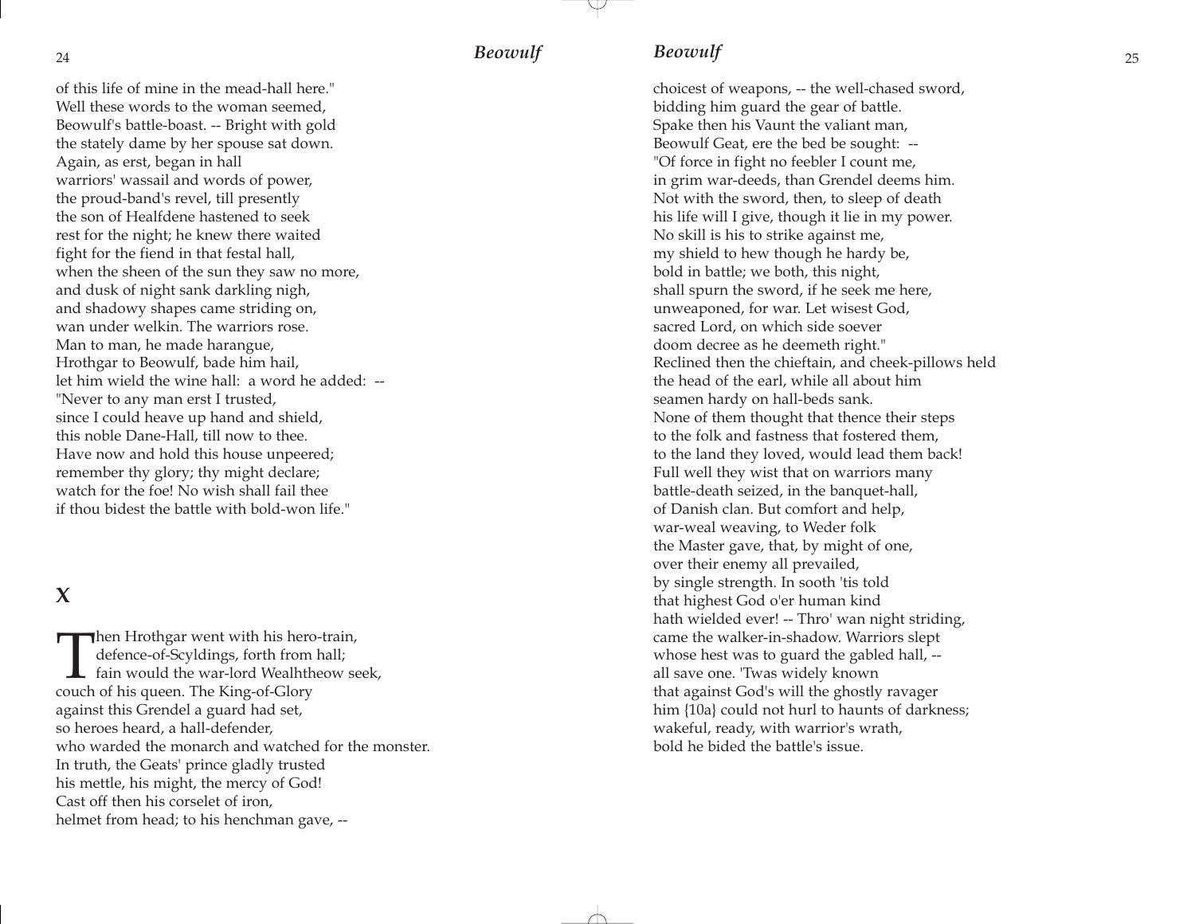of this life of mine in the mead-hall here."
Well these words to the woman seemed,
Beowulf's battle-boast. -- Bright with gold
the stately dame by her spouse sat down.
Again, as erst, began in hall
warriors' wassail and words of power,
the proud-band's revel, till presently
the son of Healfdene hastened to seek
rest for the night; he knew there waited
fight for the fiend in that festal hall,
when the sheen of the sun they saw no more,
and dusk of night sank darkling nigh,
and shadowy shapes came striding on,
wan under welkin. The warriors rose.
Man to man, he made harangue,
Hrothgar to Beowulf, bade him hail,
let him wield the wine hall: a word he added: --
"Never to any man erst I trusted,
since I could heave up hand and shield,
this noble Dane-Hall, till now to thee.
Have now and hold this house unpeered;
remember thy glory; thy might declare;
watch for the foe! No wish shall fail thee
if thou bidest the battle with bold-won life."

## X

Then Hrothgar went with his hero-train,
defence-of-Scyldings, forth from hall;
fain would the war-lord Wealhtheow seek,
couch of his queen. The King-of-Glory
against this Grendel a guard had set,
so heroes heard, a hall-defender,
who warded the monarch and watched for the monster.
In truth, the Geats' prince gladly trusted
his mettle, his might, the mercy of God!
Cast off then his corselet of iron,
helmet from head; to his henchman gave, --
choicest of weapons, -- the well-chased sword,
bidding him guard the gear of battle.
Spake then his Vaunt the valiant man,
Beowulf Geat, ere the bed be sought: --
"Of force in fight no feebler I count me,
in grim war-deeds, than Grendel deems him.
Not with the sword, then, to sleep of death
his life will I give, though it lie in my power.
No skill is his to strike against me,
my shield to hew though he hardy be,
bold in battle; we both, this night,
shall spurn the sword, if he seek me here,
unweaponed, for war. Let wisest God,
sacred Lord, on which side soever
doom decree as he deemeth right."
Reclined then the chieftain, and cheek-pillows held
the head of the earl, while all about him
seamen hardy on hall-beds sank.
None of them thought that thence their steps
to the folk and fastness that fostered them,
to the land they loved, would lead them back!
Full well they wist that on warriors many
battle-death seized, in the banquet-hall,
of Danish clan. But comfort and help,
war-weal weaving, to Weder folk
the Master gave, that, by might of one,
over their enemy all prevailed,
by single strength. In sooth 'tis told
that highest God o'er human kind
hath wielded ever! -- Thro' wan night striding,
came the walker-in-shadow. Warriors slept
whose hest was to guard the gabled hall, --
all save one. 'Twas widely known
that against God's will the ghostly ravager
him {10a} could not hurl to haunts of darkness;
wakeful, ready, with warrior's wrath,
bold he bided the battle's issue.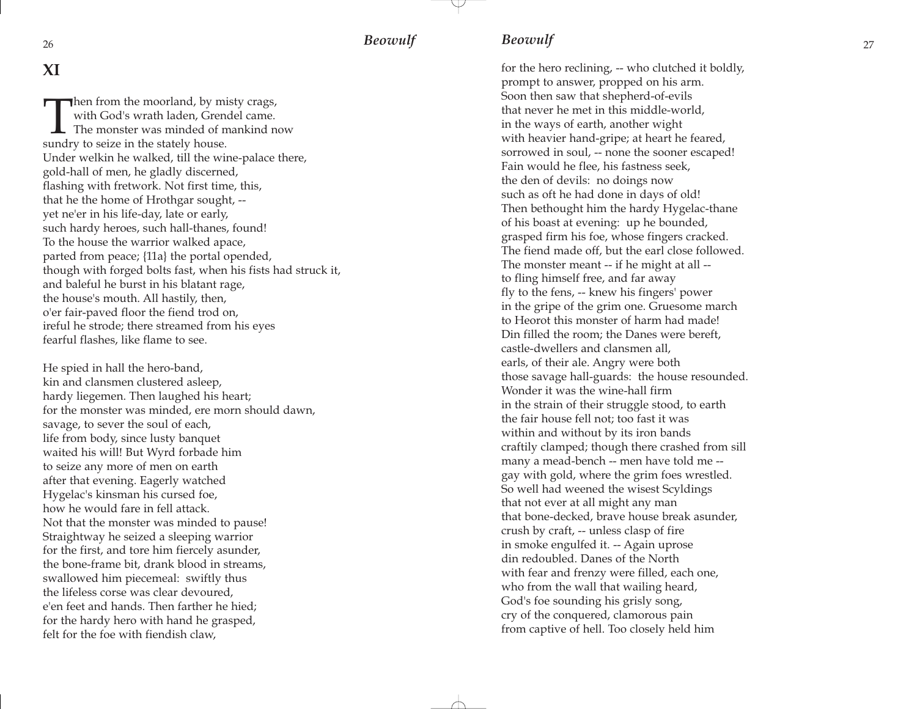## XI

Then from the moorland, by misty crags,
with God's wrath laden, Grendel came.
The monster was minded of mankind now
sundry to seize in the stately house.
Under welkin he walked, till the wine-palace there,
gold-hall of men, he gladly discerned,
flashing with fretwork. Not first time, this,
that he the home of Hrothgar sought, --
yet ne'er in his life-day, late or early,
such hardy heroes, such hall-thanes, found!
To the house the warrior walked apace,
parted from peace; {11a} the portal opended,
though with forged bolts fast, when his fists had struck it,
and baleful he burst in his blatant rage,
the house's mouth. All hastily, then,
o'er fair-paved floor the fiend trod on,
ireful he strode; there streamed from his eyes
fearful flashes, like flame to see.

He spied in hall the hero-band,
kin and clansmen clustered asleep,
hardy liegemen. Then laughed his heart;
for the monster was minded, ere morn should dawn,
savage, to sever the soul of each,
life from body, since lusty banquet
waited his will! But Wyrd forbade him
to seize any more of men on earth
after that evening. Eagerly watched
Hygelac's kinsman his cursed foe,
how he would fare in fell attack.
Not that the monster was minded to pause!
Straightway he seized a sleeping warrior
for the first, and tore him fiercely asunder,
the bone-frame bit, drank blood in streams,
swallowed him piecemeal: swiftly thus
the lifeless corse was clear devoured,
e'en feet and hands. Then farther he hied;
for the hardy hero with hand he grasped,
felt for the foe with fiendish claw,
for the hero reclining, -- who clutched it boldly,
prompt to answer, propped on his arm.
Soon then saw that shepherd-of-evils
that never he met in this middle-world,
in the ways of earth, another wight
with heavier hand-gripe; at heart he feared,
sorrowed in soul, -- none the sooner escaped!
Fain would he flee, his fastness seek,
the den of devils: no doings now
such as oft he had done in days of old!
Then bethought him the hardy Hygelac-thane
of his boast at evening: up he bounded,
grasped firm his foe, whose fingers cracked.
The fiend made off, but the earl close followed.
The monster meant -- if he might at all --
to fling himself free, and far away
fly to the fens, -- knew his fingers' power
in the gripe of the grim one. Gruesome march
to Heorot this monster of harm had made!
Din filled the room; the Danes were bereft,
castle-dwellers and clansmen all,
earls, of their ale. Angry were both
those savage hall-guards: the house resounded.
Wonder it was the wine-hall firm
in the strain of their struggle stood, to earth
the fair house fell not; too fast it was
within and without by its iron bands
craftily clamped; though there crashed from sill
many a mead-bench -- men have told me --
gay with gold, where the grim foes wrestled.
So well had weened the wisest Scyldings
that not ever at all might any man
that bone-decked, brave house break asunder,
crush by craft, -- unless clasp of fire
in smoke engulfed it. -- Again uprose
din redoubled. Danes of the North
with fear and frenzy were filled, each one,
who from the wall that wailing heard,
God's foe sounding his grisly song,
cry of the conquered, clamorous pain
from captive of hell. Too closely held him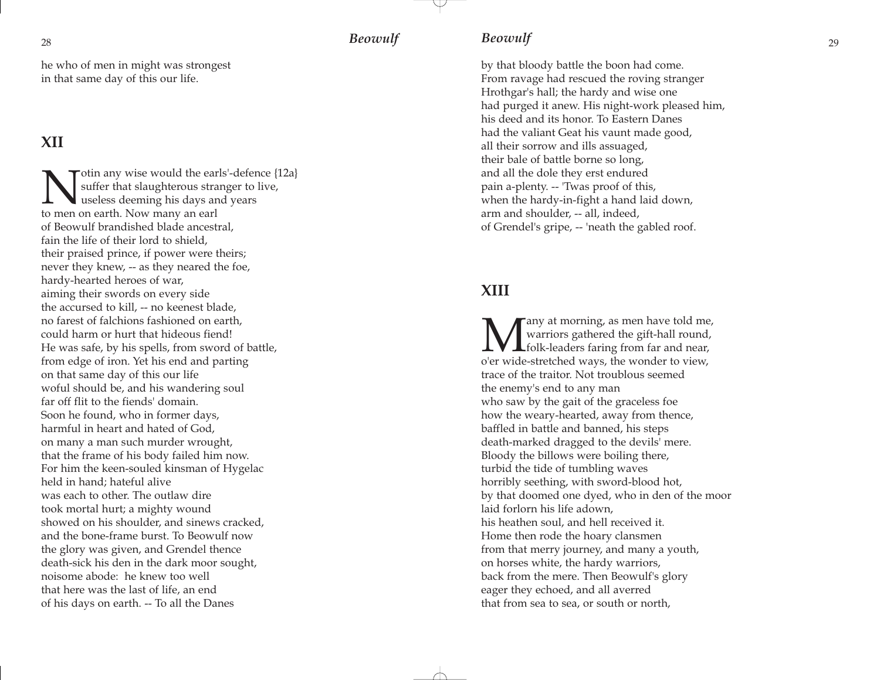he who of men in might was strongest
in that same day of this our life.

## XII

Notin any wise would the earls'-defence {12a}
suffer that slaughterous stranger to live,
useless deeming his days and years
to men on earth. Now many an earl
of Beowulf brandished blade ancestral,
fain the life of their lord to shield,
their praised prince, if power were theirs;
never they knew, -- as they neared the foe,
hardy-hearted heroes of war,
aiming their swords on every side
the accursed to kill, -- no keenest blade,
no farest of falchions fashioned on earth,
could harm or hurt that hideous fiend!
He was safe, by his spells, from sword of battle,
from edge of iron. Yet his end and parting
on that same day of this our life
woful should be, and his wandering soul
far off flit to the fiends' domain.
Soon he found, who in former days,
harmful in heart and hated of God,
on many a man such murder wrought,
that the frame of his body failed him now.
For him the keen-souled kinsman of Hygelac
held in hand; hateful alive
was each to other. The outlaw dire
took mortal hurt; a mighty wound
showed on his shoulder, and sinews cracked,
and the bone-frame burst. To Beowulf now
the glory was given, and Grendel thence
death-sick his den in the dark moor sought,
noisome abode: he knew too well
that here was the last of life, an end
of his days on earth. -- To all the Danes
by that bloody battle the boon had come.
From ravage had rescued the roving stranger
Hrothgar's hall; the hardy and wise one
had purged it anew. His night-work pleased him,
his deed and its honor. To Eastern Danes
had the valiant Geat his vaunt made good,
all their sorrow and ills assuaged,
their bale of battle borne so long,
and all the dole they erst endured
pain a-plenty. -- 'Twas proof of this,
when the hardy-in-fight a hand laid down,
arm and shoulder, -- all, indeed,
of Grendel's gripe, -- 'neath the gabled roof.

## XIII

Many at morning, as men have told me,
warriors gathered the gift-hall round,
folk-leaders faring from far and near,
o'er wide-stretched ways, the wonder to view,
trace of the traitor. Not troublous seemed
the enemy's end to any man
who saw by the gait of the graceless foe
how the weary-hearted, away from thence,
baffled in battle and banned, his steps
death-marked dragged to the devils' mere.
Bloody the billows were boiling there,
turbid the tide of tumbling waves
horribly seething, with sword-blood hot,
by that doomed one dyed, who in den of the moor
laid forlorn his life adown,
his heathen soul, and hell received it.
Home then rode the hoary clansmen
from that merry journey, and many a youth,
on horses white, the hardy warriors,
back from the mere. Then Beowulf's glory
eager they echoed, and all averred
that from sea to sea, or south or north,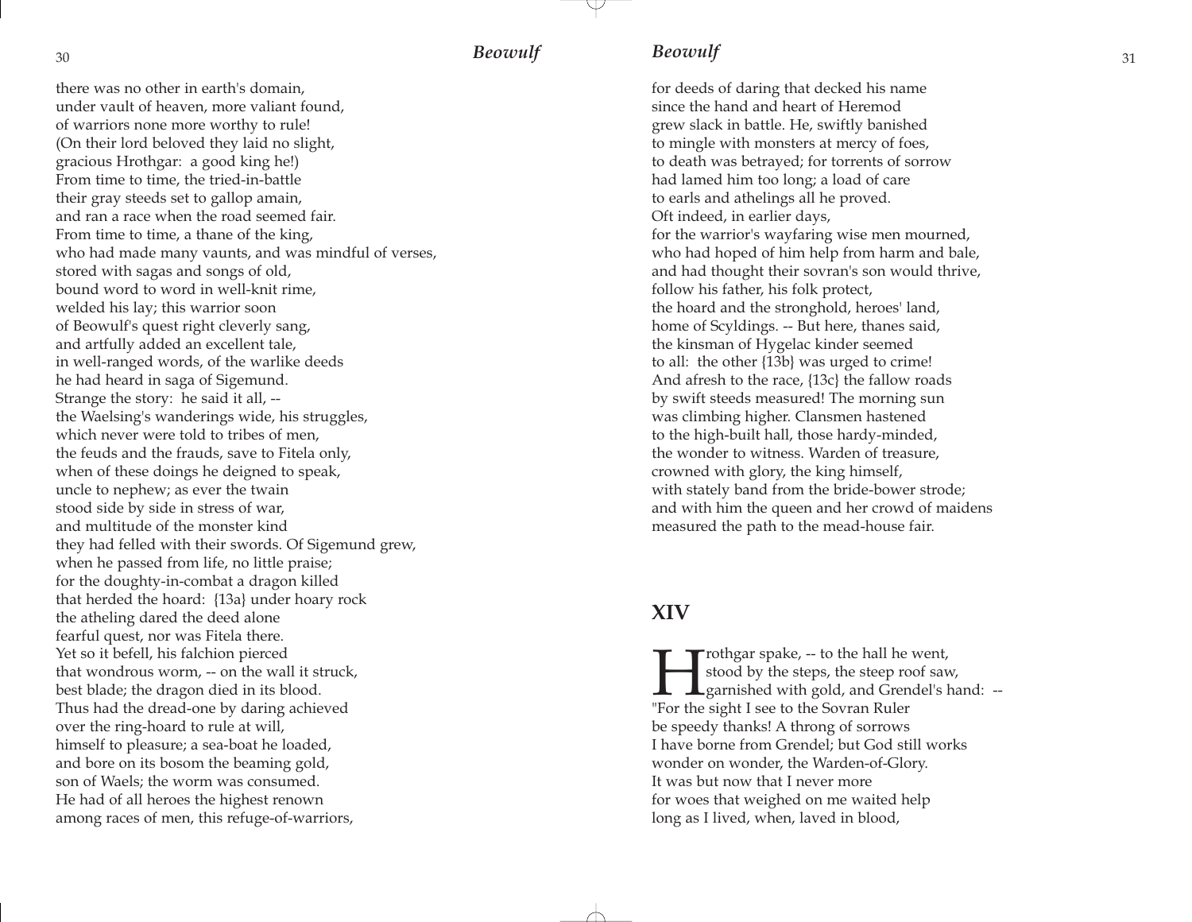there was no other in earth's domain,
under vault of heaven, more valiant found,
of warriors none more worthy to rule!
(On their lord beloved they laid no slight,
gracious Hrothgar: a good king he!)
From time to time, the tried-in-battle
their gray steeds set to gallop amain,
and ran a race when the road seemed fair.
From time to time, a thane of the king,
who had made many vaunts, and was mindful of verses,
stored with sagas and songs of old,
bound word to word in well-knit rime,
welded his lay; this warrior soon
of Beowulf's quest right cleverly sang,
and artfully added an excellent tale,
in well-ranged words, of the warlike deeds
he had heard in saga of Sigemund.
Strange the story: he said it all, --
the Waelsing's wanderings wide, his struggles,
which never were told to tribes of men,
the feuds and the frauds, save to Fitela only,
when of these doings he deigned to speak,
uncle to nephew; as ever the twain
stood side by side in stress of war,
and multitude of the monster kind
they had felled with their swords. Of Sigemund grew,
when he passed from life, no little praise;
for the doughty-in-combat a dragon killed
that herded the hoard: {13a} under hoary rock
the atheling dared the deed alone
fearful quest, nor was Fitela there.
Yet so it befell, his falchion pierced
that wondrous worm, -- on the wall it struck,
best blade; the dragon died in its blood.
Thus had the dread-one by daring achieved
over the ring-hoard to rule at will,
himself to pleasure; a sea-boat he loaded,
and bore on its bosom the beaming gold,
son of Waels; the worm was consumed.
He had of all heroes the highest renown
among races of men, this refuge-of-warriors,
for deeds of daring that decked his name
since the hand and heart of Heremod
grew slack in battle. He, swiftly banished
to mingle with monsters at mercy of foes,
to death was betrayed; for torrents of sorrow
had lamed him too long; a load of care
to earls and athelings all he proved.
Oft indeed, in earlier days,
for the warrior's wayfaring wise men mourned,
who had hoped of him help from harm and bale,
and had thought their sovran's son would thrive,
follow his father, his folk protect,
the hoard and the stronghold, heroes' land,
home of Scyldings. -- But here, thanes said,
the kinsman of Hygelac kinder seemed
to all: the other {13b} was urged to crime!
And afresh to the race, {13c} the fallow roads
by swift steeds measured! The morning sun
was climbing higher. Clansmen hastened
to the high-built hall, those hardy-minded,
the wonder to witness. Warden of treasure,
crowned with glory, the king himself,
with stately band from the bride-bower strode;
and with him the queen and her crowd of maidens
measured the path to the mead-house fair.

## XIV

Hrothgar spake, -- to the hall he went,
stood by the steps, the steep roof saw,
garnished with gold, and Grendel's hand: --
"For the sight I see to the Sovran Ruler
be speedy thanks! A throng of sorrows
I have borne from Grendel; but God still works
wonder on wonder, the Warden-of-Glory.
It was but now that I never more
for woes that weighed on me waited help
long as I lived, when, laved in blood,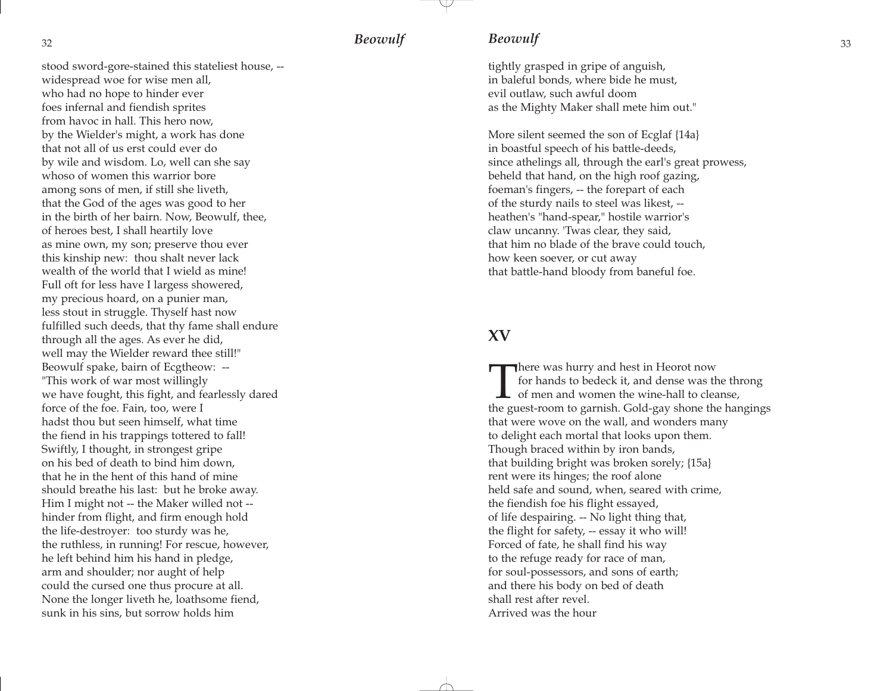stood sword-gore-stained this stateliest house, --
widespread woe for wise men all,
who had no hope to hinder ever
foes infernal and fiendish sprites
from havoc in hall. This hero now,
by the Wielder's might, a work has done
that not all of us erst could ever do
by wile and wisdom. Lo, well can she say
whoso of women this warrior bore
among sons of men, if still she liveth,
that the God of the ages was good to her
in the birth of her bairn. Now, Beowulf, thee,
of heroes best, I shall heartily love
as mine own, my son; preserve thou ever
this kinship new: thou shalt never lack
wealth of the world that I wield as mine!
Full oft for less have I largess showered,
my precious hoard, on a punier man,
less stout in struggle. Thyself hast now
fulfilled such deeds, that thy fame shall endure
through all the ages. As ever he did,
well may the Wielder reward thee still!"
Beowulf spake, bairn of Ecgtheow: --
"This work of war most willingly
we have fought, this fight, and fearlessly dared
force of the foe. Fain, too, were I
hadst thou but seen himself, what time
the fiend in his trappings tottered to fall!
Swiftly, I thought, in strongest gripe
on his bed of death to bind him down,
that he in the hent of this hand of mine
should breathe his last: but he broke away.
Him I might not -- the Maker willed not --
hinder from flight, and firm enough hold
the life-destroyer: too sturdy was he,
the ruthless, in running! For rescue, however,
he left behind him his hand in pledge,
arm and shoulder; nor aught of help
could the cursed one thus procure at all.
None the longer liveth he, loathsome fiend,
sunk in his sins, but sorrow holds him
tightly grasped in gripe of anguish,
in baleful bonds, where bide he must,
evil outlaw, such awful doom
as the Mighty Maker shall mete him out."

More silent seemed the son of Ecglaf {14a}
in boastful speech of his battle-deeds,
since athelings all, through the earl's great prowess,
beheld that hand, on the high roof gazing,
foeman's fingers, -- the forepart of each
of the sturdy nails to steel was likest, --
heathen's "hand-spear," hostile warrior's
claw uncanny. 'Twas clear, they said,
that him no blade of the brave could touch,
how keen soever, or cut away
that battle-hand bloody from baleful foe.

## XV

There was hurry and hest in Heorot now
for hands to bedeck it, and dense was the throng
of men and women the wine-hall to cleanse,
the guest-room to garnish. Gold-gay shone the hangings
that were wove on the wall, and wonders many
to delight each mortal that looks upon them.
Though braced within by iron bands,
that building bright was broken sorely; {15a}
rent were its hinges; the roof alone
held safe and sound, when, seared with crime,
the fiendish foe his flight essayed,
of life despairing. -- No light thing that,
the flight for safety, -- essay it who will!
Forced of fate, he shall find his way
to the refuge ready for race of man,
for soul-possessors, and sons of earth;
and there his body on bed of death
shall rest after revel.
Arrived was the hour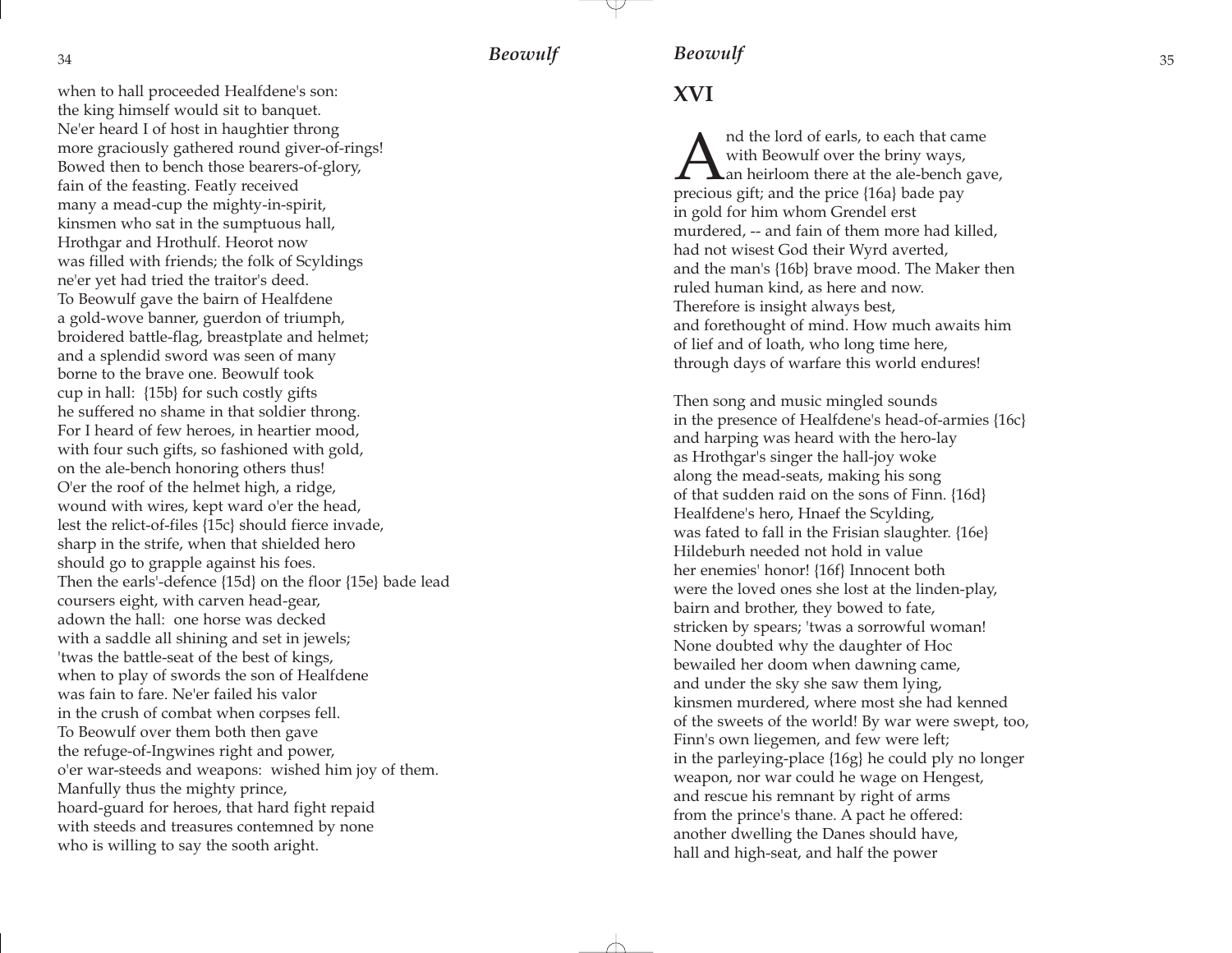when to hall proceeded Healfdene's son:
the king himself would sit to banquet.
Ne'er heard I of host in haughtier throng
more graciously gathered round giver-of-rings!
Bowed then to bench those bearers-of-glory,
fain of the feasting. Featly received
many a mead-cup the mighty-in-spirit,
kinsmen who sat in the sumptuous hall,
Hrothgar and Hrothulf. Heorot now
was filled with friends; the folk of Scyldings
ne'er yet had tried the traitor's deed.
To Beowulf gave the bairn of Healfdene
a gold-wove banner, guerdon of triumph,
broidered battle-flag, breastplate and helmet;
and a splendid sword was seen of many
borne to the brave one. Beowulf took
cup in hall: {15b} for such costly gifts
he suffered no shame in that soldier throng.
For I heard of few heroes, in heartier mood,
with four such gifts, so fashioned with gold,
on the ale-bench honoring others thus!
O'er the roof of the helmet high, a ridge,
wound with wires, kept ward o'er the head,
lest the relict-of-files {15c} should fierce invade,
sharp in the strife, when that shielded hero
should go to grapple against his foes.
Then the earls'-defence {15d} on the floor {15e} bade lead
coursers eight, with carven head-gear,
adown the hall: one horse was decked
with a saddle all shining and set in jewels;
'twas the battle-seat of the best of kings,
when to play of swords the son of Healfdene
was fain to fare. Ne'er failed his valor
in the crush of combat when corpses fell.
To Beowulf over them both then gave
the refuge-of-Ingwines right and power,
o'er war-steeds and weapons: wished him joy of them.
Manfully thus the mighty prince,
hoard-guard for heroes, that hard fight repaid
with steeds and treasures contemned by none
who is willing to say the sooth aright.

## XVI

And the lord of earls, to each that came
with Beowulf over the briny ways,
an heirloom there at the ale-bench gave,
precious gift; and the price {16a} bade pay
in gold for him whom Grendel erst
murdered, -- and fain of them more had killed,
had not wisest God their Wyrd averted,
and the man's {16b} brave mood. The Maker then
ruled human kind, as here and now.
Therefore is insight always best,
and forethought of mind. How much awaits him
of lief and of loath, who long time here,
through days of warfare this world endures!

Then song and music mingled sounds
in the presence of Healfdene's head-of-armies {16c}
and harping was heard with the hero-lay
as Hrothgar's singer the hall-joy woke
along the mead-seats, making his song
of that sudden raid on the sons of Finn. {16d}
Healfdene's hero, Hnaef the Scylding,
was fated to fall in the Frisian slaughter. {16e}
Hildeburh needed not hold in value
her enemies' honor! {16f} Innocent both
were the loved ones she lost at the linden-play,
bairn and brother, they bowed to fate,
stricken by spears; 'twas a sorrowful woman!
None doubted why the daughter of Hoc
bewailed her doom when dawning came,
and under the sky she saw them lying,
kinsmen murdered, where most she had kenned
of the sweets of the world! By war were swept, too,
Finn's own liegemen, and few were left;
in the parleying-place {16g} he could ply no longer
weapon, nor war could he wage on Hengest,
and rescue his remnant by right of arms
from the prince's thane. A pact he offered:
another dwelling the Danes should have,
hall and high-seat, and half the power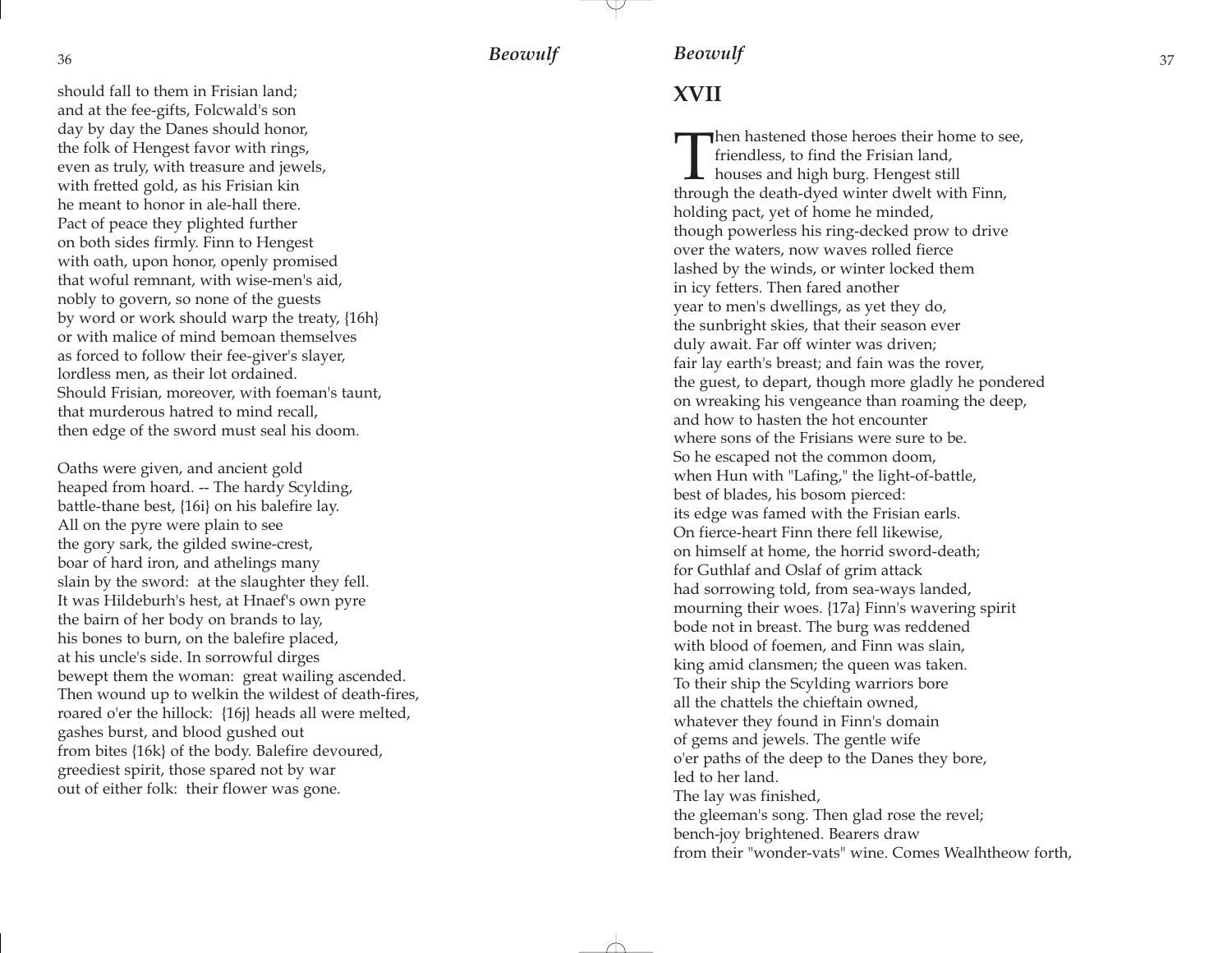should fall to them in Frisian land;
and at the fee-gifts, Folcwald's son
day by day the Danes should honor,
the folk of Hengest favor with rings,
even as truly, with treasure and jewels,
with fretted gold, as his Frisian kin
he meant to honor in ale-hall there.
Pact of peace they plighted further
on both sides firmly. Finn to Hengest
with oath, upon honor, openly promised
that woful remnant, with wise-men's aid,
nobly to govern, so none of the guests
by word or work should warp the treaty, {16h}
or with malice of mind bemoan themselves
as forced to follow their fee-giver's slayer,
lordless men, as their lot ordained.
Should Frisian, moreover, with foeman's taunt,
that murderous hatred to mind recall,
then edge of the sword must seal his doom.

Oaths were given, and ancient gold
heaped from hoard. -- The hardy Scylding,
battle-thane best, {16i} on his balefire lay.
All on the pyre were plain to see
the gory sark, the gilded swine-crest,
boar of hard iron, and athelings many
slain by the sword: at the slaughter they fell.
It was Hildeburh's hest, at Hnaef's own pyre
the bairn of her body on brands to lay,
his bones to burn, on the balefire placed,
at his uncle's side. In sorrowful dirges
bewept them the woman: great wailing ascended.
Then wound up to welkin the wildest of death-fires,
roared o'er the hillock: {16j} heads all were melted,
gashes burst, and blood gushed out
from bites {16k} of the body. Balefire devoured,
greediest spirit, those spared not by war
out of either folk: their flower was gone.

## XVII

Then hastened those heroes their home to see,
friendless, to find the Frisian land,
houses and high burg. Hengest still
through the death-dyed winter dwelt with Finn,
holding pact, yet of home he minded,
though powerless his ring-decked prow to drive
over the waters, now waves rolled fierce
lashed by the winds, or winter locked them
in icy fetters. Then fared another
year to men's dwellings, as yet they do,
the sunbright skies, that their season ever
duly await. Far off winter was driven;
fair lay earth's breast; and fain was the rover,
the guest, to depart, though more gladly he pondered
on wreaking his vengeance than roaming the deep,
and how to hasten the hot encounter
where sons of the Frisians were sure to be.
So he escaped not the common doom,
when Hun with "Lafing," the light-of-battle,
best of blades, his bosom pierced:
its edge was famed with the Frisian earls.
On fierce-heart Finn there fell likewise,
on himself at home, the horrid sword-death;
for Guthlaf and Oslaf of grim attack
had sorrowing told, from sea-ways landed,
mourning their woes. {17a} Finn's wavering spirit
bode not in breast. The burg was reddened
with blood of foemen, and Finn was slain,
king amid clansmen; the queen was taken.
To their ship the Scylding warriors bore
all the chattels the chieftain owned,
whatever they found in Finn's domain
of gems and jewels. The gentle wife
o'er paths of the deep to the Danes they bore,
led to her land.
The lay was finished,
the gleeman's song. Then glad rose the revel;
bench-joy brightened. Bearers draw
from their "wonder-vats" wine. Comes Wealhtheow forth,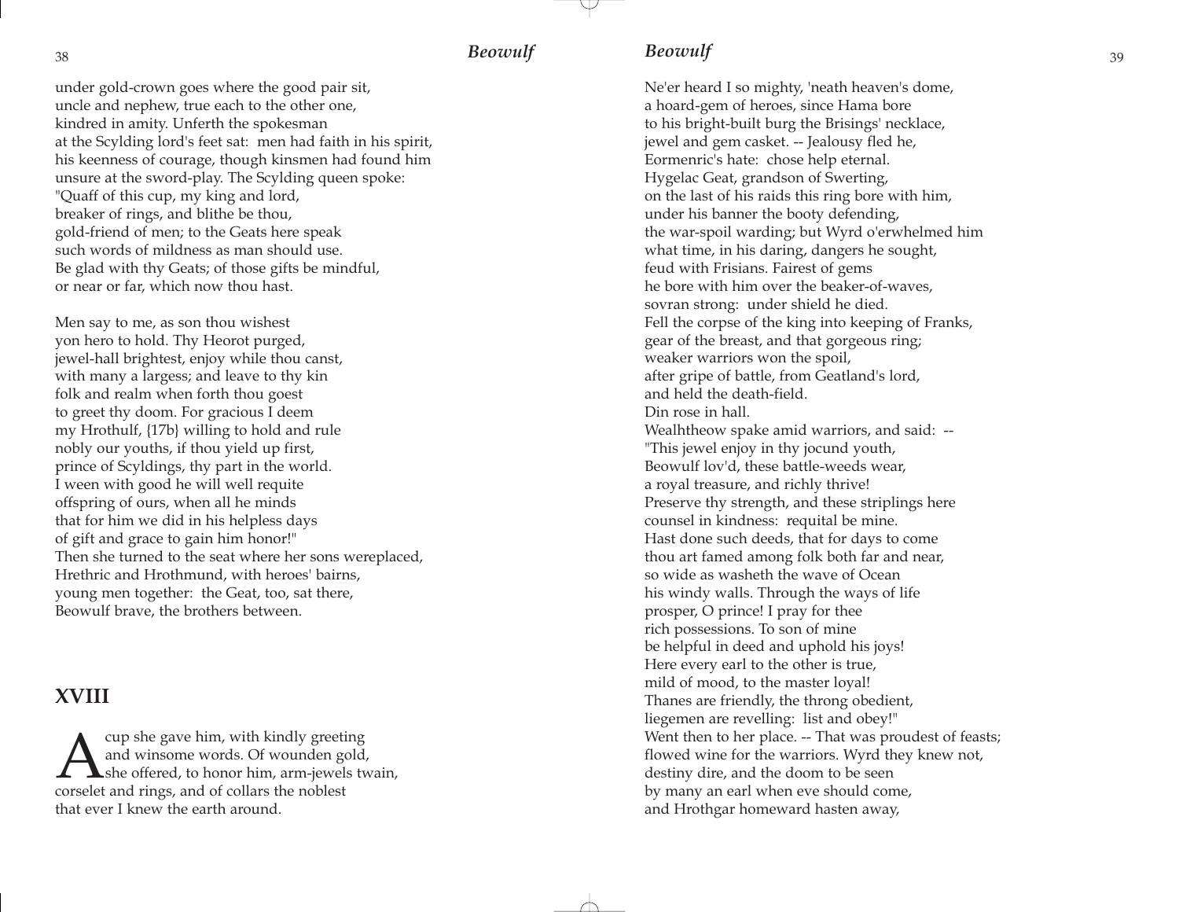under gold-crown goes where the good pair sit,
uncle and nephew, true each to the other one,
kindred in amity. Unferth the spokesman
at the Scylding lord's feet sat: men had faith in his spirit,
his keenness of courage, though kinsmen had found him
unsure at the sword-play. The Scylding queen spoke:
"Quaff of this cup, my king and lord,
breaker of rings, and blithe be thou,
gold-friend of men; to the Geats here speak
such words of mildness as man should use.
Be glad with thy Geats; of those gifts be mindful,
or near or far, which now thou hast.

Men say to me, as son thou wishest
yon hero to hold. Thy Heorot purged,
jewel-hall brightest, enjoy while thou canst,
with many a largess; and leave to thy kin
folk and realm when forth thou goest
to greet thy doom. For gracious I deem
my Hrothulf, {17b} willing to hold and rule
nobly our youths, if thou yield up first,
prince of Scyldings, thy part in the world.
I ween with good he will well requite
offspring of ours, when all he minds
that for him we did in his helpless days
of gift and grace to gain him honor!"
Then she turned to the seat where her sons wereplaced,
Hrethric and Hrothmund, with heroes' bairns,
young men together: the Geat, too, sat there,
Beowulf brave, the brothers between.

## XVIII

A cup she gave him, with kindly greeting
and winsome words. Of wounden gold,
she offered, to honor him, arm-jewels twain,
corselet and rings, and of collars the noblest
that ever I knew the earth around.

Ne'er heard I so mighty, 'neath heaven's dome,
a hoard-gem of heroes, since Hama bore
to his bright-built burg the Brisings' necklace,
jewel and gem casket. -- Jealousy fled he,
Eormenric's hate: chose help eternal.
Hygelac Geat, grandson of Swerting,
on the last of his raids this ring bore with him,
under his banner the booty defending,
the war-spoil warding; but Wyrd o'erwhelmed him
what time, in his daring, dangers he sought,
feud with Frisians. Fairest of gems
he bore with him over the beaker-of-waves,
sovran strong: under shield he died.
Fell the corpse of the king into keeping of Franks,
gear of the breast, and that gorgeous ring;
weaker warriors won the spoil,
after gripe of battle, from Geatland's lord,
and held the death-field.
Din rose in hall.
Wealhtheow spake amid warriors, and said: --
"This jewel enjoy in thy jocund youth,
Beowulf lov'd, these battle-weeds wear,
a royal treasure, and richly thrive!
Preserve thy strength, and these striplings here
counsel in kindness: requital be mine.
Hast done such deeds, that for days to come
thou art famed among folk both far and near,
so wide as washeth the wave of Ocean
his windy walls. Through the ways of life
prosper, O prince! I pray for thee
rich possessions. To son of mine
be helpful in deed and uphold his joys!
Here every earl to the other is true,
mild of mood, to the master loyal!
Thanes are friendly, the throng obedient,
liegemen are revelling: list and obey!"
Went then to her place. -- That was proudest of feasts;
flowed wine for the warriors. Wyrd they knew not,
destiny dire, and the doom to be seen
by many an earl when eve should come,
and Hrothgar homeward hasten away,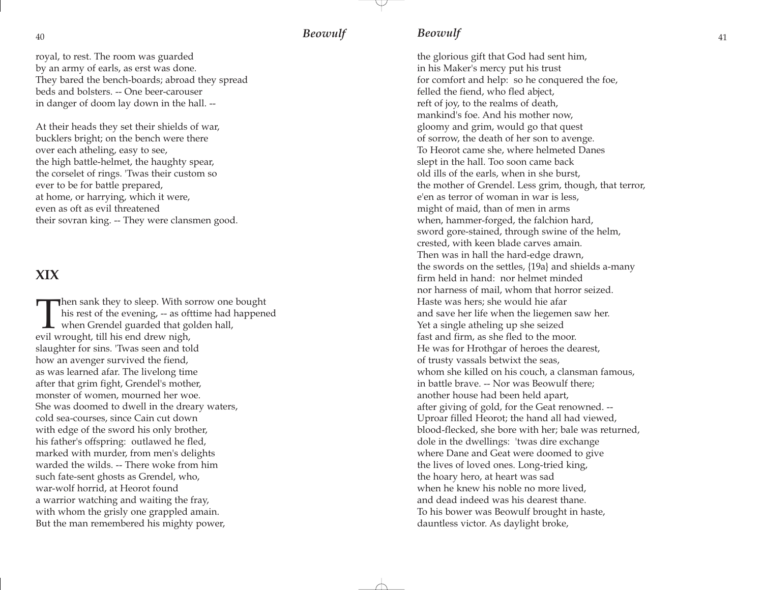royal, to rest. The room was guarded
by an army of earls, as erst was done.
They bared the bench-boards; abroad they spread
beds and bolsters. -- One beer-carouser
in danger of doom lay down in the hall. --

At their heads they set their shields of war,
bucklers bright; on the bench were there
over each atheling, easy to see,
the high battle-helmet, the haughty spear,
the corselet of rings. 'Twas their custom so
ever to be for battle prepared,
at home, or harrying, which it were,
even as oft as evil threatened
their sovran king. -- They were clansmen good.

## XIX

Then sank they to sleep. With sorrow one bought
his rest of the evening, -- as ofttime had happened
when Grendel guarded that golden hall,
evil wrought, till his end drew nigh,
slaughter for sins. 'Twas seen and told
how an avenger survived the fiend,
as was learned afar. The livelong time
after that grim fight, Grendel's mother,
monster of women, mourned her woe.
She was doomed to dwell in the dreary waters,
cold sea-courses, since Cain cut down
with edge of the sword his only brother,
his father's offspring: outlawed he fled,
marked with murder, from men's delights
warded the wilds. -- There woke from him
such fate-sent ghosts as Grendel, who,
war-wolf horrid, at Heorot found
a warrior watching and waiting the fray,
with whom the grisly one grappled amain.
But the man remembered his mighty power,
the glorious gift that God had sent him,
in his Maker's mercy put his trust
for comfort and help: so he conquered the foe,
felled the fiend, who fled abject,
reft of joy, to the realms of death,
mankind's foe. And his mother now,
gloomy and grim, would go that quest
of sorrow, the death of her son to avenge.
To Heorot came she, where helmeted Danes
slept in the hall. Too soon came back
old ills of the earls, when in she burst,
the mother of Grendel. Less grim, though, that terror,
e'en as terror of woman in war is less,
might of maid, than of men in arms
when, hammer-forged, the falchion hard,
sword gore-stained, through swine of the helm,
crested, with keen blade carves amain.
Then was in hall the hard-edge drawn,
the swords on the settles, {19a} and shields a-many
firm held in hand: nor helmet minded
nor harness of mail, whom that horror seized.
Haste was hers; she would hie afar
and save her life when the liegemen saw her.
Yet a single atheling up she seized
fast and firm, as she fled to the moor.
He was for Hrothgar of heroes the dearest,
of trusty vassals betwixt the seas,
whom she killed on his couch, a clansman famous,
in battle brave. -- Nor was Beowulf there;
another house had been held apart,
after giving of gold, for the Geat renowned. --
Uproar filled Heorot; the hand all had viewed,
blood-flecked, she bore with her; bale was returned,
dole in the dwellings: 'twas dire exchange
where Dane and Geat were doomed to give
the lives of loved ones. Long-tried king,
the hoary hero, at heart was sad
when he knew his noble no more lived,
and dead indeed was his dearest thane.
To his bower was Beowulf brought in haste,
dauntless victor. As daylight broke,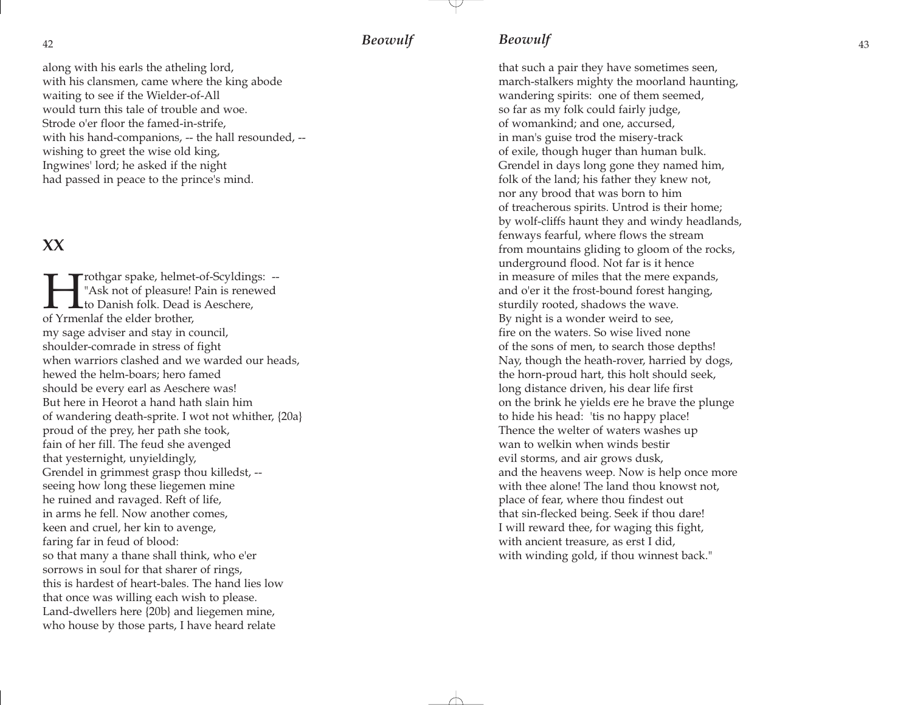along with his earls the atheling lord,
with his clansmen, came where the king abode
waiting to see if the Wielder-of-All
would turn this tale of trouble and woe.
Strode o'er floor the famed-in-strife,
with his hand-companions, -- the hall resounded, --
wishing to greet the wise old king,
Ingwines' lord; he asked if the night
had passed in peace to the prince's mind.

## XX

Hrothgar spake, helmet-of-Scyldings: --
"Ask not of pleasure! Pain is renewed
to Danish folk. Dead is Aeschere,
of Yrmenlaf the elder brother,
my sage adviser and stay in council,
shoulder-comrade in stress of fight
when warriors clashed and we warded our heads,
hewed the helm-boars; hero famed
should be every earl as Aeschere was!
But here in Heorot a hand hath slain him
of wandering death-sprite. I wot not whither, {20a}
proud of the prey, her path she took,
fain of her fill. The feud she avenged
that yesternight, unyieldingly,
Grendel in grimmest grasp thou killedst, --
seeing how long these liegemen mine
he ruined and ravaged. Reft of life,
in arms he fell. Now another comes,
keen and cruel, her kin to avenge,
faring far in feud of blood:
so that many a thane shall think, who e'er
sorrows in soul for that sharer of rings,
this is hardest of heart-bales. The hand lies low
that once was willing each wish to please.
Land-dwellers here {20b} and liegemen mine,
who house by those parts, I have heard relate
that such a pair they have sometimes seen,
march-stalkers mighty the moorland haunting,
wandering spirits: one of them seemed,
so far as my folk could fairly judge,
of womankind; and one, accursed,
in man's guise trod the misery-track
of exile, though huger than human bulk.
Grendel in days long gone they named him,
folk of the land; his father they knew not,
nor any brood that was born to him
of treacherous spirits. Untrod is their home;
by wolf-cliffs haunt they and windy headlands,
fenways fearful, where flows the stream
from mountains gliding to gloom of the rocks,
underground flood. Not far is it hence
in measure of miles that the mere expands,
and o'er it the frost-bound forest hanging,
sturdily rooted, shadows the wave.
By night is a wonder weird to see,
fire on the waters. So wise lived none
of the sons of men, to search those depths!
Nay, though the heath-rover, harried by dogs,
the horn-proud hart, this holt should seek,
long distance driven, his dear life first
on the brink he yields ere he brave the plunge
to hide his head: 'tis no happy place!
Thence the welter of waters washes up
wan to welkin when winds bestir
evil storms, and air grows dusk,
and the heavens weep. Now is help once more
with thee alone! The land thou knowst not,
place of fear, where thou findest out
that sin-flecked being. Seek if thou dare!
I will reward thee, for waging this fight,
with ancient treasure, as erst I did,
with winding gold, if thou winnest back."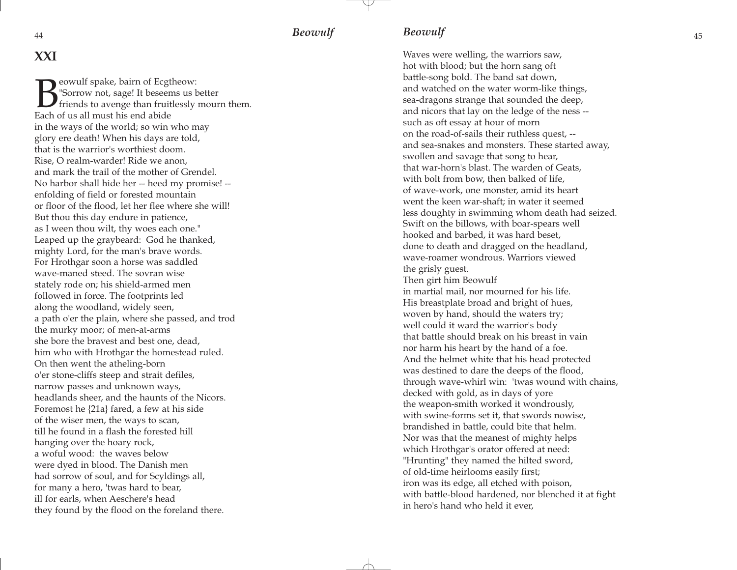## XXI

Beowulf spake, bairn of Ecgtheow:
"Sorrow not, sage! It beseems us better
friends to avenge than fruitlessly mourn them.
Each of us all must his end abide
in the ways of the world; so win who may
glory ere death! When his days are told,
that is the warrior's worthiest doom.
Rise, O realm-warder! Ride we anon,
and mark the trail of the mother of Grendel.
No harbor shall hide her -- heed my promise! --
enfolding of field or forested mountain
or floor of the flood, let her flee where she will!
But thou this day endure in patience,
as I ween thou wilt, thy woes each one."
Leaped up the graybeard: God he thanked,
mighty Lord, for the man's brave words.
For Hrothgar soon a horse was saddled
wave-maned steed. The sovran wise
stately rode on; his shield-armed men
followed in force. The footprints led
along the woodland, widely seen,
a path o'er the plain, where she passed, and trod
the murky moor; of men-at-arms
she bore the bravest and best one, dead,
him who with Hrothgar the homestead ruled.
On then went the atheling-born
o'er stone-cliffs steep and strait defiles,
narrow passes and unknown ways,
headlands sheer, and the haunts of the Nicors.
Foremost he {21a} fared, a few at his side
of the wiser men, the ways to scan,
till he found in a flash the forested hill
hanging over the hoary rock,
a woful wood: the waves below
were dyed in blood. The Danish men
had sorrow of soul, and for Scyldings all,
for many a hero, 'twas hard to bear,
ill for earls, when Aeschere's head
they found by the flood on the foreland there.

Waves were welling, the warriors saw,
hot with blood; but the horn sang oft
battle-song bold. The band sat down,
and watched on the water worm-like things,
sea-dragons strange that sounded the deep,
and nicors that lay on the ledge of the ness --
such as oft essay at hour of morn
on the road-of-sails their ruthless quest, --
and sea-snakes and monsters. These started away,
swollen and savage that song to hear,
that war-horn's blast. The warden of Geats,
with bolt from bow, then balked of life,
of wave-work, one monster, amid its heart
went the keen war-shaft; in water it seemed
less doughty in swimming whom death had seized.
Swift on the billows, with boar-spears well
hooked and barbed, it was hard beset,
done to death and dragged on the headland,
wave-roamer wondrous. Warriors viewed
the grisly guest.
Then girt him Beowulf
in martial mail, nor mourned for his life.
His breastplate broad and bright of hues,
woven by hand, should the waters try;
well could it ward the warrior's body
that battle should break on his breast in vain
nor harm his heart by the hand of a foe.
And the helmet white that his head protected
was destined to dare the deeps of the flood,
through wave-whirl win: 'twas wound with chains,
decked with gold, as in days of yore
the weapon-smith worked it wondrously,
with swine-forms set it, that swords nowise,
brandished in battle, could bite that helm.
Nor was that the meanest of mighty helps
which Hrothgar's orator offered at need:
"Hrunting" they named the hilted sword,
of old-time heirlooms easily first;
iron was its edge, all etched with poison,
with battle-blood hardened, nor blenched it at fight
in hero's hand who held it ever,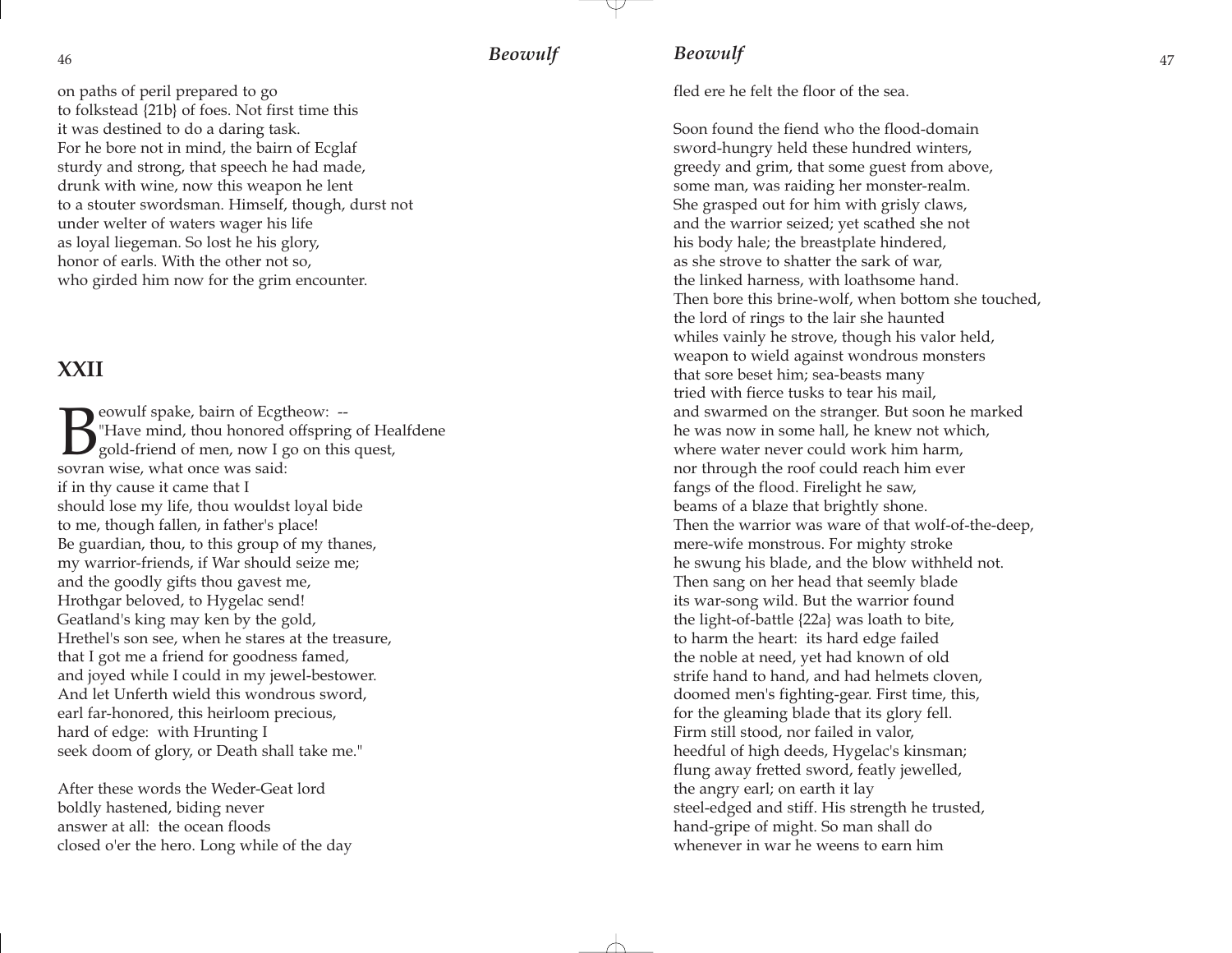on paths of peril prepared to go
to folkstead {21b} of foes. Not first time this
it was destined to do a daring task.
For he bore not in mind, the bairn of Ecglaf
sturdy and strong, that speech he had made,
drunk with wine, now this weapon he lent
to a stouter swordsman. Himself, though, durst not
under welter of waters wager his life
as loyal liegeman. So lost he his glory,
honor of earls. With the other not so,
who girded him now for the grim encounter.

## XXII

Beowulf spake, bairn of Ecgtheow: --
"Have mind, thou honored offspring of Healfdene
gold-friend of men, now I go on this quest,
sovran wise, what once was said:
if in thy cause it came that I
should lose my life, thou wouldst loyal bide
to me, though fallen, in father's place!
Be guardian, thou, to this group of my thanes,
my warrior-friends, if War should seize me;
and the goodly gifts thou gavest me,
Hrothgar beloved, to Hygelac send!
Geatland's king may ken by the gold,
Hrethel's son see, when he stares at the treasure,
that I got me a friend for goodness famed,
and joyed while I could in my jewel-bestower.
And let Unferth wield this wondrous sword,
earl far-honored, this heirloom precious,
hard of edge: with Hrunting I
seek doom of glory, or Death shall take me."

After these words the Weder-Geat lord
boldly hastened, biding never
answer at all: the ocean floods
closed o'er the hero. Long while of the day
fled ere he felt the floor of the sea.

Soon found the fiend who the flood-domain
sword-hungry held these hundred winters,
greedy and grim, that some guest from above,
some man, was raiding her monster-realm.
She grasped out for him with grisly claws,
and the warrior seized; yet scathed she not
his body hale; the breastplate hindered,
as she strove to shatter the sark of war,
the linked harness, with loathsome hand.
Then bore this brine-wolf, when bottom she touched,
the lord of rings to the lair she haunted
whiles vainly he strove, though his valor held,
weapon to wield against wondrous monsters
that sore beset him; sea-beasts many
tried with fierce tusks to tear his mail,
and swarmed on the stranger. But soon he marked
he was now in some hall, he knew not which,
where water never could work him harm,
nor through the roof could reach him ever
fangs of the flood. Firelight he saw,
beams of a blaze that brightly shone.
Then the warrior was ware of that wolf-of-the-deep,
mere-wife monstrous. For mighty stroke
he swung his blade, and the blow withheld not.
Then sang on her head that seemly blade
its war-song wild. But the warrior found
the light-of-battle {22a} was loath to bite,
to harm the heart: its hard edge failed
the noble at need, yet had known of old
strife hand to hand, and had helmets cloven,
doomed men's fighting-gear. First time, this,
for the gleaming blade that its glory fell.
Firm still stood, nor failed in valor,
heedful of high deeds, Hygelac's kinsman;
flung away fretted sword, featly jewelled,
the angry earl; on earth it lay
steel-edged and stiff. His strength he trusted,
hand-gripe of might. So man shall do
whenever in war he weens to earn him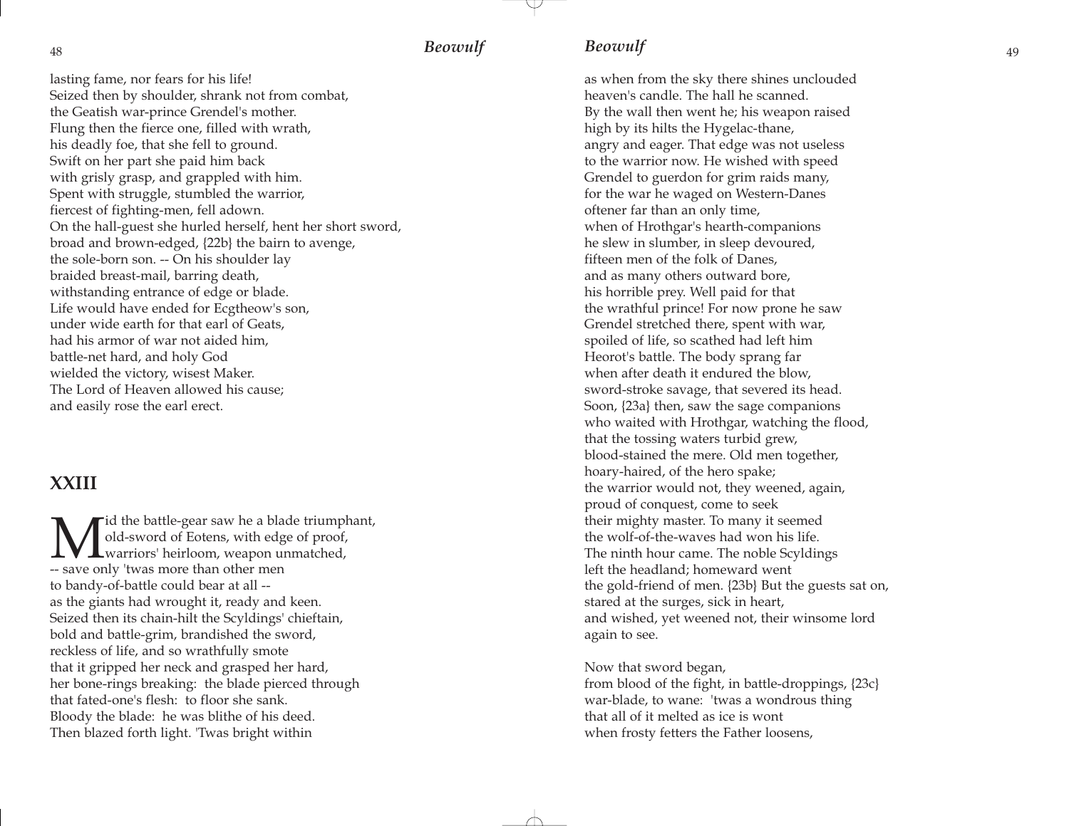lasting fame, nor fears for his life!
Seized then by shoulder, shrank not from combat,
the Geatish war-prince Grendel's mother.
Flung then the fierce one, filled with wrath,
his deadly foe, that she fell to ground.
Swift on her part she paid him back
with grisly grasp, and grappled with him.
Spent with struggle, stumbled the warrior,
fiercest of fighting-men, fell adown.
On the hall-guest she hurled herself, hent her short sword,
broad and brown-edged, {22b} the bairn to avenge,
the sole-born son. -- On his shoulder lay
braided breast-mail, barring death,
withstanding entrance of edge or blade.
Life would have ended for Ecgtheow's son,
under wide earth for that earl of Geats,
had his armor of war not aided him,
battle-net hard, and holy God
wielded the victory, wisest Maker.
The Lord of Heaven allowed his cause;
and easily rose the earl erect.

## XXIII

Mid the battle-gear saw he a blade triumphant,
old-sword of Eotens, with edge of proof,
warriors' heirloom, weapon unmatched,
-- save only 'twas more than other men
to bandy-of-battle could bear at all --
as the giants had wrought it, ready and keen.
Seized then its chain-hilt the Scyldings' chieftain,
bold and battle-grim, brandished the sword,
reckless of life, and so wrathfully smote
that it gripped her neck and grasped her hard,
her bone-rings breaking: the blade pierced through
that fated-one's flesh: to floor she sank.
Bloody the blade: he was blithe of his deed.
Then blazed forth light. 'Twas bright within
as when from the sky there shines unclouded
heaven's candle. The hall he scanned.
By the wall then went he; his weapon raised
high by its hilts the Hygelac-thane,
angry and eager. That edge was not useless
to the warrior now. He wished with speed
Grendel to guerdon for grim raids many,
for the war he waged on Western-Danes
oftener far than an only time,
when of Hrothgar's hearth-companions
he slew in slumber, in sleep devoured,
fifteen men of the folk of Danes,
and as many others outward bore,
his horrible prey. Well paid for that
the wrathful prince! For now prone he saw
Grendel stretched there, spent with war,
spoiled of life, so scathed had left him
Heorot's battle. The body sprang far
when after death it endured the blow,
sword-stroke savage, that severed its head.
Soon, {23a} then, saw the sage companions
who waited with Hrothgar, watching the flood,
that the tossing waters turbid grew,
blood-stained the mere. Old men together,
hoary-haired, of the hero spake;
the warrior would not, they weened, again,
proud of conquest, come to seek
their mighty master. To many it seemed
the wolf-of-the-waves had won his life.
The ninth hour came. The noble Scyldings
left the headland; homeward went
the gold-friend of men. {23b} But the guests sat on,
stared at the surges, sick in heart,
and wished, yet weened not, their winsome lord
again to see.

Now that sword began,
from blood of the fight, in battle-droppings, {23c}
war-blade, to wane: 'twas a wondrous thing
that all of it melted as ice is wont
when frosty fetters the Father loosens,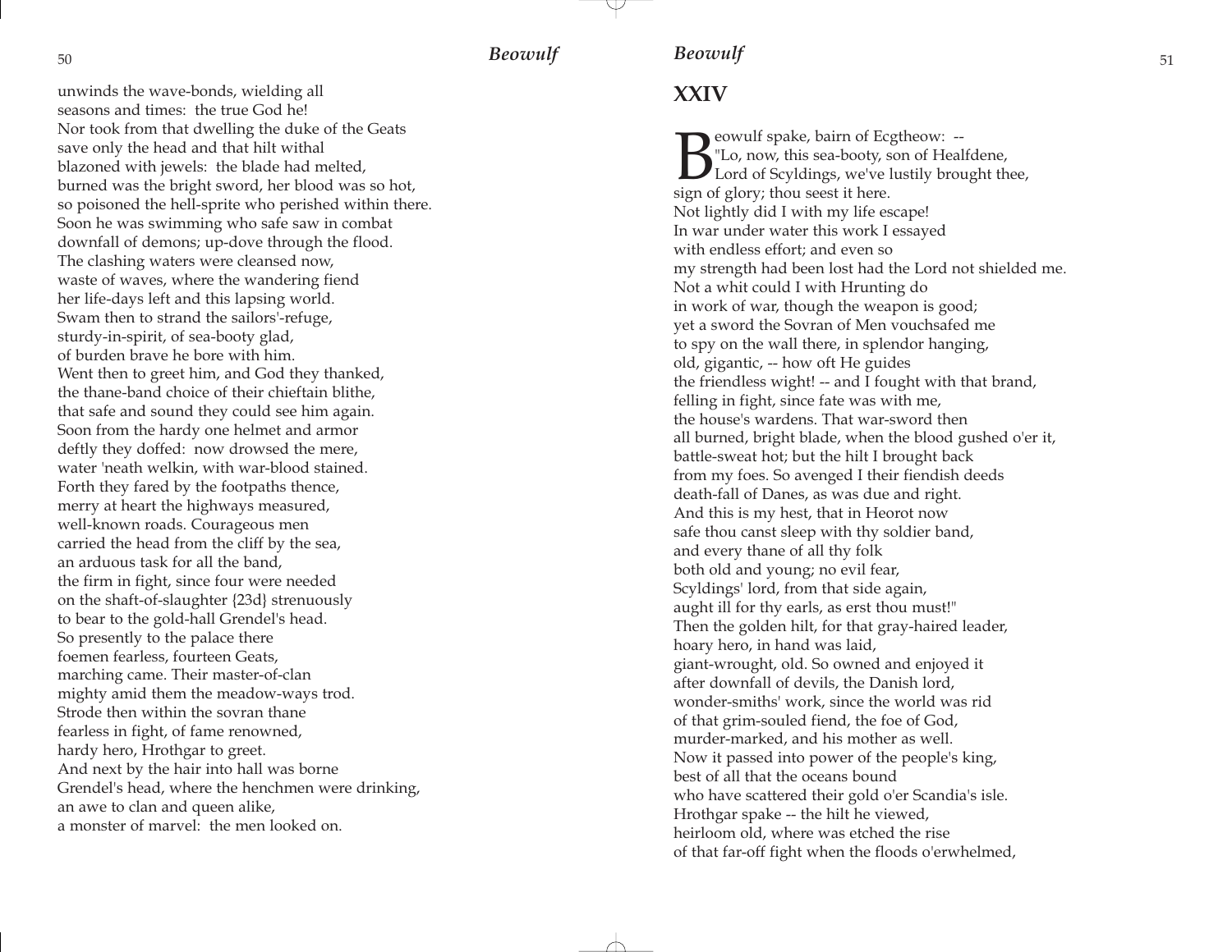unwinds the wave-bonds, wielding all
seasons and times: the true God he!
Nor took from that dwelling the duke of the Geats
save only the head and that hilt withal
blazoned with jewels: the blade had melted,
burned was the bright sword, her blood was so hot,
so poisoned the hell-sprite who perished within there.
Soon he was swimming who safe saw in combat
downfall of demons; up-dove through the flood.
The clashing waters were cleansed now,
waste of waves, where the wandering fiend
her life-days left and this lapsing world.
Swam then to strand the sailors'-refuge,
sturdy-in-spirit, of sea-booty glad,
of burden brave he bore with him.
Went then to greet him, and God they thanked,
the thane-band choice of their chieftain blithe,
that safe and sound they could see him again.
Soon from the hardy one helmet and armor
deftly they doffed: now drowsed the mere,
water 'neath welkin, with war-blood stained.
Forth they fared by the footpaths thence,
merry at heart the highways measured,
well-known roads. Courageous men
carried the head from the cliff by the sea,
an arduous task for all the band,
the firm in fight, since four were needed
on the shaft-of-slaughter {23d} strenuously
to bear to the gold-hall Grendel's head.
So presently to the palace there
foemen fearless, fourteen Geats,
marching came. Their master-of-clan
mighty amid them the meadow-ways trod.
Strode then within the sovran thane
fearless in fight, of fame renowned,
hardy hero, Hrothgar to greet.
And next by the hair into hall was borne
Grendel's head, where the henchmen were drinking,
an awe to clan and queen alike,
a monster of marvel: the men looked on.

## XXIV

Beowulf spake, bairn of Ecgtheow: --
"Lo, now, this sea-booty, son of Healfdene,
Lord of Scyldings, we've lustily brought thee,
sign of glory; thou seest it here.
Not lightly did I with my life escape!
In war under water this work I essayed
with endless effort; and even so
my strength had been lost had the Lord not shielded me.
Not a whit could I with Hrunting do
in work of war, though the weapon is good;
yet a sword the Sovran of Men vouchsafed me
to spy on the wall there, in splendor hanging,
old, gigantic, -- how oft He guides
the friendless wight! -- and I fought with that brand,
felling in fight, since fate was with me,
the house's wardens. That war-sword then
all burned, bright blade, when the blood gushed o'er it,
battle-sweat hot; but the hilt I brought back
from my foes. So avenged I their fiendish deeds
death-fall of Danes, as was due and right.
And this is my hest, that in Heorot now
safe thou canst sleep with thy soldier band,
and every thane of all thy folk
both old and young; no evil fear,
Scyldings' lord, from that side again,
aught ill for thy earls, as erst thou must!"
Then the golden hilt, for that gray-haired leader,
hoary hero, in hand was laid,
giant-wrought, old. So owned and enjoyed it
after downfall of devils, the Danish lord,
wonder-smiths' work, since the world was rid
of that grim-souled fiend, the foe of God,
murder-marked, and his mother as well.
Now it passed into power of the people's king,
best of all that the oceans bound
who have scattered their gold o'er Scandia's isle.
Hrothgar spake -- the hilt he viewed,
heirloom old, where was etched the rise
of that far-off fight when the floods o'erwhelmed,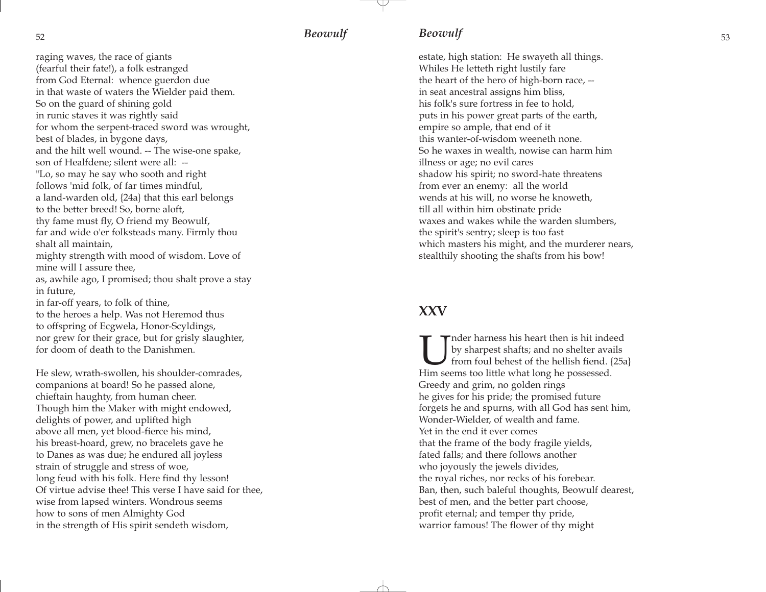raging waves, the race of giants
(fearful their fate!), a folk estranged
from God Eternal: whence guerdon due
in that waste of waters the Wielder paid them.
So on the guard of shining gold
in runic staves it was rightly said
for whom the serpent-traced sword was wrought,
best of blades, in bygone days,
and the hilt well wound. -- The wise-one spake,
son of Healfdene; silent were all: --
"Lo, so may he say who sooth and right
follows 'mid folk, of far times mindful,
a land-warden old, {24a} that this earl belongs
to the better breed! So, borne aloft,
thy fame must fly, O friend my Beowulf,
far and wide o'er folksteads many. Firmly thou
shalt all maintain,
mighty strength with mood of wisdom. Love of
mine will I assure thee,
as, awhile ago, I promised; thou shalt prove a stay
in future,
in far-off years, to folk of thine,
to the heroes a help. Was not Heremod thus
to offspring of Ecgwela, Honor-Scyldings,
nor grew for their grace, but for grisly slaughter,
for doom of death to the Danishmen.

He slew, wrath-swollen, his shoulder-comrades,
companions at board! So he passed alone,
chieftain haughty, from human cheer.
Though him the Maker with might endowed,
delights of power, and uplifted high
above all men, yet blood-fierce his mind,
his breast-hoard, grew, no bracelets gave he
to Danes as was due; he endured all joyless
strain of struggle and stress of woe,
long feud with his folk. Here find thy lesson!
Of virtue advise thee! This verse I have said for thee,
wise from lapsed winters. Wondrous seems
how to sons of men Almighty God
in the strength of His spirit sendeth wisdom,
estate, high station: He swayeth all things.
Whiles He letteth right lustily fare
the heart of the hero of high-born race, --
in seat ancestral assigns him bliss,
his folk's sure fortress in fee to hold,
puts in his power great parts of the earth,
empire so ample, that end of it
this wanter-of-wisdom weeneth none.
So he waxes in wealth, nowise can harm him
illness or age; no evil cares
shadow his spirit; no sword-hate threatens
from ever an enemy: all the world
wends at his will, no worse he knoweth,
till all within him obstinate pride
waxes and wakes while the warden slumbers,
the spirit's sentry; sleep is too fast
which masters his might, and the murderer nears,
stealthily shooting the shafts from his bow!

## XXV

Under harness his heart then is hit indeed
by sharpest shafts; and no shelter avails
from foul behest of the hellish fiend. {25a}
Him seems too little what long he possessed.
Greedy and grim, no golden rings
he gives for his pride; the promised future
forgets he and spurns, with all God has sent him,
Wonder-Wielder, of wealth and fame.
Yet in the end it ever comes
that the frame of the body fragile yields,
fated falls; and there follows another
who joyously the jewels divides,
the royal riches, nor recks of his forebear.
Ban, then, such baleful thoughts, Beowulf dearest,
best of men, and the better part choose,
profit eternal; and temper thy pride,
warrior famous! The flower of thy might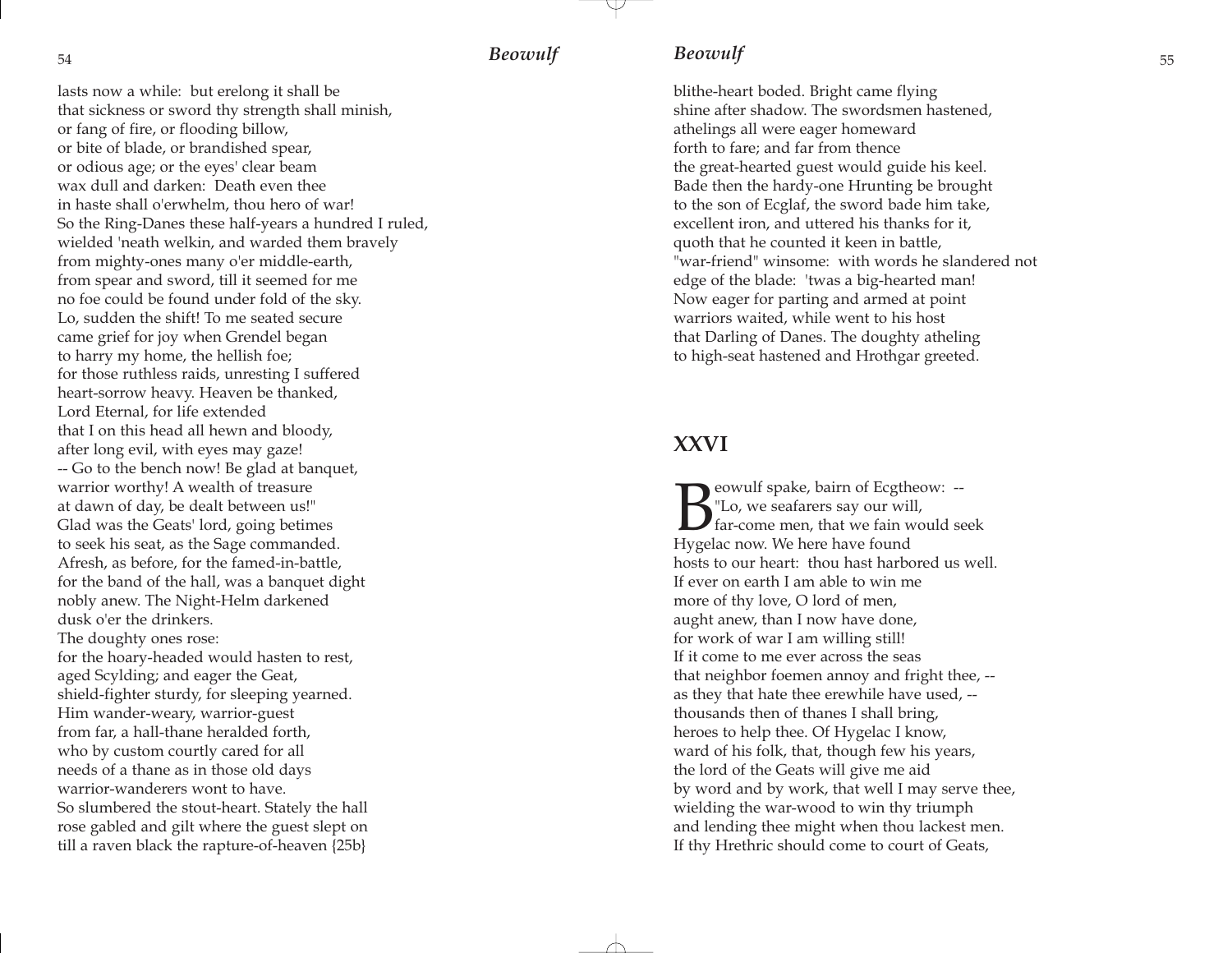lasts now a while: but erelong it shall be
that sickness or sword thy strength shall minish,
or fang of fire, or flooding billow,
or bite of blade, or brandished spear,
or odious age; or the eyes' clear beam
wax dull and darken: Death even thee
in haste shall o'erwhelm, thou hero of war!
So the Ring-Danes these half-years a hundred I ruled,
wielded 'neath welkin, and warded them bravely
from mighty-ones many o'er middle-earth,
from spear and sword, till it seemed for me
no foe could be found under fold of the sky.
Lo, sudden the shift! To me seated secure
came grief for joy when Grendel began
to harry my home, the hellish foe;
for those ruthless raids, unresting I suffered
heart-sorrow heavy. Heaven be thanked,
Lord Eternal, for life extended
that I on this head all hewn and bloody,
after long evil, with eyes may gaze!
-- Go to the bench now! Be glad at banquet,
warrior worthy! A wealth of treasure
at dawn of day, be dealt between us!"
Glad was the Geats' lord, going betimes
to seek his seat, as the Sage commanded.
Afresh, as before, for the famed-in-battle,
for the band of the hall, was a banquet dight
nobly anew. The Night-Helm darkened
dusk o'er the drinkers.
The doughty ones rose:
for the hoary-headed would hasten to rest,
aged Scylding; and eager the Geat,
shield-fighter sturdy, for sleeping yearned.
Him wander-weary, warrior-guest
from far, a hall-thane heralded forth,
who by custom courtly cared for all
needs of a thane as in those old days
warrior-wanderers wont to have.
So slumbered the stout-heart. Stately the hall
rose gabled and gilt where the guest slept on
till a raven black the rapture-of-heaven {25b}
blithe-heart boded. Bright came flying
shine after shadow. The swordsmen hastened,
athelings all were eager homeward
forth to fare; and far from thence
the great-hearted guest would guide his keel.
Bade then the hardy-one Hrunting be brought
to the son of Ecglaf, the sword bade him take,
excellent iron, and uttered his thanks for it,
quoth that he counted it keen in battle,
"war-friend" winsome: with words he slandered not
edge of the blade: 'twas a big-hearted man!
Now eager for parting and armed at point
warriors waited, while went to his host
that Darling of Danes. The doughty atheling
to high-seat hastened and Hrothgar greeted.

## XXVI

Beowulf spake, bairn of Ecgtheow: --
"Lo, we seafarers say our will,
far-come men, that we fain would seek
Hygelac now. We here have found
hosts to our heart: thou hast harbored us well.
If ever on earth I am able to win me
more of thy love, O lord of men,
aught anew, than I now have done,
for work of war I am willing still!
If it come to me ever across the seas
that neighbor foemen annoy and fright thee, --
as they that hate thee erewhile have used, --
thousands then of thanes I shall bring,
heroes to help thee. Of Hygelac I know,
ward of his folk, that, though few his years,
the lord of the Geats will give me aid
by word and by work, that well I may serve thee,
wielding the war-wood to win thy triumph
and lending thee might when thou lackest men.
If thy Hrethric should come to court of Geats,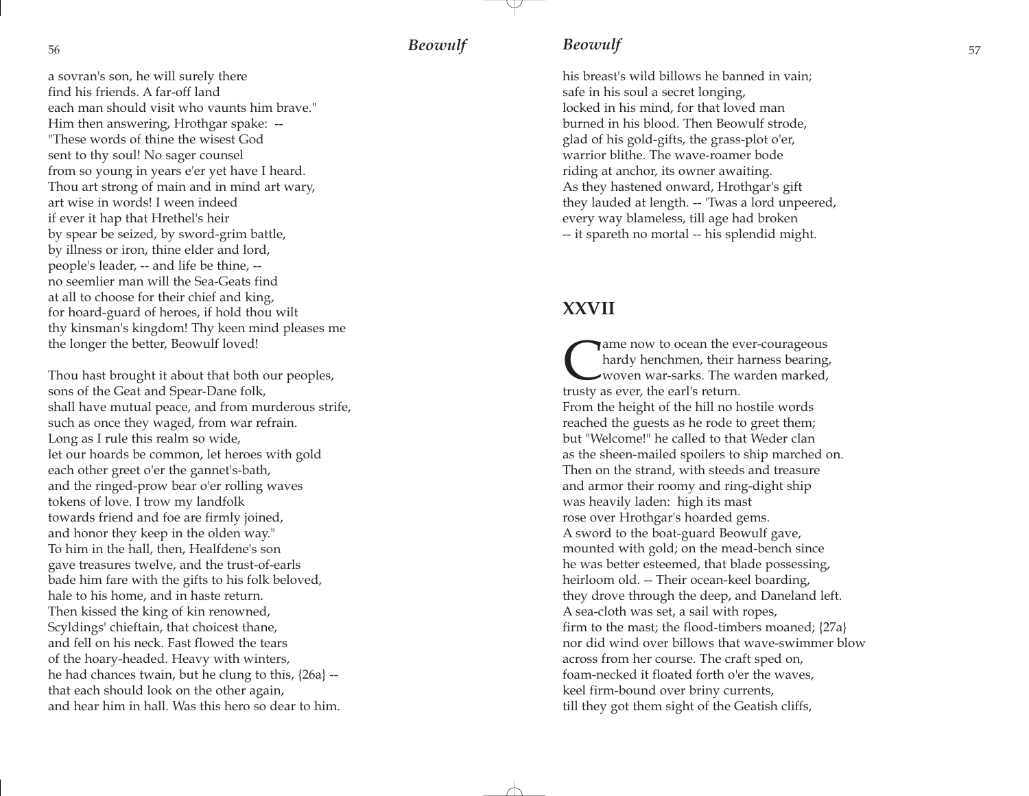a sovran's son, he will surely there
find his friends. A far-off land
each man should visit who vaunts him brave."
Him then answering, Hrothgar spake: --
"These words of thine the wisest God
sent to thy soul! No sager counsel
from so young in years e'er yet have I heard.
Thou art strong of main and in mind art wary,
art wise in words! I ween indeed
if ever it hap that Hrethel's heir
by spear be seized, by sword-grim battle,
by illness or iron, thine elder and lord,
people's leader, -- and life be thine, --
no seemlier man will the Sea-Geats find
at all to choose for their chief and king,
for hoard-guard of heroes, if hold thou wilt
thy kinsman's kingdom! Thy keen mind pleases me
the longer the better, Beowulf loved!

Thou hast brought it about that both our peoples,
sons of the Geat and Spear-Dane folk,
shall have mutual peace, and from murderous strife,
such as once they waged, from war refrain.
Long as I rule this realm so wide,
let our hoards be common, let heroes with gold
each other greet o'er the gannet's-bath,
and the ringed-prow bear o'er rolling waves
tokens of love. I trow my landfolk
towards friend and foe are firmly joined,
and honor they keep in the olden way."
To him in the hall, then, Healfdene's son
gave treasures twelve, and the trust-of-earls
bade him fare with the gifts to his folk beloved,
hale to his home, and in haste return.
Then kissed the king of kin renowned,
Scyldings' chieftain, that choicest thane,
and fell on his neck. Fast flowed the tears
of the hoary-headed. Heavy with winters,
he had chances twain, but he clung to this, {26a} --
that each should look on the other again,
and hear him in hall. Was this hero so dear to him.
his breast's wild billows he banned in vain;
safe in his soul a secret longing,
locked in his mind, for that loved man
burned in his blood. Then Beowulf strode,
glad of his gold-gifts, the grass-plot o'er,
warrior blithe. The wave-roamer bode
riding at anchor, its owner awaiting.
As they hastened onward, Hrothgar's gift
they lauded at length. -- 'Twas a lord unpeered,
every way blameless, till age had broken
-- it spareth no mortal -- his splendid might.

## XXVII

Came now to ocean the ever-courageous
hardy henchmen, their harness bearing,
woven war-sarks. The warden marked,
trusty as ever, the earl's return.
From the height of the hill no hostile words
reached the guests as he rode to greet them;
but "Welcome!" he called to that Weder clan
as the sheen-mailed spoilers to ship marched on.
Then on the strand, with steeds and treasure
and armor their roomy and ring-dight ship
was heavily laden: high its mast
rose over Hrothgar's hoarded gems.
A sword to the boat-guard Beowulf gave,
mounted with gold; on the mead-bench since
he was better esteemed, that blade possessing,
heirloom old. -- Their ocean-keel boarding,
they drove through the deep, and Daneland left.
A sea-cloth was set, a sail with ropes,
firm to the mast; the flood-timbers moaned; {27a}
nor did wind over billows that wave-swimmer blow
across from her course. The craft sped on,
foam-necked it floated forth o'er the waves,
keel firm-bound over briny currents,
till they got them sight of the Geatish cliffs,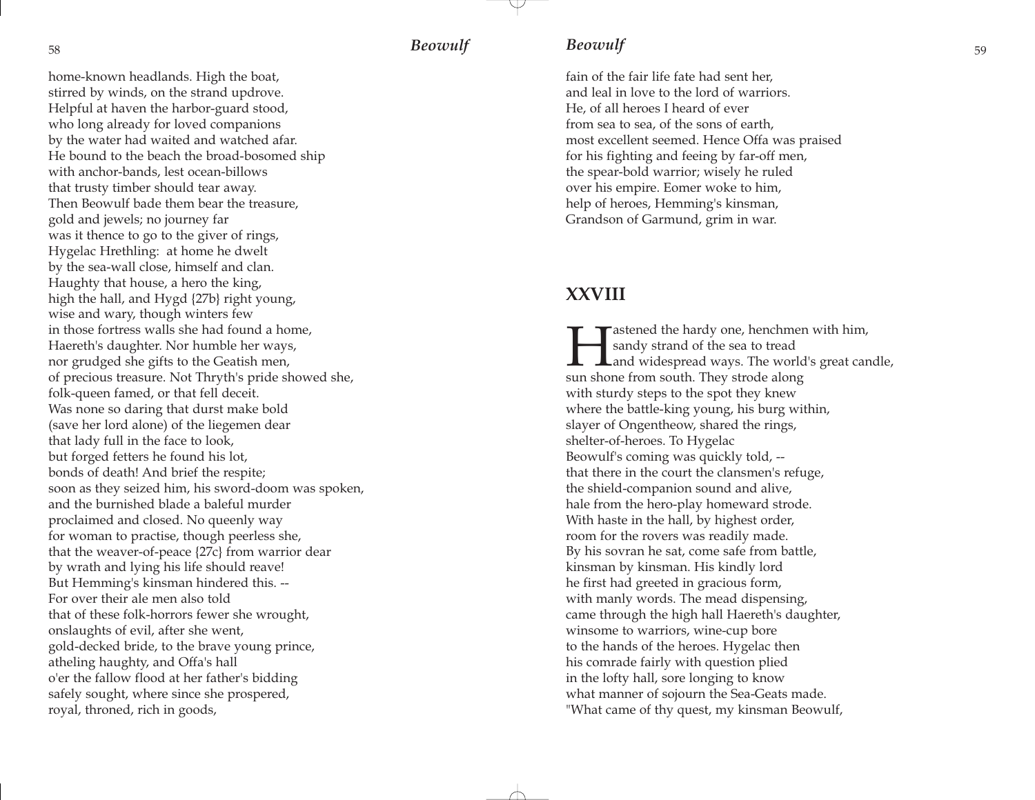home-known headlands. High the boat,
stirred by winds, on the strand updrove.
Helpful at haven the harbor-guard stood,
who long already for loved companions
by the water had waited and watched afar.
He bound to the beach the broad-bosomed ship
with anchor-bands, lest ocean-billows
that trusty timber should tear away.
Then Beowulf bade them bear the treasure,
gold and jewels; no journey far
was it thence to go to the giver of rings,
Hygelac Hrethling: at home he dwelt
by the sea-wall close, himself and clan.
Haughty that house, a hero the king,
high the hall, and Hygd {27b} right young,
wise and wary, though winters few
in those fortress walls she had found a home,
Haereth's daughter. Nor humble her ways,
nor grudged she gifts to the Geatish men,
of precious treasure. Not Thryth's pride showed she,
folk-queen famed, or that fell deceit.
Was none so daring that durst make bold
(save her lord alone) of the liegemen dear
that lady full in the face to look,
but forged fetters he found his lot,
bonds of death! And brief the respite;
soon as they seized him, his sword-doom was spoken,
and the burnished blade a baleful murder
proclaimed and closed. No queenly way
for woman to practise, though peerless she,
that the weaver-of-peace {27c} from warrior dear
by wrath and lying his life should reave!
But Hemming's kinsman hindered this. --
For over their ale men also told
that of these folk-horrors fewer she wrought,
onslaughts of evil, after she went,
gold-decked bride, to the brave young prince,
atheling haughty, and Offa's hall
o'er the fallow flood at her father's bidding
safely sought, where since she prospered,
royal, throned, rich in goods,
fain of the fair life fate had sent her,
and leal in love to the lord of warriors.
He, of all heroes I heard of ever
from sea to sea, of the sons of earth,
most excellent seemed. Hence Offa was praised
for his fighting and feeing by far-off men,
the spear-bold warrior; wisely he ruled
over his empire. Eomer woke to him,
help of heroes, Hemming's kinsman,
Grandson of Garmund, grim in war.

## XXVIII

Hastened the hardy one, henchmen with him,
sandy strand of the sea to tread
and widespread ways. The world's great candle,
sun shone from south. They strode along
with sturdy steps to the spot they knew
where the battle-king young, his burg within,
slayer of Ongentheow, shared the rings,
shelter-of-heroes. To Hygelac
Beowulf's coming was quickly told, --
that there in the court the clansmen's refuge,
the shield-companion sound and alive,
hale from the hero-play homeward strode.
With haste in the hall, by highest order,
room for the rovers was readily made.
By his sovran he sat, come safe from battle,
kinsman by kinsman. His kindly lord
he first had greeted in gracious form,
with manly words. The mead dispensing,
came through the high hall Haereth's daughter,
winsome to warriors, wine-cup bore
to the hands of the heroes. Hygelac then
his comrade fairly with question plied
in the lofty hall, sore longing to know
what manner of sojourn the Sea-Geats made.
"What came of thy quest, my kinsman Beowulf,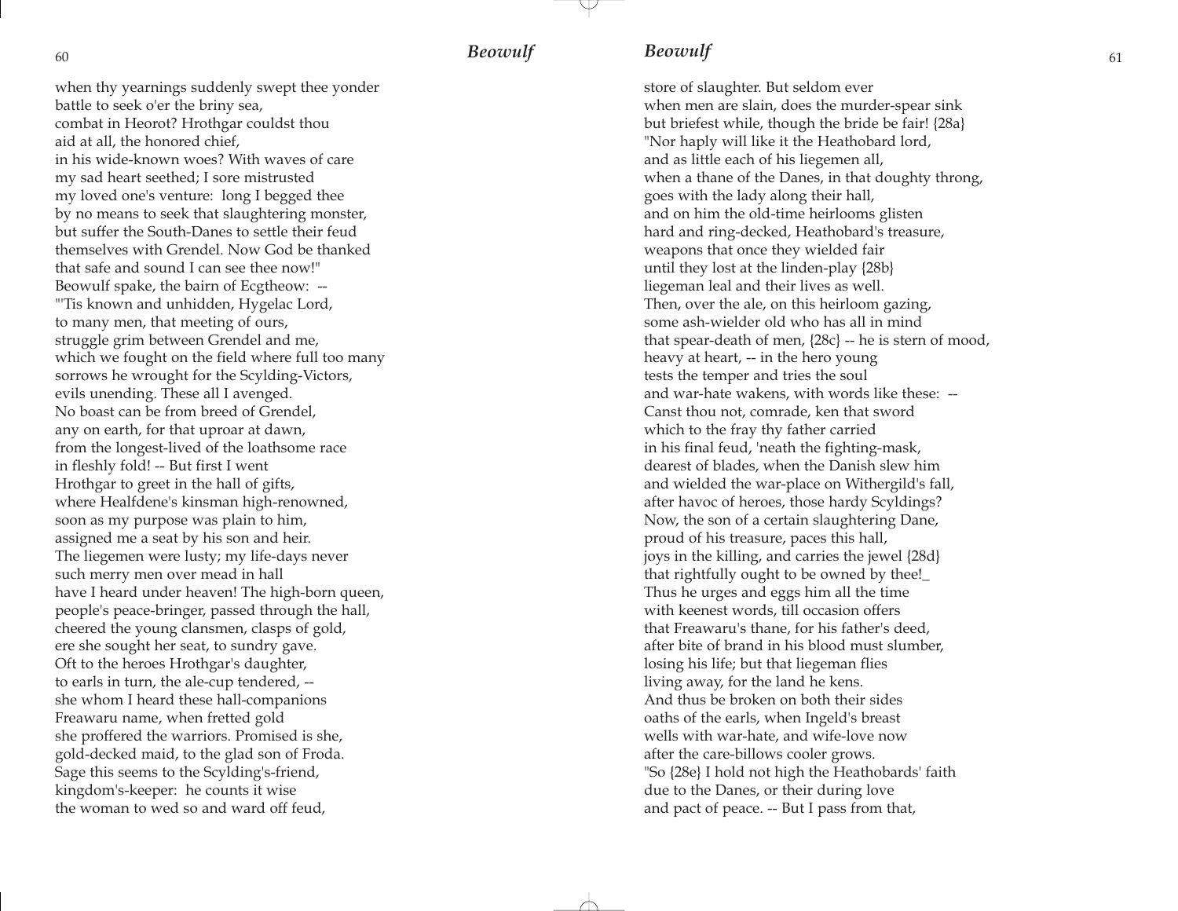when thy yearnings suddenly swept thee yonder
battle to seek o'er the briny sea,
combat in Heorot? Hrothgar couldst thou
aid at all, the honored chief,
in his wide-known woes? With waves of care
my sad heart seethed; I sore mistrusted
my loved one's venture: long I begged thee
by no means to seek that slaughtering monster,
but suffer the South-Danes to settle their feud
themselves with Grendel. Now God be thanked
that safe and sound I can see thee now!"
Beowulf spake, the bairn of Ecgtheow: --
"'Tis known and unhidden, Hygelac Lord,
to many men, that meeting of ours,
struggle grim between Grendel and me,
which we fought on the field where full too many
sorrows he wrought for the Scylding-Victors,
evils unending. These all I avenged.
No boast can be from breed of Grendel,
any on earth, for that uproar at dawn,
from the longest-lived of the loathsome race
in fleshly fold! -- But first I went
Hrothgar to greet in the hall of gifts,
where Healfdene's kinsman high-renowned,
soon as my purpose was plain to him,
assigned me a seat by his son and heir.
The liegemen were lusty; my life-days never
such merry men over mead in hall
have I heard under heaven! The high-born queen,
people's peace-bringer, passed through the hall,
cheered the young clansmen, clasps of gold,
ere she sought her seat, to sundry gave.
Oft to the heroes Hrothgar's daughter,
to earls in turn, the ale-cup tendered, --
she whom I heard these hall-companions
Freawaru name, when fretted gold
she proffered the warriors. Promised is she,
gold-decked maid, to the glad son of Froda.
Sage this seems to the Scylding's-friend,
kingdom's-keeper: he counts it wise
the woman to wed so and ward off feud,
store of slaughter. But seldom ever
when men are slain, does the murder-spear sink
but briefest while, though the bride be fair! {28a}
"Nor haply will like it the Heathobard lord,
and as little each of his liegemen all,
when a thane of the Danes, in that doughty throng,
goes with the lady along their hall,
and on him the old-time heirlooms glisten
hard and ring-decked, Heathobard's treasure,
weapons that once they wielded fair
until they lost at the linden-play {28b}
liegeman leal and their lives as well.
Then, over the ale, on this heirloom gazing,
some ash-wielder old who has all in mind
that spear-death of men, {28c} -- he is stern of mood,
heavy at heart, -- in the hero young
tests the temper and tries the soul
and war-hate wakens, with words like these: --
Canst thou not, comrade, ken that sword
which to the fray thy father carried
in his final feud, 'neath the fighting-mask,
dearest of blades, when the Danish slew him
and wielded the war-place on Withergild's fall,
after havoc of heroes, those hardy Scyldings?
Now, the son of a certain slaughtering Dane,
proud of his treasure, paces this hall,
joys in the killing, and carries the jewel {28d}
that rightfully ought to be owned by thee!_
Thus he urges and eggs him all the time
with keenest words, till occasion offers
that Freawaru's thane, for his father's deed,
after bite of brand in his blood must slumber,
losing his life; but that liegeman flies
living away, for the land he kens.
And thus be broken on both their sides
oaths of the earls, when Ingeld's breast
wells with war-hate, and wife-love now
after the care-billows cooler grows.
"So {28e} I hold not high the Heathobards' faith
due to the Danes, or their during love
and pact of peace. -- But I pass from that,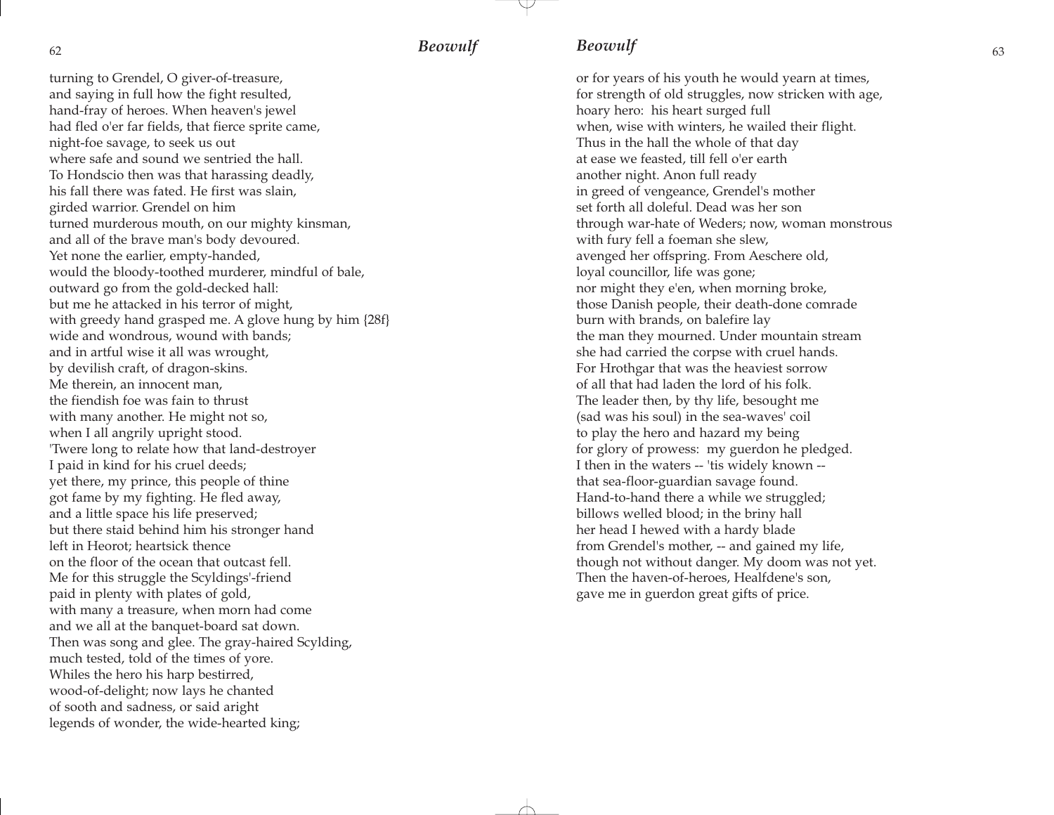turning to Grendel, O giver-of-treasure,
and saying in full how the fight resulted,
hand-fray of heroes. When heaven's jewel
had fled o'er far fields, that fierce sprite came,
night-foe savage, to seek us out
where safe and sound we sentried the hall.
To Hondscio then was that harassing deadly,
his fall there was fated. He first was slain,
girded warrior. Grendel on him
turned murderous mouth, on our mighty kinsman,
and all of the brave man's body devoured.
Yet none the earlier, empty-handed,
would the bloody-toothed murderer, mindful of bale,
outward go from the gold-decked hall:
but me he attacked in his terror of might,
with greedy hand grasped me. A glove hung by him {28f}
wide and wondrous, wound with bands;
and in artful wise it all was wrought,
by devilish craft, of dragon-skins.
Me therein, an innocent man,
the fiendish foe was fain to thrust
with many another. He might not so,
when I all angrily upright stood.
'Twere long to relate how that land-destroyer
I paid in kind for his cruel deeds;
yet there, my prince, this people of thine
got fame by my fighting. He fled away,
and a little space his life preserved;
but there staid behind him his stronger hand
left in Heorot; heartsick thence
on the floor of the ocean that outcast fell.
Me for this struggle the Scyldings'-friend
paid in plenty with plates of gold,
with many a treasure, when morn had come
and we all at the banquet-board sat down.
Then was song and glee. The gray-haired Scylding,
much tested, told of the times of yore.
Whiles the hero his harp bestirred,
wood-of-delight; now lays he chanted
of sooth and sadness, or said aright
legends of wonder, the wide-hearted king;
or for years of his youth he would yearn at times,
for strength of old struggles, now stricken with age,
hoary hero: his heart surged full
when, wise with winters, he wailed their flight.
Thus in the hall the whole of that day
at ease we feasted, till fell o'er earth
another night. Anon full ready
in greed of vengeance, Grendel's mother
set forth all doleful. Dead was her son
through war-hate of Weders; now, woman monstrous
with fury fell a foeman she slew,
avenged her offspring. From Aeschere old,
loyal councillor, life was gone;
nor might they e'en, when morning broke,
those Danish people, their death-done comrade
burn with brands, on balefire lay
the man they mourned. Under mountain stream
she had carried the corpse with cruel hands.
For Hrothgar that was the heaviest sorrow
of all that had laden the lord of his folk.
The leader then, by thy life, besought me
(sad was his soul) in the sea-waves' coil
to play the hero and hazard my being
for glory of prowess: my guerdon he pledged.
I then in the waters -- 'tis widely known --
that sea-floor-guardian savage found.
Hand-to-hand there a while we struggled;
billows welled blood; in the briny hall
her head I hewed with a hardy blade
from Grendel's mother, -- and gained my life,
though not without danger. My doom was not yet.
Then the haven-of-heroes, Healfdene's son,
gave me in guerdon great gifts of price.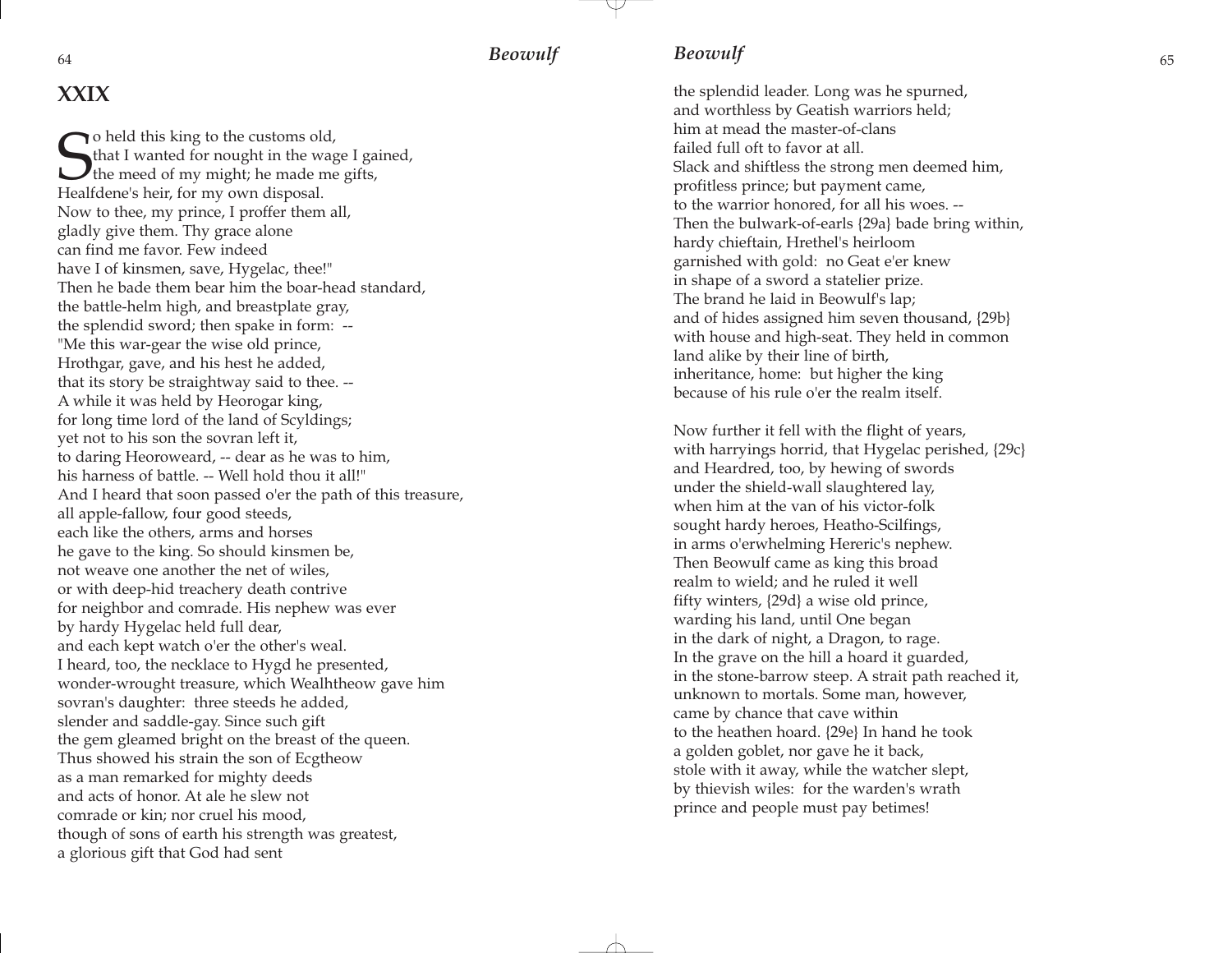## XXIX

So held this king to the customs old,
that I wanted for nought in the wage I gained,
the meed of my might; he made me gifts,
Healfdene's heir, for my own disposal.
Now to thee, my prince, I proffer them all,
gladly give them. Thy grace alone
can find me favor. Few indeed
have I of kinsmen, save, Hygelac, thee!"
Then he bade them bear him the boar-head standard,
the battle-helm high, and breastplate gray,
the splendid sword; then spake in form: --
"Me this war-gear the wise old prince,
Hrothgar, gave, and his hest he added,
that its story be straightway said to thee. --
A while it was held by Heorogar king,
for long time lord of the land of Scyldings;
yet not to his son the sovran left it,
to daring Heoroweard, -- dear as he was to him,
his harness of battle. -- Well hold thou it all!"
And I heard that soon passed o'er the path of this treasure,
all apple-fallow, four good steeds,
each like the others, arms and horses
he gave to the king. So should kinsmen be,
not weave one another the net of wiles,
or with deep-hid treachery death contrive
for neighbor and comrade. His nephew was ever
by hardy Hygelac held full dear,
and each kept watch o'er the other's weal.
I heard, too, the necklace to Hygd he presented,
wonder-wrought treasure, which Wealhtheow gave him
sovran's daughter: three steeds he added,
slender and saddle-gay. Since such gift
the gem gleamed bright on the breast of the queen.
Thus showed his strain the son of Ecgtheow
as a man remarked for mighty deeds
and acts of honor. At ale he slew not
comrade or kin; nor cruel his mood,
though of sons of earth his strength was greatest,
a glorious gift that God had sent
the splendid leader. Long was he spurned,
and worthless by Geatish warriors held;
him at mead the master-of-clans
failed full oft to favor at all.
Slack and shiftless the strong men deemed him,
profitless prince; but payment came,
to the warrior honored, for all his woes. --
Then the bulwark-of-earls {29a} bade bring within,
hardy chieftain, Hrethel's heirloom
garnished with gold: no Geat e'er knew
in shape of a sword a statelier prize.
The brand he laid in Beowulf's lap;
and of hides assigned him seven thousand, {29b}
with house and high-seat. They held in common
land alike by their line of birth,
inheritance, home: but higher the king
because of his rule o'er the realm itself.

Now further it fell with the flight of years,
with harryings horrid, that Hygelac perished, {29c}
and Heardred, too, by hewing of swords
under the shield-wall slaughtered lay,
when him at the van of his victor-folk
sought hardy heroes, Heatho-Scilfings,
in arms o'erwhelming Hereric's nephew.
Then Beowulf came as king this broad
realm to wield; and he ruled it well
fifty winters, {29d} a wise old prince,
warding his land, until One began
in the dark of night, a Dragon, to rage.
In the grave on the hill a hoard it guarded,
in the stone-barrow steep. A strait path reached it,
unknown to mortals. Some man, however,
came by chance that cave within
to the heathen hoard. {29e} In hand he took
a golden goblet, nor gave he it back,
stole with it away, while the watcher slept,
by thievish wiles: for the warden's wrath
prince and people must pay betimes!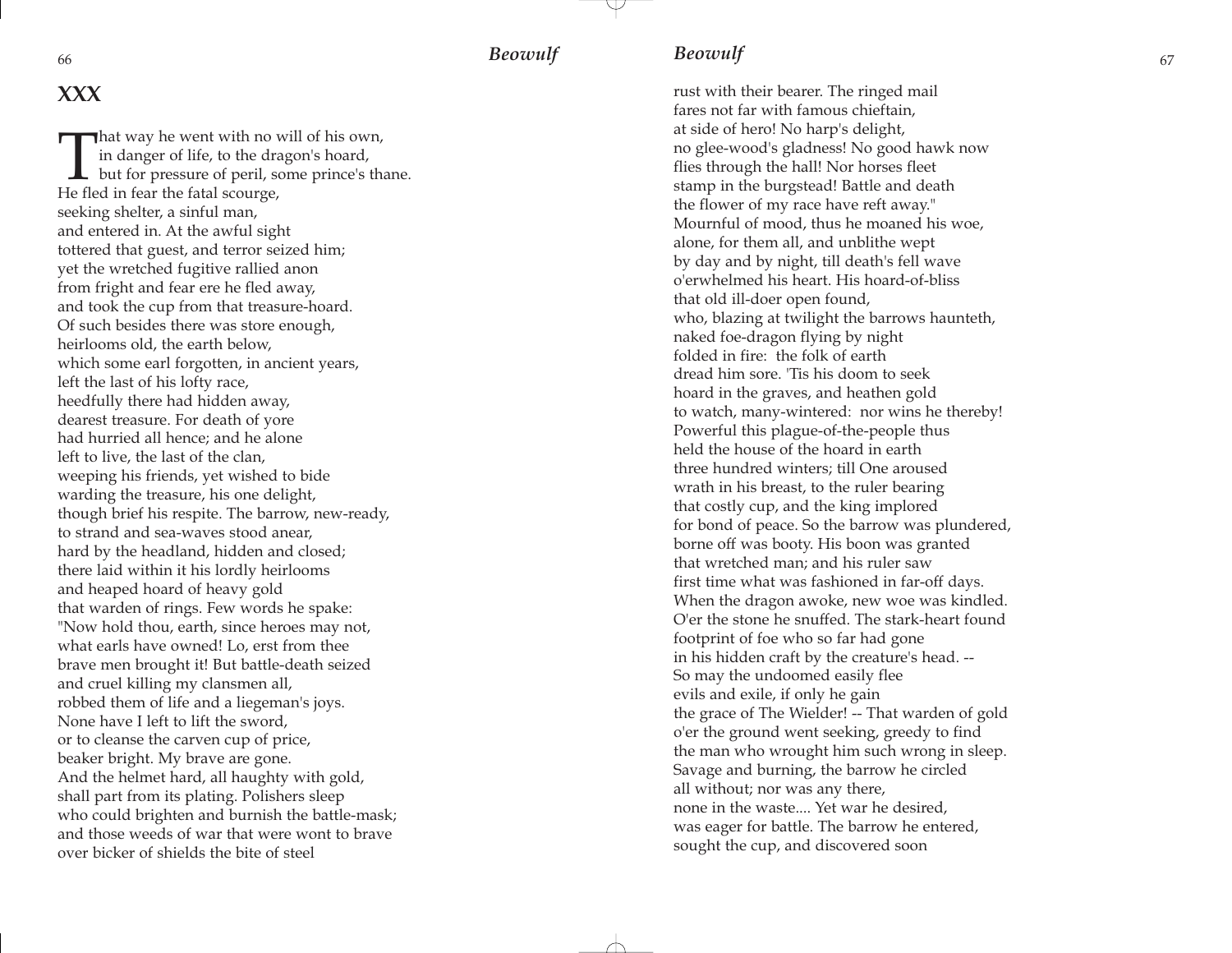## XXX

That way he went with no will of his own,
in danger of life, to the dragon's hoard,
but for pressure of peril, some prince's thane.
He fled in fear the fatal scourge,
seeking shelter, a sinful man,
and entered in. At the awful sight
tottered that guest, and terror seized him;
yet the wretched fugitive rallied anon
from fright and fear ere he fled away,
and took the cup from that treasure-hoard.
Of such besides there was store enough,
heirlooms old, the earth below,
which some earl forgotten, in ancient years,
left the last of his lofty race,
heedfully there had hidden away,
dearest treasure. For death of yore
had hurried all hence; and he alone
left to live, the last of the clan,
weeping his friends, yet wished to bide
warding the treasure, his one delight,
though brief his respite. The barrow, new-ready,
to strand and sea-waves stood anear,
hard by the headland, hidden and closed;
there laid within it his lordly heirlooms
and heaped hoard of heavy gold
that warden of rings. Few words he spake:
"Now hold thou, earth, since heroes may not,
what earls have owned! Lo, erst from thee
brave men brought it! But battle-death seized
and cruel killing my clansmen all,
robbed them of life and a liegeman's joys.
None have I left to lift the sword,
or to cleanse the carven cup of price,
beaker bright. My brave are gone.
And the helmet hard, all haughty with gold,
shall part from its plating. Polishers sleep
who could brighten and burnish the battle-mask;
and those weeds of war that were wont to brave
over bicker of shields the bite of steel
rust with their bearer. The ringed mail
fares not far with famous chieftain,
at side of hero! No harp's delight,
no glee-wood's gladness! No good hawk now
flies through the hall! Nor horses fleet
stamp in the burgstead! Battle and death
the flower of my race have reft away."
Mournful of mood, thus he moaned his woe,
alone, for them all, and unblithe wept
by day and by night, till death's fell wave
o'erwhelmed his heart. His hoard-of-bliss
that old ill-doer open found,
who, blazing at twilight the barrows haunteth,
naked foe-dragon flying by night
folded in fire: the folk of earth
dread him sore. 'Tis his doom to seek
hoard in the graves, and heathen gold
to watch, many-wintered: nor wins he thereby!
Powerful this plague-of-the-people thus
held the house of the hoard in earth
three hundred winters; till One aroused
wrath in his breast, to the ruler bearing
that costly cup, and the king implored
for bond of peace. So the barrow was plundered,
borne off was booty. His boon was granted
that wretched man; and his ruler saw
first time what was fashioned in far-off days.
When the dragon awoke, new woe was kindled.
O'er the stone he snuffed. The stark-heart found
footprint of foe who so far had gone
in his hidden craft by the creature's head. --
So may the undoomed easily flee
evils and exile, if only he gain
the grace of The Wielder! -- That warden of gold
o'er the ground went seeking, greedy to find
the man who wrought him such wrong in sleep.
Savage and burning, the barrow he circled
all without; nor was any there,
none in the waste.... Yet war he desired,
was eager for battle. The barrow he entered,
sought the cup, and discovered soon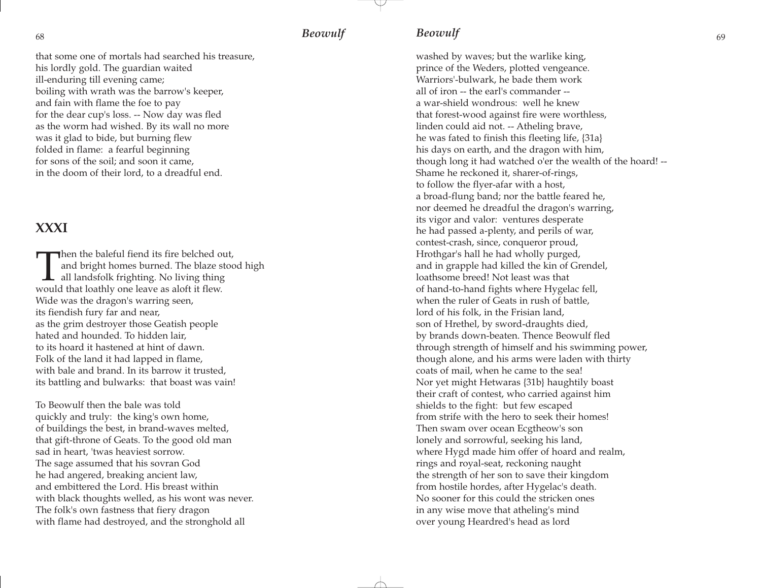that some one of mortals had searched his treasure,
his lordly gold. The guardian waited
ill-enduring till evening came;
boiling with wrath was the barrow's keeper,
and fain with flame the foe to pay
for the dear cup's loss. -- Now day was fled
as the worm had wished. By its wall no more
was it glad to bide, but burning flew
folded in flame: a fearful beginning
for sons of the soil; and soon it came,
in the doom of their lord, to a dreadful end.

## XXXI

Then the baleful fiend its fire belched out,
and bright homes burned. The blaze stood high
all landsfolk frighting. No living thing
would that loathly one leave as aloft it flew.
Wide was the dragon's warring seen,
its fiendish fury far and near,
as the grim destroyer those Geatish people
hated and hounded. To hidden lair,
to its hoard it hastened at hint of dawn.
Folk of the land it had lapped in flame,
with bale and brand. In its barrow it trusted,
its battling and bulwarks: that boast was vain!

To Beowulf then the bale was told
quickly and truly: the king's own home,
of buildings the best, in brand-waves melted,
that gift-throne of Geats. To the good old man
sad in heart, 'twas heaviest sorrow.
The sage assumed that his sovran God
he had angered, breaking ancient law,
and embittered the Lord. His breast within
with black thoughts welled, as his wont was never.
The folk's own fastness that fiery dragon
with flame had destroyed, and the stronghold all
washed by waves; but the warlike king,
prince of the Weders, plotted vengeance.
Warriors'-bulwark, he bade them work
all of iron -- the earl's commander --
a war-shield wondrous: well he knew
that forest-wood against fire were worthless,
linden could aid not. -- Atheling brave,
he was fated to finish this fleeting life, {31a}
his days on earth, and the dragon with him,
though long it had watched o'er the wealth of the hoard! --
Shame he reckoned it, sharer-of-rings,
to follow the flyer-afar with a host,
a broad-flung band; nor the battle feared he,
nor deemed he dreadful the dragon's warring,
its vigor and valor: ventures desperate
he had passed a-plenty, and perils of war,
contest-crash, since, conqueror proud,
Hrothgar's hall he had wholly purged,
and in grapple had killed the kin of Grendel,
loathsome breed! Not least was that
of hand-to-hand fights where Hygelac fell,
when the ruler of Geats in rush of battle,
lord of his folk, in the Frisian land,
son of Hrethel, by sword-draughts died,
by brands down-beaten. Thence Beowulf fled
through strength of himself and his swimming power,
though alone, and his arms were laden with thirty
coats of mail, when he came to the sea!
Nor yet might Hetwaras {31b} haughtily boast
their craft of contest, who carried against him
shields to the fight: but few escaped
from strife with the hero to seek their homes!
Then swam over ocean Ecgtheow's son
lonely and sorrowful, seeking his land,
where Hygd made him offer of hoard and realm,
rings and royal-seat, reckoning naught
the strength of her son to save their kingdom
from hostile hordes, after Hygelac's death.
No sooner for this could the stricken ones
in any wise move that atheling's mind
over young Heardred's head as lord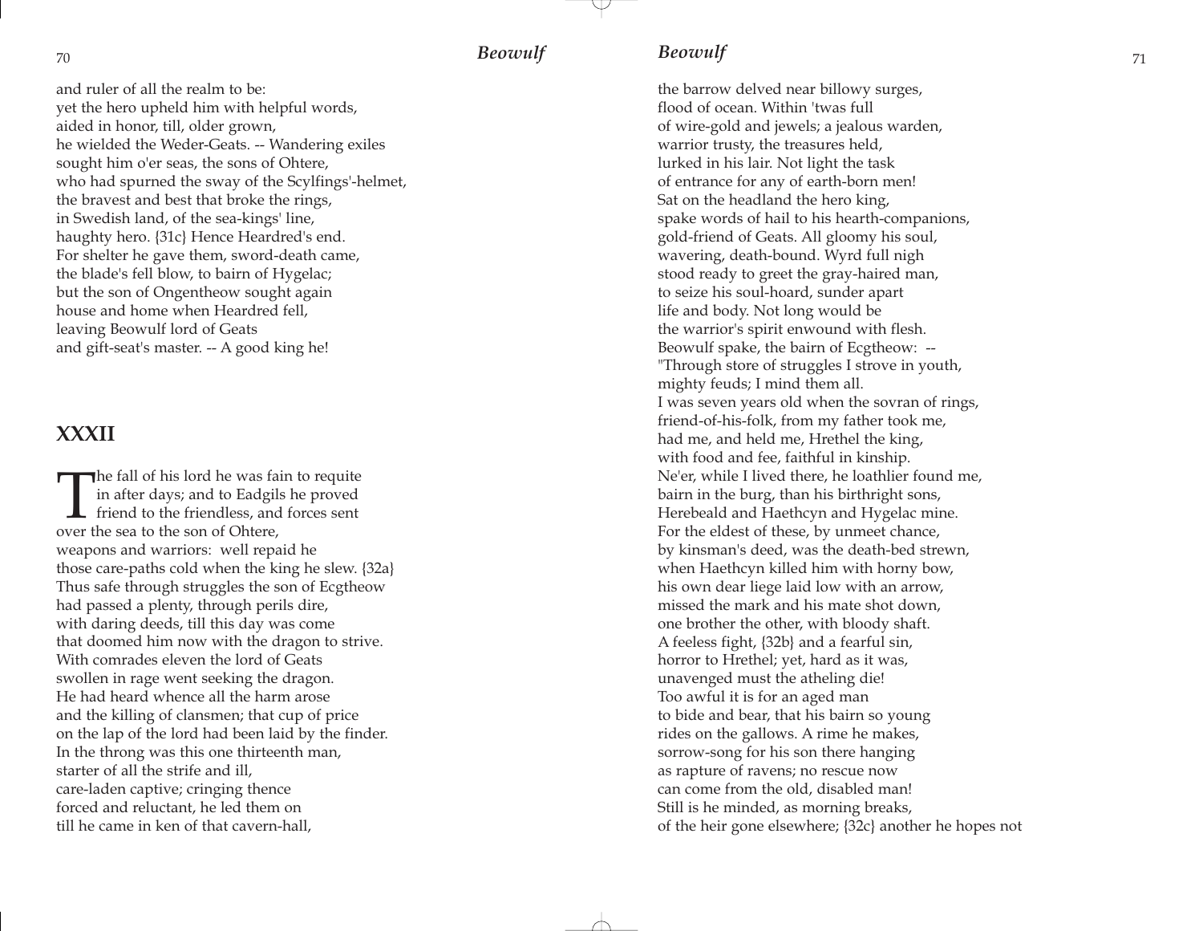and ruler of all the realm to be:
yet the hero upheld him with helpful words,
aided in honor, till, older grown,
he wielded the Weder-Geats. -- Wandering exiles
sought him o'er seas, the sons of Ohtere,
who had spurned the sway of the Scylfings'-helmet,
the bravest and best that broke the rings,
in Swedish land, of the sea-kings' line,
haughty hero. {31c} Hence Heardred's end.
For shelter he gave them, sword-death came,
the blade's fell blow, to bairn of Hygelac;
but the son of Ongentheow sought again
house and home when Heardred fell,
leaving Beowulf lord of Geats
and gift-seat's master. -- A good king he!

## XXXII

The fall of his lord he was fain to requite
in after days; and to Eadgils he proved
friend to the friendless, and forces sent
over the sea to the son of Ohtere,
weapons and warriors: well repaid he
those care-paths cold when the king he slew. {32a}
Thus safe through struggles the son of Ecgtheow
had passed a plenty, through perils dire,
with daring deeds, till this day was come
that doomed him now with the dragon to strive.
With comrades eleven the lord of Geats
swollen in rage went seeking the dragon.
He had heard whence all the harm arose
and the killing of clansmen; that cup of price
on the lap of the lord had been laid by the finder.
In the throng was this one thirteenth man,
starter of all the strife and ill,
care-laden captive; cringing thence
forced and reluctant, he led them on
till he came in ken of that cavern-hall,
the barrow delved near billowy surges,
flood of ocean. Within 'twas full
of wire-gold and jewels; a jealous warden,
warrior trusty, the treasures held,
lurked in his lair. Not light the task
of entrance for any of earth-born men!
Sat on the headland the hero king,
spake words of hail to his hearth-companions,
gold-friend of Geats. All gloomy his soul,
wavering, death-bound. Wyrd full nigh
stood ready to greet the gray-haired man,
to seize his soul-hoard, sunder apart
life and body. Not long would be
the warrior's spirit enwound with flesh.
Beowulf spake, the bairn of Ecgtheow: --
"Through store of struggles I strove in youth,
mighty feuds; I mind them all.
I was seven years old when the sovran of rings,
friend-of-his-folk, from my father took me,
had me, and held me, Hrethel the king,
with food and fee, faithful in kinship.
Ne'er, while I lived there, he loathlier found me,
bairn in the burg, than his birthright sons,
Herebeald and Haethcyn and Hygelac mine.
For the eldest of these, by unmeet chance,
by kinsman's deed, was the death-bed strewn,
when Haethcyn killed him with horny bow,
his own dear liege laid low with an arrow,
missed the mark and his mate shot down,
one brother the other, with bloody shaft.
A feeless fight, {32b} and a fearful sin,
horror to Hrethel; yet, hard as it was,
unavenged must the atheling die!
Too awful it is for an aged man
to bide and bear, that his bairn so young
rides on the gallows. A rime he makes,
sorrow-song for his son there hanging
as rapture of ravens; no rescue now
can come from the old, disabled man!
Still is he minded, as morning breaks,
of the heir gone elsewhere; {32c} another he hopes not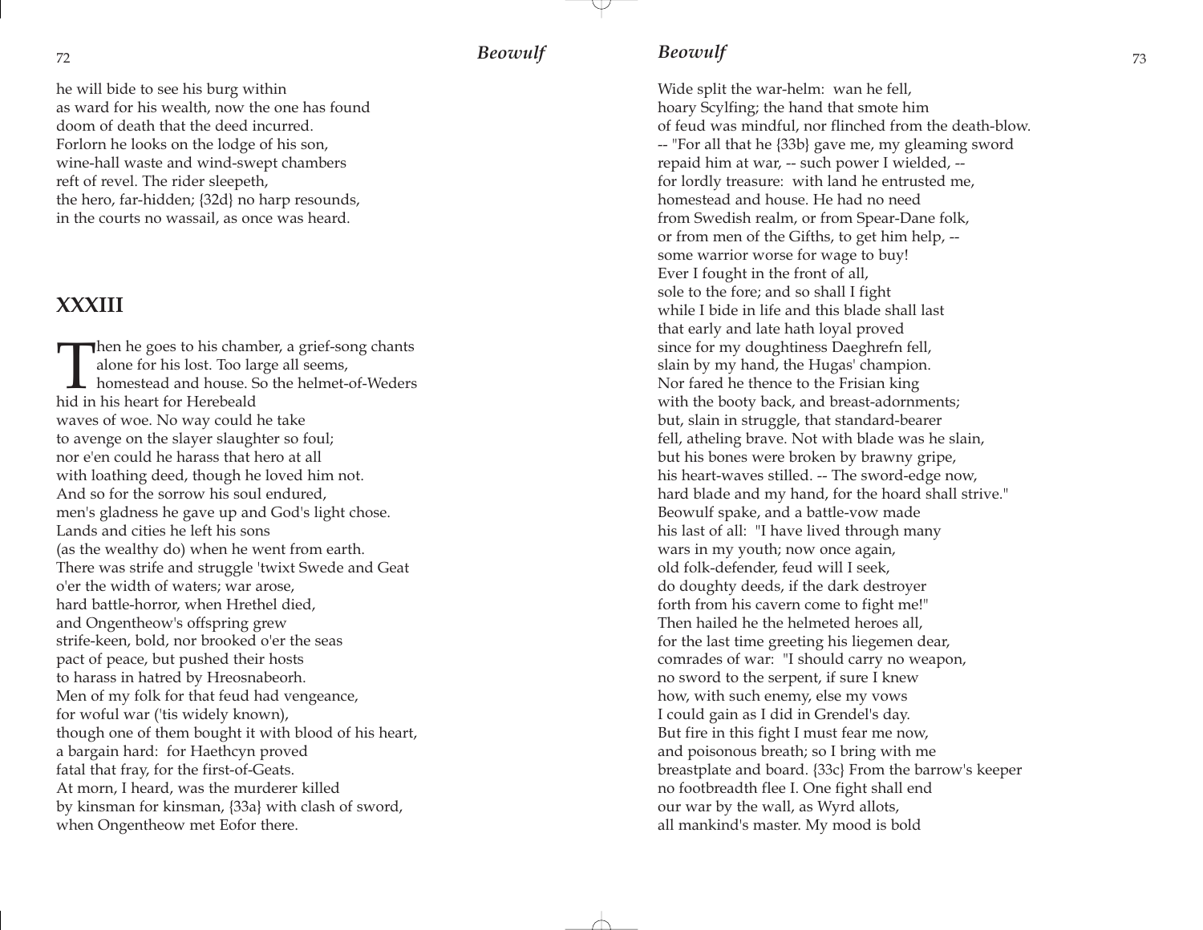he will bide to see his burg within
as ward for his wealth, now the one has found
doom of death that the deed incurred.
Forlorn he looks on the lodge of his son,
wine-hall waste and wind-swept chambers
reft of revel. The rider sleepeth,
the hero, far-hidden; {32d} no harp resounds,
in the courts no wassail, as once was heard.

## XXXIII

Then he goes to his chamber, a grief-song chants
alone for his lost. Too large all seems,
homestead and house. So the helmet-of-Weders
hid in his heart for Herebeald
waves of woe. No way could he take
to avenge on the slayer slaughter so foul;
nor e'en could he harass that hero at all
with loathing deed, though he loved him not.
And so for the sorrow his soul endured,
men's gladness he gave up and God's light chose.
Lands and cities he left his sons
(as the wealthy do) when he went from earth.
There was strife and struggle 'twixt Swede and Geat
o'er the width of waters; war arose,
hard battle-horror, when Hrethel died,
and Ongentheow's offspring grew
strife-keen, bold, nor brooked o'er the seas
pact of peace, but pushed their hosts
to harass in hatred by Hreosnabeorh.
Men of my folk for that feud had vengeance,
for woful war ('tis widely known),
though one of them bought it with blood of his heart,
a bargain hard: for Haethcyn proved
fatal that fray, for the first-of-Geats.
At morn, I heard, was the murderer killed
by kinsman for kinsman, {33a} with clash of sword,
when Ongentheow met Eofor there.
Wide split the war-helm: wan he fell,
hoary Scylfing; the hand that smote him
of feud was mindful, nor flinched from the death-blow.
-- "For all that he {33b} gave me, my gleaming sword
repaid him at war, -- such power I wielded, --
for lordly treasure: with land he entrusted me,
homestead and house. He had no need
from Swedish realm, or from Spear-Dane folk,
or from men of the Gifths, to get him help, --
some warrior worse for wage to buy!
Ever I fought in the front of all,
sole to the fore; and so shall I fight
while I bide in life and this blade shall last
that early and late hath loyal proved
since for my doughtiness Daeghrefn fell,
slain by my hand, the Hugas' champion.
Nor fared he thence to the Frisian king
with the booty back, and breast-adornments;
but, slain in struggle, that standard-bearer
fell, atheling brave. Not with blade was he slain,
but his bones were broken by brawny gripe,
his heart-waves stilled. -- The sword-edge now,
hard blade and my hand, for the hoard shall strive."
Beowulf spake, and a battle-vow made
his last of all: "I have lived through many
wars in my youth; now once again,
old folk-defender, feud will I seek,
do doughty deeds, if the dark destroyer
forth from his cavern come to fight me!"
Then hailed he the helmeted heroes all,
for the last time greeting his liegemen dear,
comrades of war: "I should carry no weapon,
no sword to the serpent, if sure I knew
how, with such enemy, else my vows
I could gain as I did in Grendel's day.
But fire in this fight I must fear me now,
and poisonous breath; so I bring with me
breastplate and board. {33c} From the barrow's keeper
no footbreadth flee I. One fight shall end
our war by the wall, as Wyrd allots,
all mankind's master. My mood is bold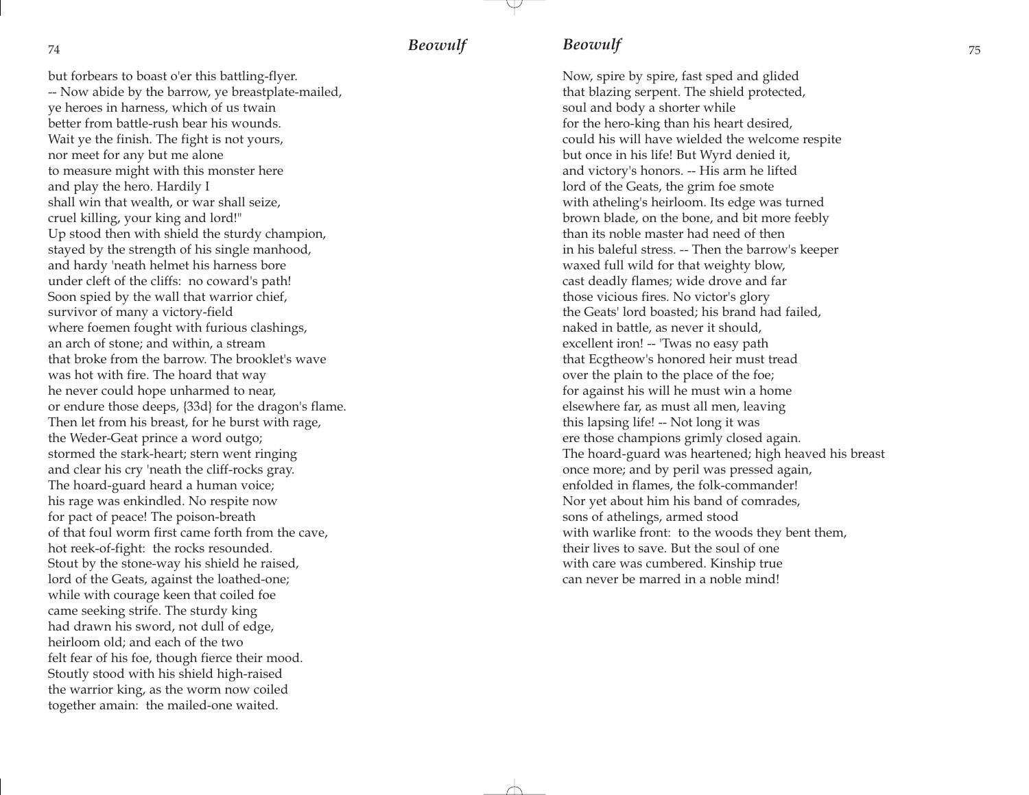but forbears to boast o'er this battling-flyer.
-- Now abide by the barrow, ye breastplate-mailed,
ye heroes in harness, which of us twain
better from battle-rush bear his wounds.
Wait ye the finish. The fight is not yours,
nor meet for any but me alone
to measure might with this monster here
and play the hero. Hardily I
shall win that wealth, or war shall seize,
cruel killing, your king and lord!"
Up stood then with shield the sturdy champion,
stayed by the strength of his single manhood,
and hardy 'neath helmet his harness bore
under cleft of the cliffs: no coward's path!
Soon spied by the wall that warrior chief,
survivor of many a victory-field
where foemen fought with furious clashings,
an arch of stone; and within, a stream
that broke from the barrow. The brooklet's wave
was hot with fire. The hoard that way
he never could hope unharmed to near,
or endure those deeps, {33d} for the dragon's flame.
Then let from his breast, for he burst with rage,
the Weder-Geat prince a word outgo;
stormed the stark-heart; stern went ringing
and clear his cry 'neath the cliff-rocks gray.
The hoard-guard heard a human voice;
his rage was enkindled. No respite now
for pact of peace! The poison-breath
of that foul worm first came forth from the cave,
hot reek-of-fight: the rocks resounded.
Stout by the stone-way his shield he raised,
lord of the Geats, against the loathed-one;
while with courage keen that coiled foe
came seeking strife. The sturdy king
had drawn his sword, not dull of edge,
heirloom old; and each of the two
felt fear of his foe, though fierce their mood.
Stoutly stood with his shield high-raised
the warrior king, as the worm now coiled
together amain: the mailed-one waited.

Now, spire by spire, fast sped and glided
that blazing serpent. The shield protected,
soul and body a shorter while
for the hero-king than his heart desired,
could his will have wielded the welcome respite
but once in his life! But Wyrd denied it,
and victory's honors. -- His arm he lifted
lord of the Geats, the grim foe smote
with atheling's heirloom. Its edge was turned
brown blade, on the bone, and bit more feebly
than its noble master had need of then
in his baleful stress. -- Then the barrow's keeper
waxed full wild for that weighty blow,
cast deadly flames; wide drove and far
those vicious fires. No victor's glory
the Geats' lord boasted; his brand had failed,
naked in battle, as never it should,
excellent iron! -- 'Twas no easy path
that Ecgtheow's honored heir must tread
over the plain to the place of the foe;
for against his will he must win a home
elsewhere far, as must all men, leaving
this lapsing life! -- Not long it was
ere those champions grimly closed again.
The hoard-guard was heartened; high heaved his breast
once more; and by peril was pressed again,
enfolded in flames, the folk-commander!
Nor yet about him his band of comrades,
sons of athelings, armed stood
with warlike front: to the woods they bent them,
their lives to save. But the soul of one
with care was cumbered. Kinship true
can never be marred in a noble mind!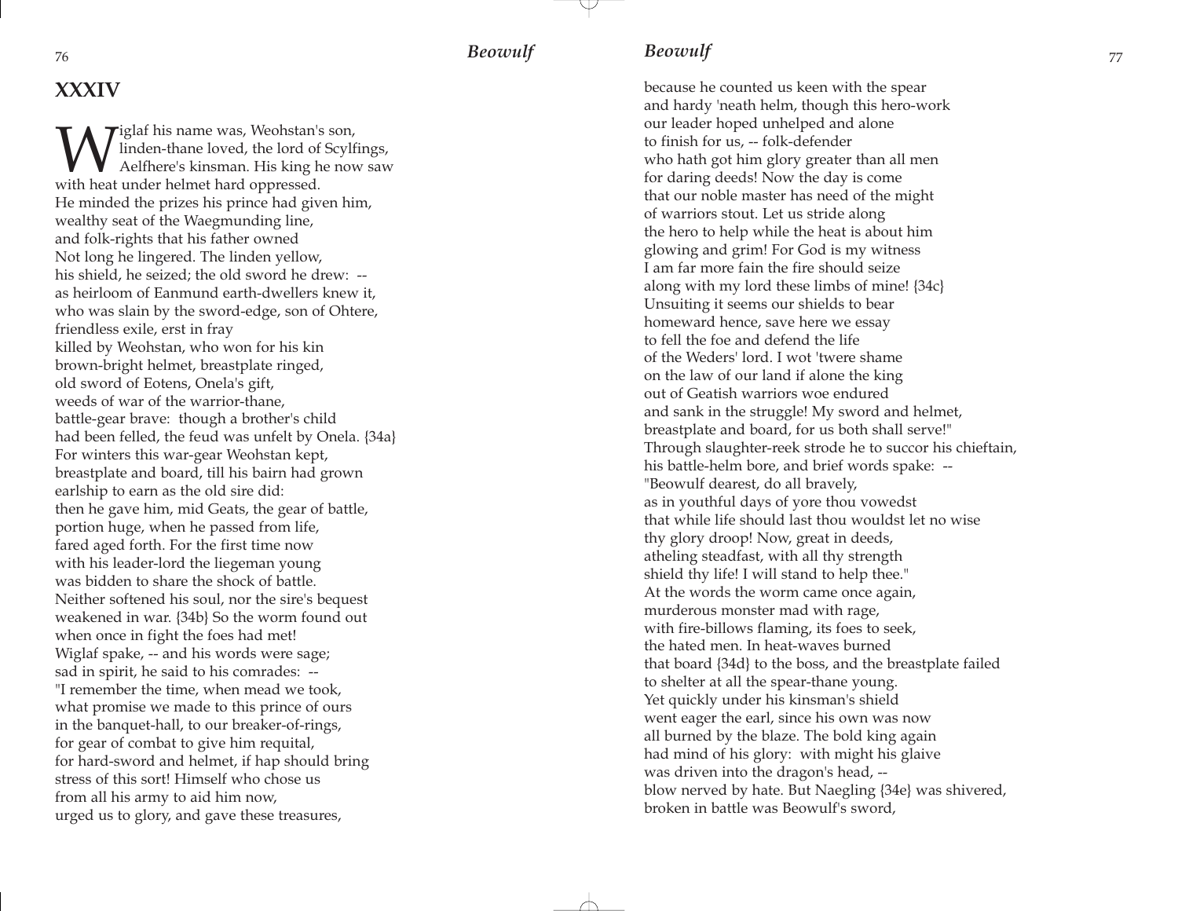## XXXIV

Wiglaf his name was, Weohstan's son,
linden-thane loved, the lord of Scylfings,
Aelfhere's kinsman. His king he now saw
with heat under helmet hard oppressed.
He minded the prizes his prince had given him,
wealthy seat of the Waegmunding line,
and folk-rights that his father owned
Not long he lingered. The linden yellow,
his shield, he seized; the old sword he drew: --
as heirloom of Eanmund earth-dwellers knew it,
who was slain by the sword-edge, son of Ohtere,
friendless exile, erst in fray
killed by Weohstan, who won for his kin
brown-bright helmet, breastplate ringed,
old sword of Eotens, Onela's gift,
weeds of war of the warrior-thane,
battle-gear brave: though a brother's child
had been felled, the feud was unfelt by Onela. {34a}
For winters this war-gear Weohstan kept,
breastplate and board, till his bairn had grown
earlship to earn as the old sire did:
then he gave him, mid Geats, the gear of battle,
portion huge, when he passed from life,
fared aged forth. For the first time now
with his leader-lord the liegeman young
was bidden to share the shock of battle.
Neither softened his soul, nor the sire's bequest
weakened in war. {34b} So the worm found out
when once in fight the foes had met!
Wiglaf spake, -- and his words were sage;
sad in spirit, he said to his comrades: --
"I remember the time, when mead we took,
what promise we made to this prince of ours
in the banquet-hall, to our breaker-of-rings,
for gear of combat to give him requital,
for hard-sword and helmet, if hap should bring
stress of this sort! Himself who chose us
from all his army to aid him now,
urged us to glory, and gave these treasures,
because he counted us keen with the spear
and hardy 'neath helm, though this hero-work
our leader hoped unhelped and alone
to finish for us, -- folk-defender
who hath got him glory greater than all men
for daring deeds! Now the day is come
that our noble master has need of the might
of warriors stout. Let us stride along
the hero to help while the heat is about him
glowing and grim! For God is my witness
I am far more fain the fire should seize
along with my lord these limbs of mine! {34c}
Unsuiting it seems our shields to bear
homeward hence, save here we essay
to fell the foe and defend the life
of the Weders' lord. I wot 'twere shame
on the law of our land if alone the king
out of Geatish warriors woe endured
and sank in the struggle! My sword and helmet,
breastplate and board, for us both shall serve!"
Through slaughter-reek strode he to succor his chieftain,
his battle-helm bore, and brief words spake: --
"Beowulf dearest, do all bravely,
as in youthful days of yore thou vowedst
that while life should last thou wouldst let no wise
thy glory droop! Now, great in deeds,
atheling steadfast, with all thy strength
shield thy life! I will stand to help thee."
At the words the worm came once again,
murderous monster mad with rage,
with fire-billows flaming, its foes to seek,
the hated men. In heat-waves burned
that board {34d} to the boss, and the breastplate failed
to shelter at all the spear-thane young.
Yet quickly under his kinsman's shield
went eager the earl, since his own was now
all burned by the blaze. The bold king again
had mind of his glory: with might his glaive
was driven into the dragon's head, --
blow nerved by hate. But Naegling {34e} was shivered,
broken in battle was Beowulf's sword,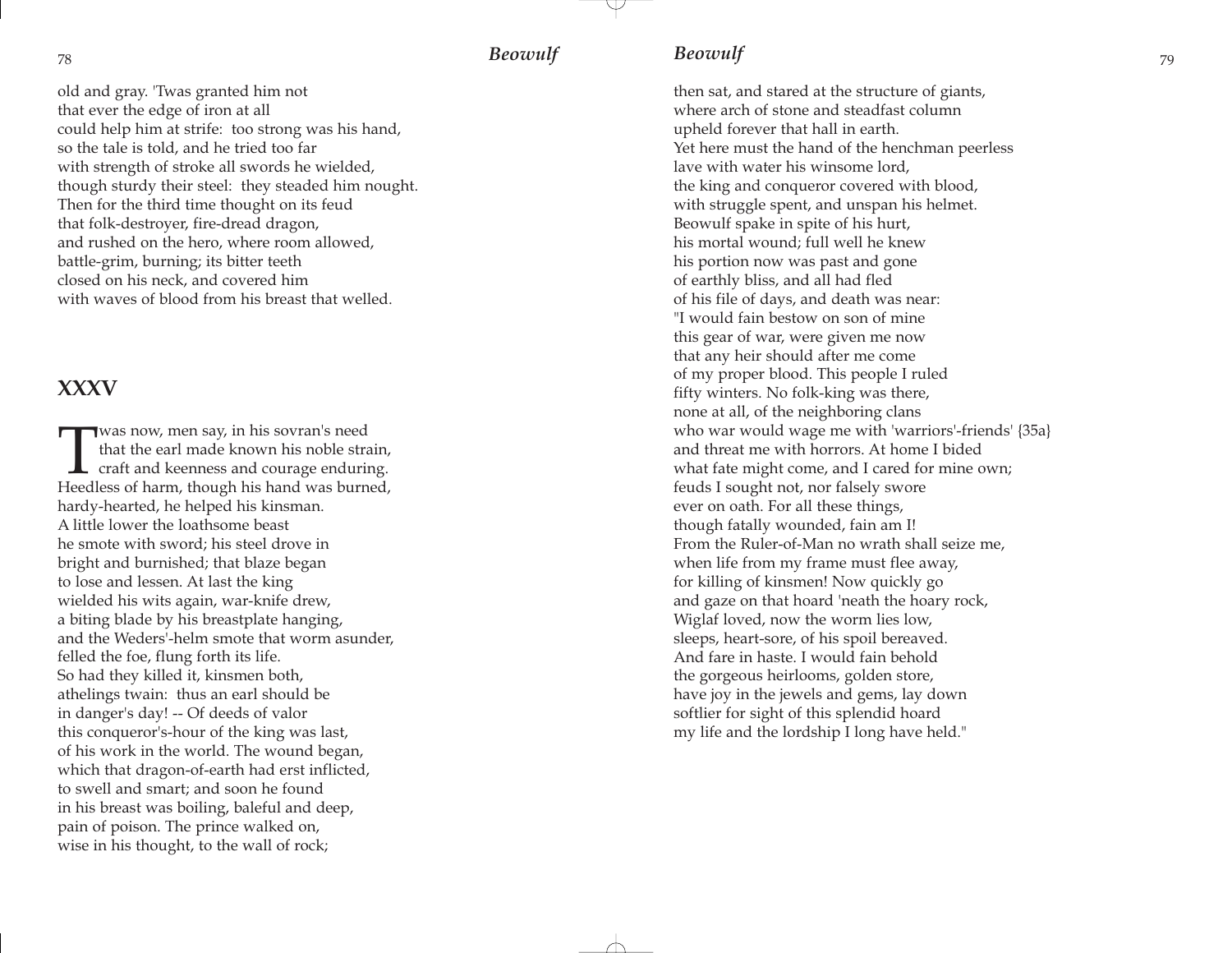old and gray. 'Twas granted him not
that ever the edge of iron at all
could help him at strife: too strong was his hand,
so the tale is told, and he tried too far
with strength of stroke all swords he wielded,
though sturdy their steel: they steaded him nought.
Then for the third time thought on its feud
that folk-destroyer, fire-dread dragon,
and rushed on the hero, where room allowed,
battle-grim, burning; its bitter teeth
closed on his neck, and covered him
with waves of blood from his breast that welled.

## XXXV

'Twas now, men say, in his sovran's need
that the earl made known his noble strain,
craft and keenness and courage enduring.
Heedless of harm, though his hand was burned,
hardy-hearted, he helped his kinsman.
A little lower the loathsome beast
he smote with sword; his steel drove in
bright and burnished; that blaze began
to lose and lessen. At last the king
wielded his wits again, war-knife drew,
a biting blade by his breastplate hanging,
and the Weders'-helm smote that worm asunder,
felled the foe, flung forth its life.
So had they killed it, kinsmen both,
athelings twain: thus an earl should be
in danger's day! -- Of deeds of valor
this conqueror's-hour of the king was last,
of his work in the world. The wound began,
which that dragon-of-earth had erst inflicted,
to swell and smart; and soon he found
in his breast was boiling, baleful and deep,
pain of poison. The prince walked on,
wise in his thought, to the wall of rock;
then sat, and stared at the structure of giants,
where arch of stone and steadfast column
upheld forever that hall in earth.
Yet here must the hand of the henchman peerless
lave with water his winsome lord,
the king and conqueror covered with blood,
with struggle spent, and unspan his helmet.
Beowulf spake in spite of his hurt,
his mortal wound; full well he knew
his portion now was past and gone
of earthly bliss, and all had fled
of his file of days, and death was near:
"I would fain bestow on son of mine
this gear of war, were given me now
that any heir should after me come
of my proper blood. This people I ruled
fifty winters. No folk-king was there,
none at all, of the neighboring clans
who war would wage me with 'warriors'-friends' {35a}
and threat me with horrors. At home I bided
what fate might come, and I cared for mine own;
feuds I sought not, nor falsely swore
ever on oath. For all these things,
though fatally wounded, fain am I!
From the Ruler-of-Man no wrath shall seize me,
when life from my frame must flee away,
for killing of kinsmen! Now quickly go
and gaze on that hoard 'neath the hoary rock,
Wiglaf loved, now the worm lies low,
sleeps, heart-sore, of his spoil bereaved.
And fare in haste. I would fain behold
the gorgeous heirlooms, golden store,
have joy in the jewels and gems, lay down
softlier for sight of this splendid hoard
my life and the lordship I long have held."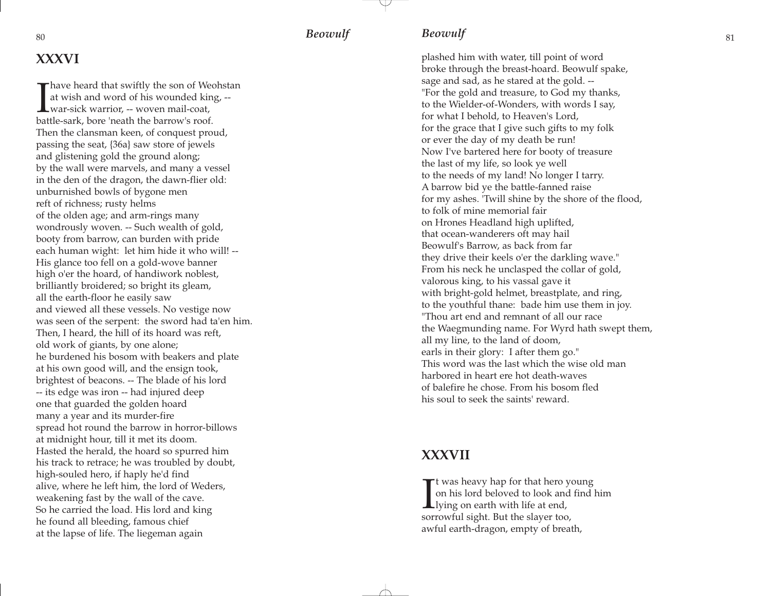## XXXVI

I have heard that swiftly the son of Weohstan
at wish and word of his wounded king, --
war-sick warrior, -- woven mail-coat,
battle-sark, bore 'neath the barrow's roof.
Then the clansman keen, of conquest proud,
passing the seat, {36a} saw store of jewels
and glistening gold the ground along;
by the wall were marvels, and many a vessel
in the den of the dragon, the dawn-flier old:
unburnished bowls of bygone men
reft of richness; rusty helms
of the olden age; and arm-rings many
wondrously woven. -- Such wealth of gold,
booty from barrow, can burden with pride
each human wight: let him hide it who will! --
His glance too fell on a gold-wove banner
high o'er the hoard, of handiwork noblest,
brilliantly broidered; so bright its gleam,
all the earth-floor he easily saw
and viewed all these vessels. No vestige now
was seen of the serpent: the sword had ta'en him.
Then, I heard, the hill of its hoard was reft,
old work of giants, by one alone;
he burdened his bosom with beakers and plate
at his own good will, and the ensign took,
brightest of beacons. -- The blade of his lord
-- its edge was iron -- had injured deep
one that guarded the golden hoard
many a year and its murder-fire
spread hot round the barrow in horror-billows
at midnight hour, till it met its doom.
Hasted the herald, the hoard so spurred him
his track to retrace; he was troubled by doubt,
high-souled hero, if haply he'd find
alive, where he left him, the lord of Weders,
weakening fast by the wall of the cave.
So he carried the load. His lord and king
he found all bleeding, famous chief
at the lapse of life. The liegeman again
plashed him with water, till point of word
broke through the breast-hoard. Beowulf spake,
sage and sad, as he stared at the gold. --
"For the gold and treasure, to God my thanks,
to the Wielder-of-Wonders, with words I say,
for what I behold, to Heaven's Lord,
for the grace that I give such gifts to my folk
or ever the day of my death be run!
Now I've bartered here for booty of treasure
the last of my life, so look ye well
to the needs of my land! No longer I tarry.
A barrow bid ye the battle-fanned raise
for my ashes. 'Twill shine by the shore of the flood,
to folk of mine memorial fair
on Hrones Headland high uplifted,
that ocean-wanderers oft may hail
Beowulf's Barrow, as back from far
they drive their keels o'er the darkling wave."
From his neck he unclasped the collar of gold,
valorous king, to his vassal gave it
with bright-gold helmet, breastplate, and ring,
to the youthful thane: bade him use them in joy.
"Thou art end and remnant of all our race
the Waegmunding name. For Wyrd hath swept them,
all my line, to the land of doom,
earls in their glory: I after them go."
This word was the last which the wise old man
harbored in heart ere hot death-waves
of balefire he chose. From his bosom fled
his soul to seek the saints' reward.

## XXXVII

It was heavy hap for that hero young
on his lord beloved to look and find him
lying on earth with life at end,
sorrowful sight. But the slayer too,
awful earth-dragon, empty of breath,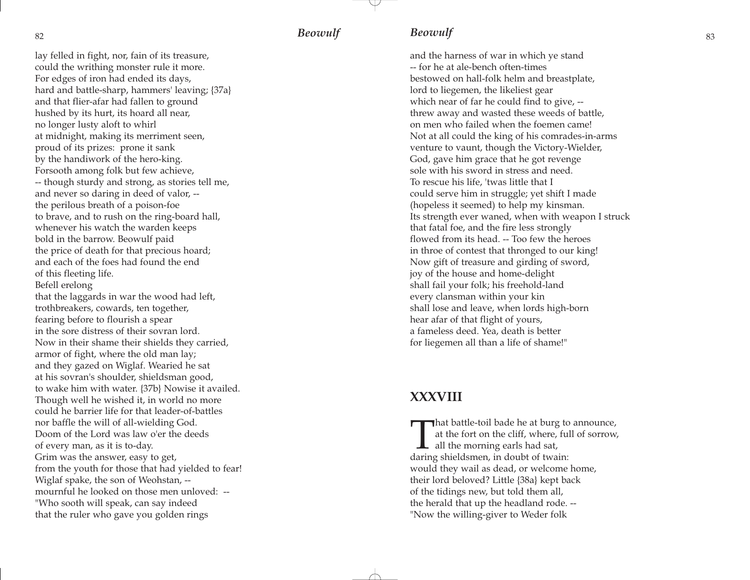lay felled in fight, nor, fain of its treasure,
could the writhing monster rule it more.
For edges of iron had ended its days,
hard and battle-sharp, hammers' leaving; {37a}
and that flier-afar had fallen to ground
hushed by its hurt, its hoard all near,
no longer lusty aloft to whirl
at midnight, making its merriment seen,
proud of its prizes: prone it sank
by the handiwork of the hero-king.
Forsooth among folk but few achieve,
-- though sturdy and strong, as stories tell me,
and never so daring in deed of valor, --
the perilous breath of a poison-foe
to brave, and to rush on the ring-board hall,
whenever his watch the warden keeps
bold in the barrow. Beowulf paid
the price of death for that precious hoard;
and each of the foes had found the end
of this fleeting life.
Befell erelong
that the laggards in war the wood had left,
trothbreakers, cowards, ten together,
fearing before to flourish a spear
in the sore distress of their sovran lord.
Now in their shame their shields they carried,
armor of fight, where the old man lay;
and they gazed on Wiglaf. Wearied he sat
at his sovran's shoulder, shieldsman good,
to wake him with water. {37b} Nowise it availed.
Though well he wished it, in world no more
could he barrier life for that leader-of-battles
nor baffle the will of all-wielding God.
Doom of the Lord was law o'er the deeds
of every man, as it is to-day.
Grim was the answer, easy to get,
from the youth for those that had yielded to fear!
Wiglaf spake, the son of Weohstan, --
mournful he looked on those men unloved: --
"Who sooth will speak, can say indeed
that the ruler who gave you golden rings
and the harness of war in which ye stand
-- for he at ale-bench often-times
bestowed on hall-folk helm and breastplate,
lord to liegemen, the likeliest gear
which near of far he could find to give, --
threw away and wasted these weeds of battle,
on men who failed when the foemen came!
Not at all could the king of his comrades-in-arms
venture to vaunt, though the Victory-Wielder,
God, gave him grace that he got revenge
sole with his sword in stress and need.
To rescue his life, 'twas little that I
could serve him in struggle; yet shift I made
(hopeless it seemed) to help my kinsman.
Its strength ever waned, when with weapon I struck
that fatal foe, and the fire less strongly
flowed from its head. -- Too few the heroes
in throe of contest that thronged to our king!
Now gift of treasure and girding of sword,
joy of the house and home-delight
shall fail your folk; his freehold-land
every clansman within your kin
shall lose and leave, when lords high-born
hear afar of that flight of yours,
a fameless deed. Yea, death is better
for liegemen all than a life of shame!"

## XXXVIII

That battle-toil bade he at burg to announce,
at the fort on the cliff, where, full of sorrow,
all the morning earls had sat,
daring shieldsmen, in doubt of twain:
would they wail as dead, or welcome home,
their lord beloved? Little {38a} kept back
of the tidings new, but told them all,
the herald that up the headland rode. --
"Now the willing-giver to Weder folk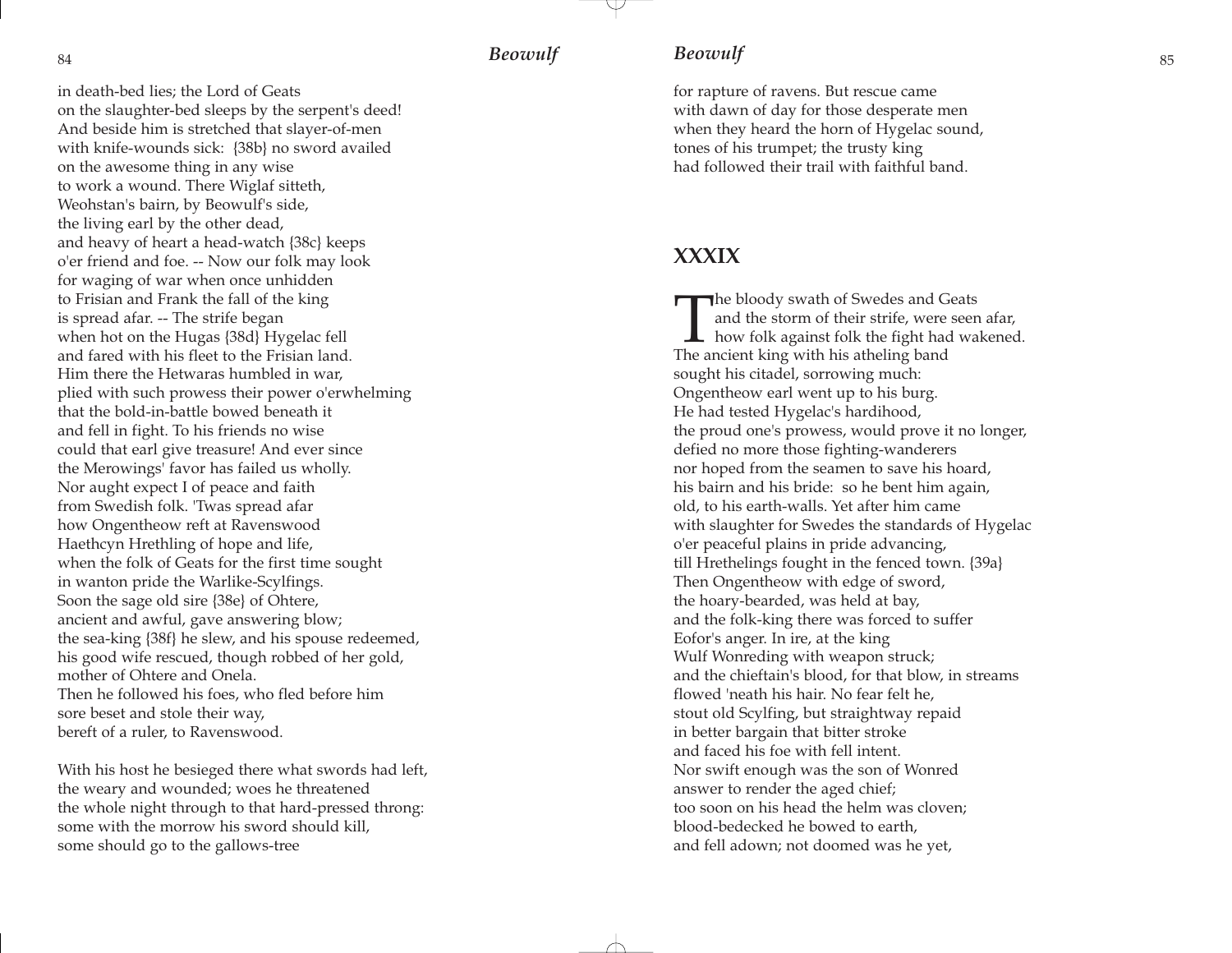in death-bed lies; the Lord of Geats
on the slaughter-bed sleeps by the serpent's deed!
And beside him is stretched that slayer-of-men
with knife-wounds sick: {38b} no sword availed
on the awesome thing in any wise
to work a wound. There Wiglaf sitteth,
Weohstan's bairn, by Beowulf's side,
the living earl by the other dead,
and heavy of heart a head-watch {38c} keeps
o'er friend and foe. -- Now our folk may look
for waging of war when once unhidden
to Frisian and Frank the fall of the king
is spread afar. -- The strife began
when hot on the Hugas {38d} Hygelac fell
and fared with his fleet to the Frisian land.
Him there the Hetwaras humbled in war,
plied with such prowess their power o'erwhelming
that the bold-in-battle bowed beneath it
and fell in fight. To his friends no wise
could that earl give treasure! And ever since
the Merowings' favor has failed us wholly.
Nor aught expect I of peace and faith
from Swedish folk. 'Twas spread afar
how Ongentheow reft at Ravenswood
Haethcyn Hrethling of hope and life,
when the folk of Geats for the first time sought
in wanton pride the Warlike-Scylfings.
Soon the sage old sire {38e} of Ohtere,
ancient and awful, gave answering blow;
the sea-king {38f} he slew, and his spouse redeemed,
his good wife rescued, though robbed of her gold,
mother of Ohtere and Onela.
Then he followed his foes, who fled before him
sore beset and stole their way,
bereft of a ruler, to Ravenswood.

With his host he besieged there what swords had left,
the weary and wounded; woes he threatened
the whole night through to that hard-pressed throng:
some with the morrow his sword should kill,
some should go to the gallows-tree
for rapture of ravens. But rescue came
with dawn of day for those desperate men
when they heard the horn of Hygelac sound,
tones of his trumpet; the trusty king
had followed their trail with faithful band.

## XXXIX

The bloody swath of Swedes and Geats
and the storm of their strife, were seen afar,
how folk against folk the fight had wakened.
The ancient king with his atheling band
sought his citadel, sorrowing much:
Ongentheow earl went up to his burg.
He had tested Hygelac's hardihood,
the proud one's prowess, would prove it no longer,
defied no more those fighting-wanderers
nor hoped from the seamen to save his hoard,
his bairn and his bride: so he bent him again,
old, to his earth-walls. Yet after him came
with slaughter for Swedes the standards of Hygelac
o'er peaceful plains in pride advancing,
till Hrethelings fought in the fenced town. {39a}
Then Ongentheow with edge of sword,
the hoary-bearded, was held at bay,
and the folk-king there was forced to suffer
Eofor's anger. In ire, at the king
Wulf Wonreding with weapon struck;
and the chieftain's blood, for that blow, in streams
flowed 'neath his hair. No fear felt he,
stout old Scylfing, but straightway repaid
in better bargain that bitter stroke
and faced his foe with fell intent.
Nor swift enough was the son of Wonred
answer to render the aged chief;
too soon on his head the helm was cloven;
blood-bedecked he bowed to earth,
and fell adown; not doomed was he yet,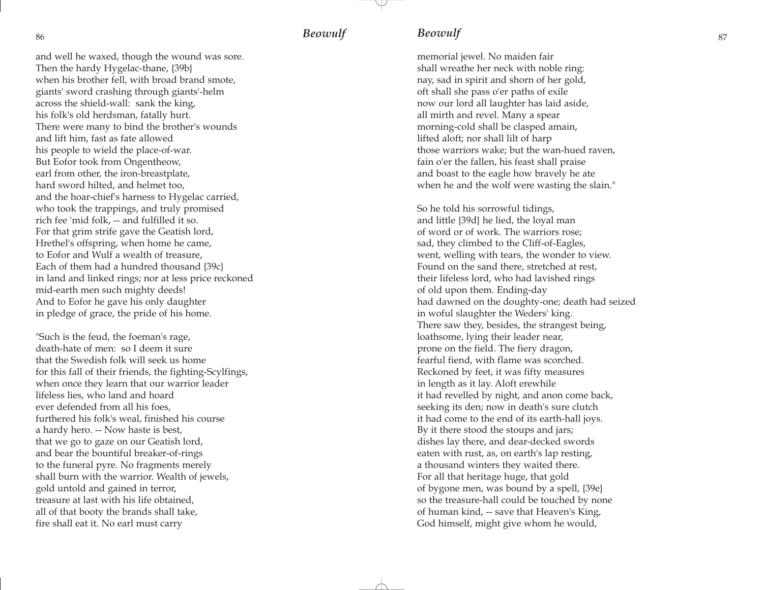and well he waxed, though the wound was sore.
Then the hardy Hygelac-thane, {39b}
when his brother fell, with broad brand smote,
giants' sword crashing through giants'-helm
across the shield-wall: sank the king,
his folk's old herdsman, fatally hurt.
There were many to bind the brother's wounds
and lift him, fast as fate allowed
his people to wield the place-of-war.
But Eofor took from Ongentheow,
earl from other, the iron-breastplate,
hard sword hilted, and helmet too,
and the hoar-chief's harness to Hygelac carried,
who took the trappings, and truly promised
rich fee 'mid folk, -- and fulfilled it so.
For that grim strife gave the Geatish lord,
Hrethel's offspring, when home he came,
to Eofor and Wulf a wealth of treasure,
Each of them had a hundred thousand {39c}
in land and linked rings; nor at less price reckoned
mid-earth men such mighty deeds!
And to Eofor he gave his only daughter
in pledge of grace, the pride of his home.

"Such is the feud, the foeman's rage,
death-hate of men: so I deem it sure
that the Swedish folk will seek us home
for this fall of their friends, the fighting-Scylfings,
when once they learn that our warrior leader
lifeless lies, who land and hoard
ever defended from all his foes,
furthered his folk's weal, finished his course
a hardy hero. -- Now haste is best,
that we go to gaze on our Geatish lord,
and bear the bountiful breaker-of-rings
to the funeral pyre. No fragments merely
shall burn with the warrior. Wealth of jewels,
gold untold and gained in terror,
treasure at last with his life obtained,
all of that booty the brands shall take,
fire shall eat it. No earl must carry
memorial jewel. No maiden fair
shall wreathe her neck with noble ring:
nay, sad in spirit and shorn of her gold,
oft shall she pass o'er paths of exile
now our lord all laughter has laid aside,
all mirth and revel. Many a spear
morning-cold shall be clasped amain,
lifted aloft; nor shall lilt of harp
those warriors wake; but the wan-hued raven,
fain o'er the fallen, his feast shall praise
and boast to the eagle how bravely he ate
when he and the wolf were wasting the slain."

So he told his sorrowful tidings,
and little {39d} he lied, the loyal man
of word or of work. The warriors rose;
sad, they climbed to the Cliff-of-Eagles,
went, welling with tears, the wonder to view.
Found on the sand there, stretched at rest,
their lifeless lord, who had lavished rings
of old upon them. Ending-day
had dawned on the doughty-one; death had seized
in woful slaughter the Weders' king.
There saw they, besides, the strangest being,
loathsome, lying their leader near,
prone on the field. The fiery dragon,
fearful fiend, with flame was scorched.
Reckoned by feet, it was fifty measures
in length as it lay. Aloft erewhile
it had revelled by night, and anon come back,
seeking its den; now in death's sure clutch
it had come to the end of its earth-hall joys.
By it there stood the stoups and jars;
dishes lay there, and dear-decked swords
eaten with rust, as, on earth's lap resting,
a thousand winters they waited there.
For all that heritage huge, that gold
of bygone men, was bound by a spell, {39e}
so the treasure-hall could be touched by none
of human kind, -- save that Heaven's King,
God himself, might give whom he would,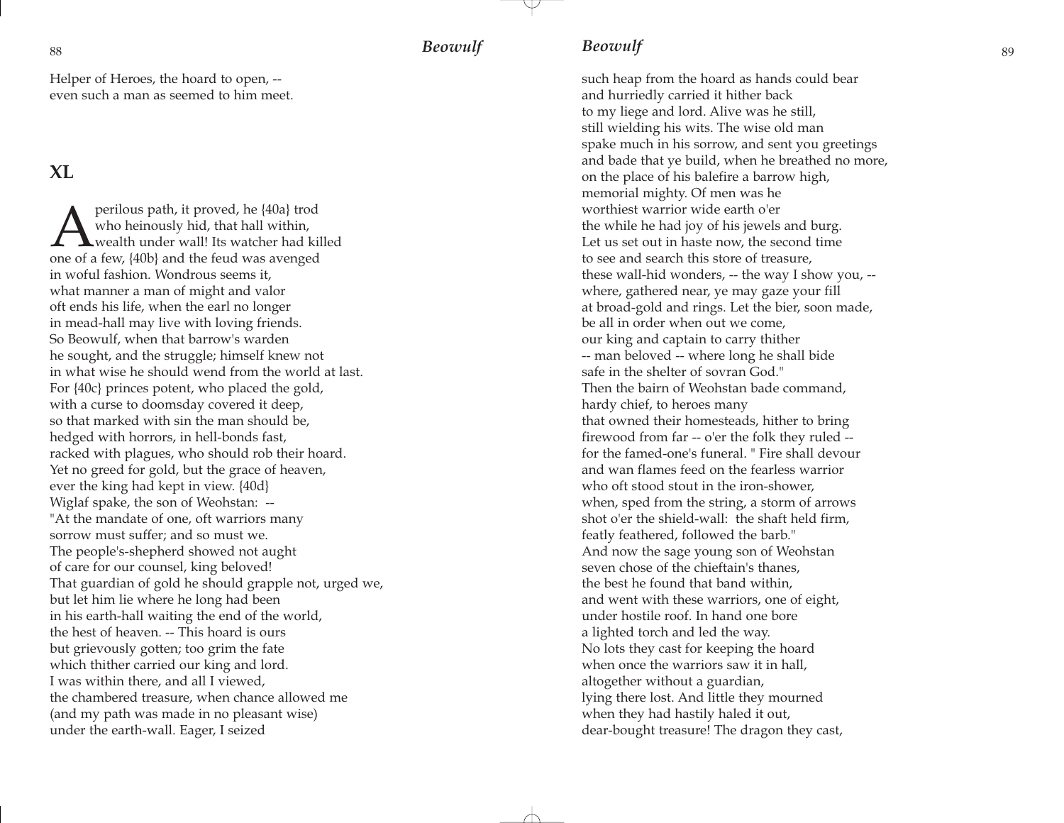Helper of Heroes, the hoard to open, --
even such a man as seemed to him meet.

## XL

A perilous path, it proved, he {40a} trod
who heinously hid, that hall within,
wealth under wall! Its watcher had killed
one of a few, {40b} and the feud was avenged
in woful fashion. Wondrous seems it,
what manner a man of might and valor
oft ends his life, when the earl no longer
in mead-hall may live with loving friends.
So Beowulf, when that barrow's warden
he sought, and the struggle; himself knew not
in what wise he should wend from the world at last.
For {40c} princes potent, who placed the gold,
with a curse to doomsday covered it deep,
so that marked with sin the man should be,
hedged with horrors, in hell-bonds fast,
racked with plagues, who should rob their hoard.
Yet no greed for gold, but the grace of heaven,
ever the king had kept in view. {40d}
Wiglaf spake, the son of Weohstan: --
"At the mandate of one, oft warriors many
sorrow must suffer; and so must we.
The people's-shepherd showed not aught
of care for our counsel, king beloved!
That guardian of gold he should grapple not, urged we,
but let him lie where he long had been
in his earth-hall waiting the end of the world,
the hest of heaven. -- This hoard is ours
but grievously gotten; too grim the fate
which thither carried our king and lord.
I was within there, and all I viewed,
the chambered treasure, when chance allowed me
(and my path was made in no pleasant wise)
under the earth-wall. Eager, I seized
such heap from the hoard as hands could bear
and hurriedly carried it hither back
to my liege and lord. Alive was he still,
still wielding his wits. The wise old man
spake much in his sorrow, and sent you greetings
and bade that ye build, when he breathed no more,
on the place of his balefire a barrow high,
memorial mighty. Of men was he
worthiest warrior wide earth o'er
the while he had joy of his jewels and burg.
Let us set out in haste now, the second time
to see and search this store of treasure,
these wall-hid wonders, -- the way I show you, --
where, gathered near, ye may gaze your fill
at broad-gold and rings. Let the bier, soon made,
be all in order when out we come,
our king and captain to carry thither
-- man beloved -- where long he shall bide
safe in the shelter of sovran God."
Then the bairn of Weohstan bade command,
hardy chief, to heroes many
that owned their homesteads, hither to bring
firewood from far -- o'er the folk they ruled --
for the famed-one's funeral. " Fire shall devour
and wan flames feed on the fearless warrior
who oft stood stout in the iron-shower,
when, sped from the string, a storm of arrows
shot o'er the shield-wall: the shaft held firm,
featly feathered, followed the barb."
And now the sage young son of Weohstan
seven chose of the chieftain's thanes,
the best he found that band within,
and went with these warriors, one of eight,
under hostile roof. In hand one bore
a lighted torch and led the way.
No lots they cast for keeping the hoard
when once the warriors saw it in hall,
altogether without a guardian,
lying there lost. And little they mourned
when they had hastily haled it out,
dear-bought treasure! The dragon they cast,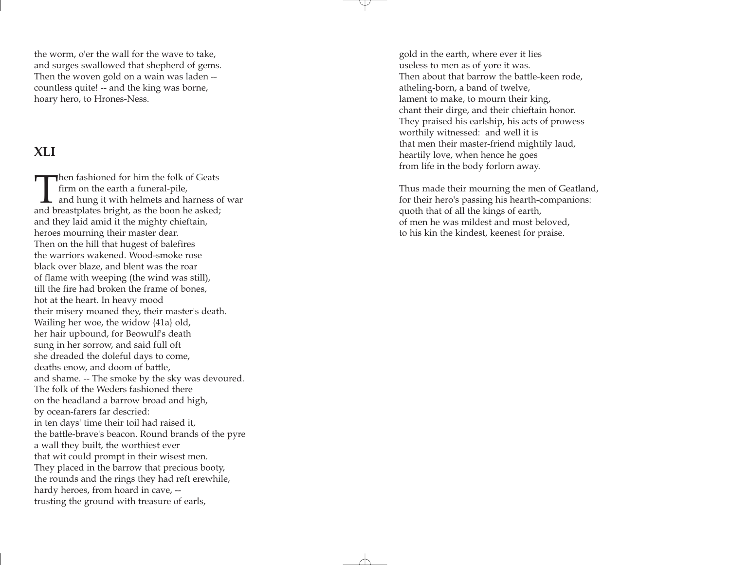the worm, o'er the wall for the wave to take,
and surges swallowed that shepherd of gems.
Then the woven gold on a wain was laden --
countless quite! -- and the king was borne,
hoary hero, to Hrones-Ness.

## XLI

Then fashioned for him the folk of Geats
firm on the earth a funeral-pile,
and hung it with helmets and harness of war
and breastplates bright, as the boon he asked;
and they laid amid it the mighty chieftain,
heroes mourning their master dear.
Then on the hill that hugest of balefires
the warriors wakened. Wood-smoke rose
black over blaze, and blent was the roar
of flame with weeping (the wind was still),
till the fire had broken the frame of bones,
hot at the heart. In heavy mood
their misery moaned they, their master's death.
Wailing her woe, the widow {41a} old,
her hair upbound, for Beowulf's death
sung in her sorrow, and said full oft
she dreaded the doleful days to come,
deaths enow, and doom of battle,
and shame. -- The smoke by the sky was devoured.
The folk of the Weders fashioned there
on the headland a barrow broad and high,
by ocean-farers far descried:
in ten days' time their toil had raised it,
the battle-brave's beacon. Round brands of the pyre
a wall they built, the worthiest ever
that wit could prompt in their wisest men.
They placed in the barrow that precious booty,
the rounds and the rings they had reft erewhile,
hardy heroes, from hoard in cave, --
trusting the ground with treasure of earls,
gold in the earth, where ever it lies
useless to men as of yore it was.
Then about that barrow the battle-keen rode,
atheling-born, a band of twelve,
lament to make, to mourn their king,
chant their dirge, and their chieftain honor.
They praised his earlship, his acts of prowess
worthily witnessed: and well it is
that men their master-friend mightily laud,
heartily love, when hence he goes
from life in the body forlorn away.

Thus made their mourning the men of Geatland,
for their hero's passing his hearth-companions:
quoth that of all the kings of earth,
of men he was mildest and most beloved,
to his kin the kindest, keenest for praise.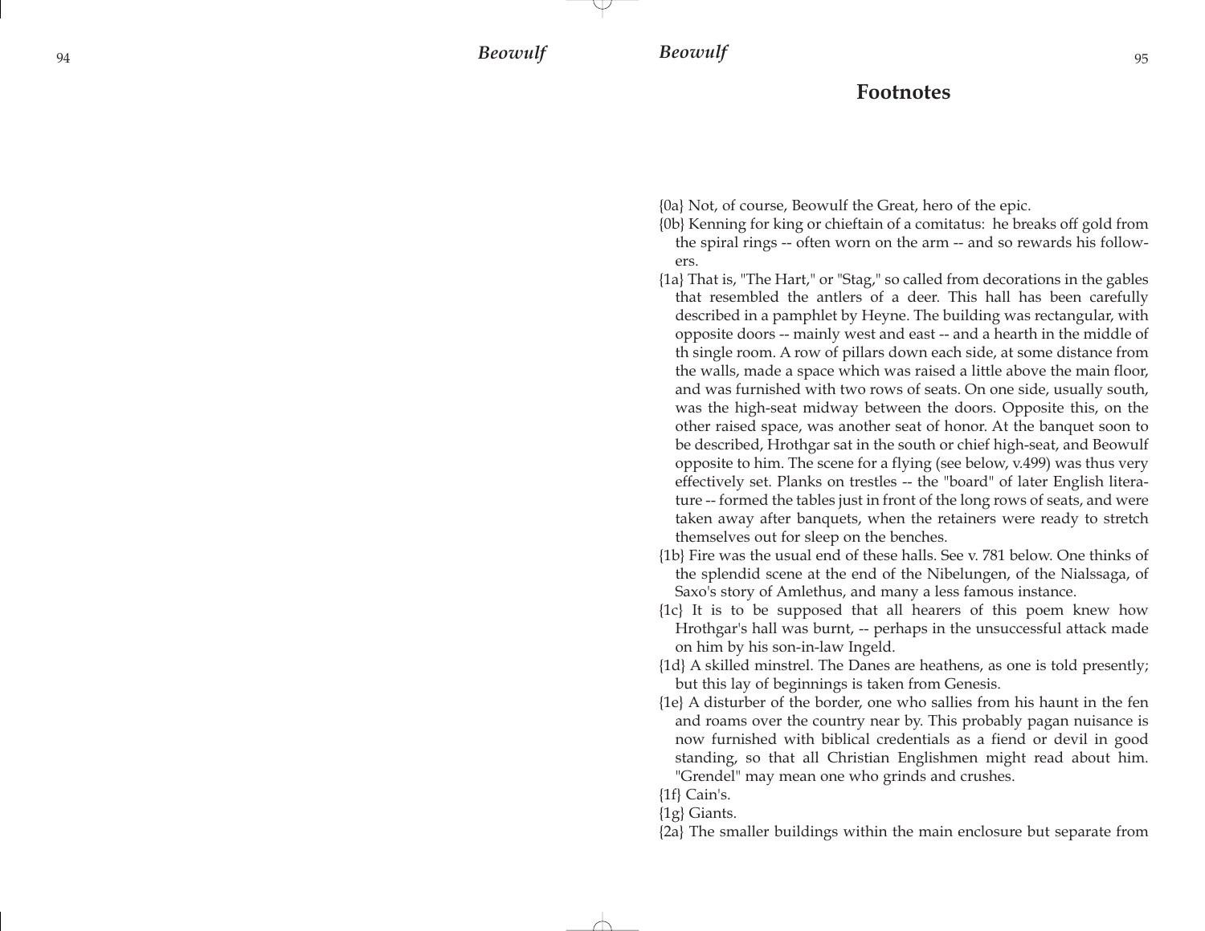# Footnotes

{0a} Not, of course, Beowulf the Great, hero of the epic.

{0b} Kenning for king or chieftain of a comitatus: he breaks off gold from the spiral rings -- often worn on the arm -- and so rewards his followers.

{1a} That is, "The Hart," or "Stag," so called from decorations in the gables that resembled the antlers of a deer. This hall has been carefully described in a pamphlet by Heyne. The building was rectangular, with opposite doors -- mainly west and east -- and a hearth in the middle of th single room. A row of pillars down each side, at some distance from the walls, made a space which was raised a little above the main floor, and was furnished with two rows of seats. On one side, usually south, was the high-seat midway between the doors. Opposite this, on the other raised space, was another seat of honor. At the banquet soon to be described, Hrothgar sat in the south or chief high-seat, and Beowulf opposite to him. The scene for a flying (see below, v.499) was thus very effectively set. Planks on trestles -- the "board" of later English literature -- formed the tables just in front of the long rows of seats, and were taken away after banquets, when the retainers were ready to stretch themselves out for sleep on the benches.

{1b} Fire was the usual end of these halls. See v. 781 below. One thinks of the splendid scene at the end of the Nibelungen, of the Nialssaga, of Saxo's story of Amlethus, and many a less famous instance.

{1c} It is to be supposed that all hearers of this poem knew how Hrothgar's hall was burnt, -- perhaps in the unsuccessful attack made on him by his son-in-law Ingeld.

{1d} A skilled minstrel. The Danes are heathens, as one is told presently; but this lay of beginnings is taken from Genesis.

{1e} A disturber of the border, one who sallies from his haunt in the fen and roams over the country near by. This probably pagan nuisance is now furnished with biblical credentials as a fiend or devil in good standing, so that all Christian Englishmen might read about him. "Grendel" may mean one who grinds and crushes.

{1f} Cain's.

{1g} Giants.

{2a} The smaller buildings within the main enclosure but separate from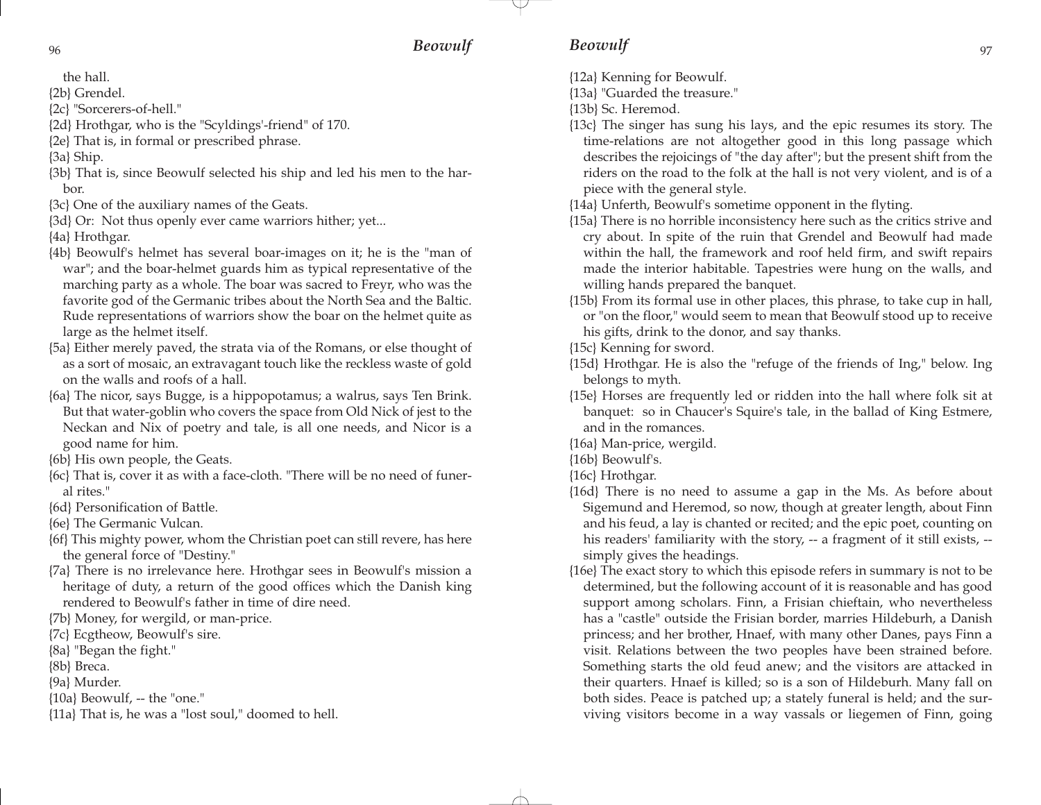the hall.

{2b} Grendel.

{2c} "Sorcerers-of-hell."

{2d} Hrothgar, who is the "Scyldings'-friend" of 170.

{2e} That is, in formal or prescribed phrase.

{3a} Ship.

{3b} That is, since Beowulf selected his ship and led his men to the harbor.

{3c} One of the auxiliary names of the Geats.

{3d} Or: Not thus openly ever came warriors hither; yet...

{4a} Hrothgar.

{4b} Beowulf's helmet has several boar-images on it; he is the "man of war"; and the boar-helmet guards him as typical representative of the marching party as a whole. The boar was sacred to Freyr, who was the favorite god of the Germanic tribes about the North Sea and the Baltic. Rude representations of warriors show the boar on the helmet quite as large as the helmet itself.

{5a} Either merely paved, the strata via of the Romans, or else thought of as a sort of mosaic, an extravagant touch like the reckless waste of gold on the walls and roofs of a hall.

{6a} The nicor, says Bugge, is a hippopotamus; a walrus, says Ten Brink. But that water-goblin who covers the space from Old Nick of jest to the Neckan and Nix of poetry and tale, is all one needs, and Nicor is a good name for him.

{6b} His own people, the Geats.

{6c} That is, cover it as with a face-cloth. "There will be no need of funeral rites."

{6d} Personification of Battle.

{6e} The Germanic Vulcan.

{6f} This mighty power, whom the Christian poet can still revere, has here the general force of "Destiny."

{7a} There is no irrelevance here. Hrothgar sees in Beowulf's mission a heritage of duty, a return of the good offices which the Danish king rendered to Beowulf's father in time of dire need.

{7b} Money, for wergild, or man-price.

{7c} Ecgtheow, Beowulf's sire.

{8a} "Began the fight."

{8b} Breca.

{9a} Murder.

{10a} Beowulf, -- the "one."

{11a} That is, he was a "lost soul," doomed to hell.

{12a} Kenning for Beowulf.

{13a} "Guarded the treasure."

{13b} Sc. Heremod.

{13c} The singer has sung his lays, and the epic resumes its story. The time-relations are not altogether good in this long passage which describes the rejoicings of "the day after"; but the present shift from the riders on the road to the folk at the hall is not very violent, and is of a piece with the general style.

{14a} Unferth, Beowulf's sometime opponent in the flyting.

{15a} There is no horrible inconsistency here such as the critics strive and cry about. In spite of the ruin that Grendel and Beowulf had made within the hall, the framework and roof held firm, and swift repairs made the interior habitable. Tapestries were hung on the walls, and willing hands prepared the banquet.

{15b} From its formal use in other places, this phrase, to take cup in hall, or "on the floor," would seem to mean that Beowulf stood up to receive his gifts, drink to the donor, and say thanks.

{15c} Kenning for sword.

{15d} Hrothgar. He is also the "refuge of the friends of Ing," below. Ing belongs to myth.

{15e} Horses are frequently led or ridden into the hall where folk sit at banquet: so in Chaucer's Squire's tale, in the ballad of King Estmere, and in the romances.

{16a} Man-price, wergild.

{16b} Beowulf's.

{16c} Hrothgar.

{16d} There is no need to assume a gap in the Ms. As before about Sigemund and Heremod, so now, though at greater length, about Finn and his feud, a lay is chanted or recited; and the epic poet, counting on his readers' familiarity with the story, -- a fragment of it still exists, -- simply gives the headings.

{16e} The exact story to which this episode refers in summary is not to be determined, but the following account of it is reasonable and has good support among scholars. Finn, a Frisian chieftain, who nevertheless has a "castle" outside the Frisian border, marries Hildeburh, a Danish princess; and her brother, Hnaef, with many other Danes, pays Finn a visit. Relations between the two peoples have been strained before. Something starts the old feud anew; and the visitors are attacked in their quarters. Hnaef is killed; so is a son of Hildeburh. Many fall on both sides. Peace is patched up; a stately funeral is held; and the surviving visitors become in a way vassals or liegemen of Finn, going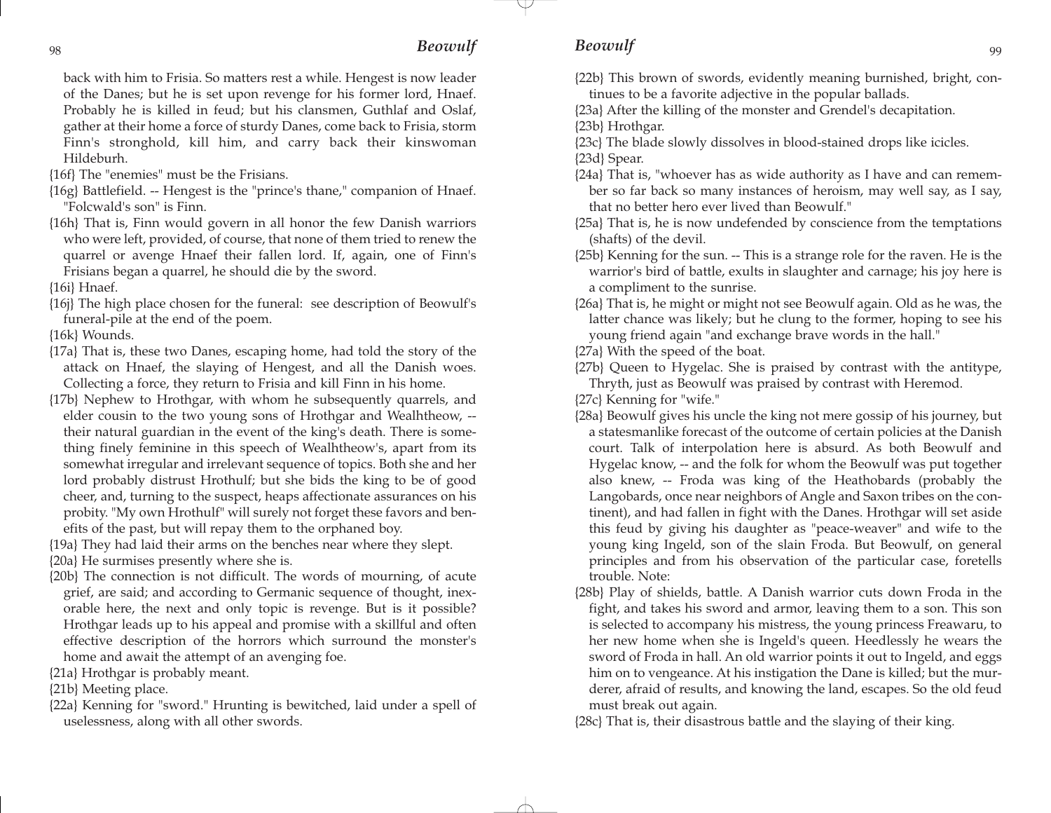back with him to Frisia. So matters rest a while. Hengest is now leader of the Danes; but he is set upon revenge for his former lord, Hnaef. Probably he is killed in feud; but his clansmen, Guthlaf and Oslaf, gather at their home a force of sturdy Danes, come back to Frisia, storm Finn's stronghold, kill him, and carry back their kinswoman Hildeburh.

{16f} The "enemies" must be the Frisians.

{16g} Battlefield. -- Hengest is the "prince's thane," companion of Hnaef. "Folcwald's son" is Finn.

{16h} That is, Finn would govern in all honor the few Danish warriors who were left, provided, of course, that none of them tried to renew the quarrel or avenge Hnaef their fallen lord. If, again, one of Finn's Frisians began a quarrel, he should die by the sword.

{16i} Hnaef.

{16j} The high place chosen for the funeral: see description of Beowulf's funeral-pile at the end of the poem.

{16k} Wounds.

{17a} That is, these two Danes, escaping home, had told the story of the attack on Hnaef, the slaying of Hengest, and all the Danish woes. Collecting a force, they return to Frisia and kill Finn in his home.

{17b} Nephew to Hrothgar, with whom he subsequently quarrels, and elder cousin to the two young sons of Hrothgar and Wealhtheow, -- their natural guardian in the event of the king's death. There is something finely feminine in this speech of Wealhtheow's, apart from its somewhat irregular and irrelevant sequence of topics. Both she and her lord probably distrust Hrothulf; but she bids the king to be of good cheer, and, turning to the suspect, heaps affectionate assurances on his probity. "My own Hrothulf" will surely not forget these favors and benefits of the past, but will repay them to the orphaned boy.

{19a} They had laid their arms on the benches near where they slept.

{20a} He surmises presently where she is.

{20b} The connection is not difficult. The words of mourning, of acute grief, are said; and according to Germanic sequence of thought, inexorable here, the next and only topic is revenge. But is it possible? Hrothgar leads up to his appeal and promise with a skillful and often effective description of the horrors which surround the monster's home and await the attempt of an avenging foe.

{21a} Hrothgar is probably meant.

{21b} Meeting place.

{22a} Kenning for "sword." Hrunting is bewitched, laid under a spell of uselessness, along with all other swords.

{22b} This brown of swords, evidently meaning burnished, bright, continues to be a favorite adjective in the popular ballads.

{23a} After the killing of the monster and Grendel's decapitation.

{23b} Hrothgar.

{23c} The blade slowly dissolves in blood-stained drops like icicles.

{23d} Spear.

{24a} That is, "whoever has as wide authority as I have and can remember so far back so many instances of heroism, may well say, as I say, that no better hero ever lived than Beowulf."

{25a} That is, he is now undefended by conscience from the temptations (shafts) of the devil.

{25b} Kenning for the sun. -- This is a strange role for the raven. He is the warrior's bird of battle, exults in slaughter and carnage; his joy here is a compliment to the sunrise.

{26a} That is, he might or might not see Beowulf again. Old as he was, the latter chance was likely; but he clung to the former, hoping to see his young friend again "and exchange brave words in the hall."

{27a} With the speed of the boat.

{27b} Queen to Hygelac. She is praised by contrast with the antitype, Thryth, just as Beowulf was praised by contrast with Heremod.

{27c} Kenning for "wife."

{28a} Beowulf gives his uncle the king not mere gossip of his journey, but a statesmanlike forecast of the outcome of certain policies at the Danish court. Talk of interpolation here is absurd. As both Beowulf and Hygelac know, -- and the folk for whom the Beowulf was put together also knew, -- Froda was king of the Heathobards (probably the Langobards, once near neighbors of Angle and Saxon tribes on the continent), and had fallen in fight with the Danes. Hrothgar will set aside this feud by giving his daughter as "peace-weaver" and wife to the young king Ingeld, son of the slain Froda. But Beowulf, on general principles and from his observation of the particular case, foretells trouble. Note:

{28b} Play of shields, battle. A Danish warrior cuts down Froda in the fight, and takes his sword and armor, leaving them to a son. This son is selected to accompany his mistress, the young princess Freawaru, to her new home when she is Ingeld's queen. Heedlessly he wears the sword of Froda in hall. An old warrior points it out to Ingeld, and eggs him on to vengeance. At his instigation the Dane is killed; but the murderer, afraid of results, and knowing the land, escapes. So the old feud must break out again.

{28c} That is, their disastrous battle and the slaying of their king.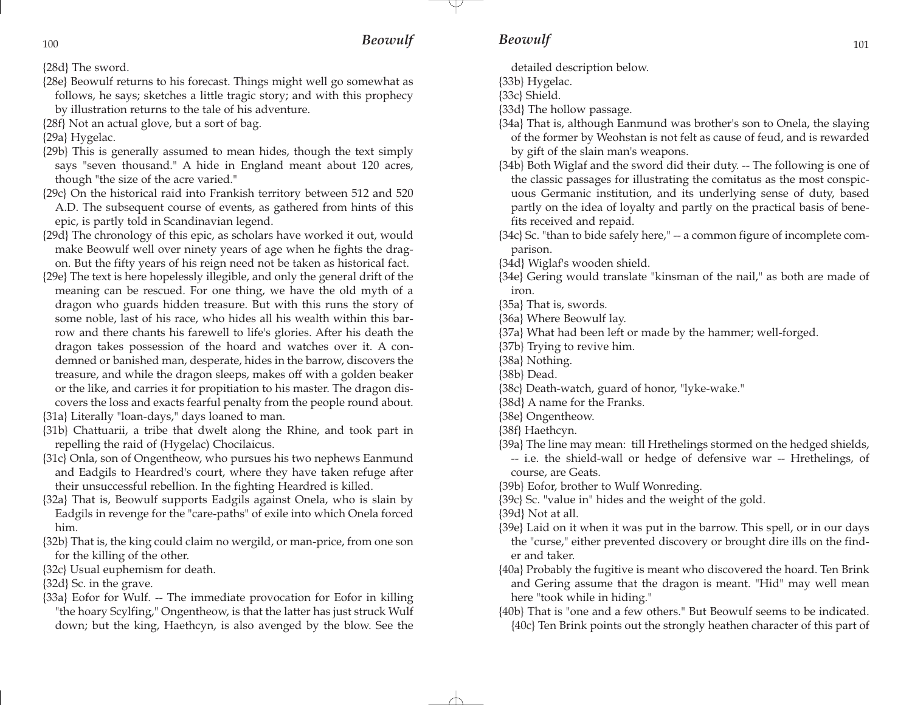{28d} The sword.

{28e} Beowulf returns to his forecast. Things might well go somewhat as follows, he says; sketches a little tragic story; and with this prophecy by illustration returns to the tale of his adventure.

{28f} Not an actual glove, but a sort of bag.

{29a} Hygelac.

{29b} This is generally assumed to mean hides, though the text simply says "seven thousand." A hide in England meant about 120 acres, though "the size of the acre varied."

{29c} On the historical raid into Frankish territory between 512 and 520 A.D. The subsequent course of events, as gathered from hints of this epic, is partly told in Scandinavian legend.

{29d} The chronology of this epic, as scholars have worked it out, would make Beowulf well over ninety years of age when he fights the dragon. But the fifty years of his reign need not be taken as historical fact.

{29e} The text is here hopelessly illegible, and only the general drift of the meaning can be rescued. For one thing, we have the old myth of a dragon who guards hidden treasure. But with this runs the story of some noble, last of his race, who hides all his wealth within this barrow and there chants his farewell to life's glories. After his death the dragon takes possession of the hoard and watches over it. A condemned or banished man, desperate, hides in the barrow, discovers the treasure, and while the dragon sleeps, makes off with a golden beaker or the like, and carries it for propitiation to his master. The dragon discovers the loss and exacts fearful penalty from the people round about.

{31a} Literally "loan-days," days loaned to man.

{31b} Chattuarii, a tribe that dwelt along the Rhine, and took part in repelling the raid of (Hygelac) Chocilaicus.

{31c} Onla, son of Ongentheow, who pursues his two nephews Eanmund and Eadgils to Heardred's court, where they have taken refuge after their unsuccessful rebellion. In the fighting Heardred is killed.

{32a} That is, Beowulf supports Eadgils against Onela, who is slain by Eadgils in revenge for the "care-paths" of exile into which Onela forced him.

{32b} That is, the king could claim no wergild, or man-price, from one son for the killing of the other.

{32c} Usual euphemism for death.

{32d} Sc. in the grave.

{33a} Eofor for Wulf. -- The immediate provocation for Eofor in killing "the hoary Scylfing," Ongentheow, is that the latter has just struck Wulf down; but the king, Haethcyn, is also avenged by the blow. See the detailed description below.

{33b} Hygelac.

{33c} Shield.

{33d} The hollow passage.

{34a} That is, although Eanmund was brother's son to Onela, the slaying of the former by Weohstan is not felt as cause of feud, and is rewarded by gift of the slain man's weapons.

{34b} Both Wiglaf and the sword did their duty. -- The following is one of the classic passages for illustrating the comitatus as the most conspicuous Germanic institution, and its underlying sense of duty, based partly on the idea of loyalty and partly on the practical basis of benefits received and repaid.

{34c} Sc. "than to bide safely here," -- a common figure of incomplete comparison.

{34d} Wiglaf's wooden shield.

{34e} Gering would translate "kinsman of the nail," as both are made of iron.

{35a} That is, swords.

{36a} Where Beowulf lay.

{37a} What had been left or made by the hammer; well-forged.

{37b} Trying to revive him.

{38a} Nothing.

{38b} Dead.

{38c} Death-watch, guard of honor, "lyke-wake."

{38d} A name for the Franks.

{38e} Ongentheow.

{38f} Haethcyn.

{39a} The line may mean: till Hrethelings stormed on the hedged shields, -- i.e. the shield-wall or hedge of defensive war -- Hrethelings, of course, are Geats.

{39b} Eofor, brother to Wulf Wonreding.

{39c} Sc. "value in" hides and the weight of the gold.

{39d} Not at all.

{39e} Laid on it when it was put in the barrow. This spell, or in our days the "curse," either prevented discovery or brought dire ills on the finder and taker.

{40a} Probably the fugitive is meant who discovered the hoard. Ten Brink and Gering assume that the dragon is meant. "Hid" may well mean here "took while in hiding."

{40b} That is "one and a few others." But Beowulf seems to be indicated.

{40c} Ten Brink points out the strongly heathen character of this part of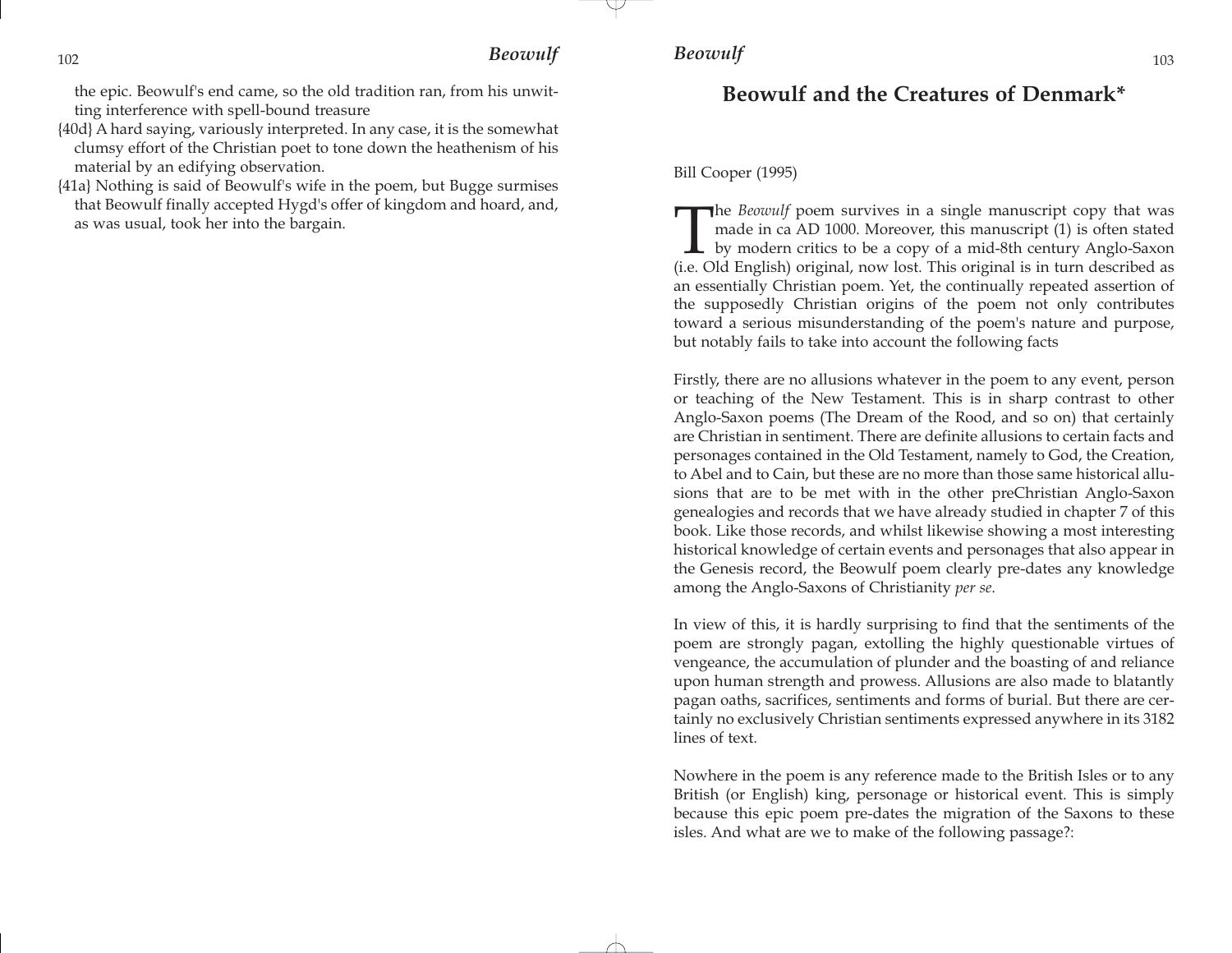the epic. Beowulf's end came, so the old tradition ran, from his unwitting interference with spell-bound treasure

{40d} A hard saying, variously interpreted. In any case, it is the somewhat clumsy effort of the Christian poet to tone down the heathenism of his material by an edifying observation.

{41a} Nothing is said of Beowulf's wife in the poem, but Bugge surmises that Beowulf finally accepted Hygd's offer of kingdom and hoard, and, as was usual, took her into the bargain.

## Beowulf and the Creatures of Denmark*

Bill Cooper (1995)

The *Beowulf* poem survives in a single manuscript copy that was made in ca AD 1000. Moreover, this manuscript (1) is often stated by modern critics to be a copy of a mid-8th century Anglo-Saxon (i.e. Old English) original, now lost. This original is in turn described as an essentially Christian poem. Yet, the continually repeated assertion of the supposedly Christian origins of the poem not only contributes toward a serious misunderstanding of the poem's nature and purpose, but notably fails to take into account the following facts

Firstly, there are no allusions whatever in the poem to any event, person or teaching of the New Testament. This is in sharp contrast to other Anglo-Saxon poems (The Dream of the Rood, and so on) that certainly are Christian in sentiment. There are definite allusions to certain facts and personages contained in the Old Testament, namely to God, the Creation, to Abel and to Cain, but these are no more than those same historical allusions that are to be met with in the other preChristian Anglo-Saxon genealogies and records that we have already studied in chapter 7 of this book. Like those records, and whilst likewise showing a most interesting historical knowledge of certain events and personages that also appear in the Genesis record, the Beowulf poem clearly pre-dates any knowledge among the Anglo-Saxons of Christianity *per se*.

In view of this, it is hardly surprising to find that the sentiments of the poem are strongly pagan, extolling the highly questionable virtues of vengeance, the accumulation of plunder and the boasting of and reliance upon human strength and prowess. Allusions are also made to blatantly pagan oaths, sacrifices, sentiments and forms of burial. But there are certainly no exclusively Christian sentiments expressed anywhere in its 3182 lines of text.

Nowhere in the poem is any reference made to the British Isles or to any British (or English) king, personage or historical event. This is simply because this epic poem pre-dates the migration of the Saxons to these isles. And what are we to make of the following passage?: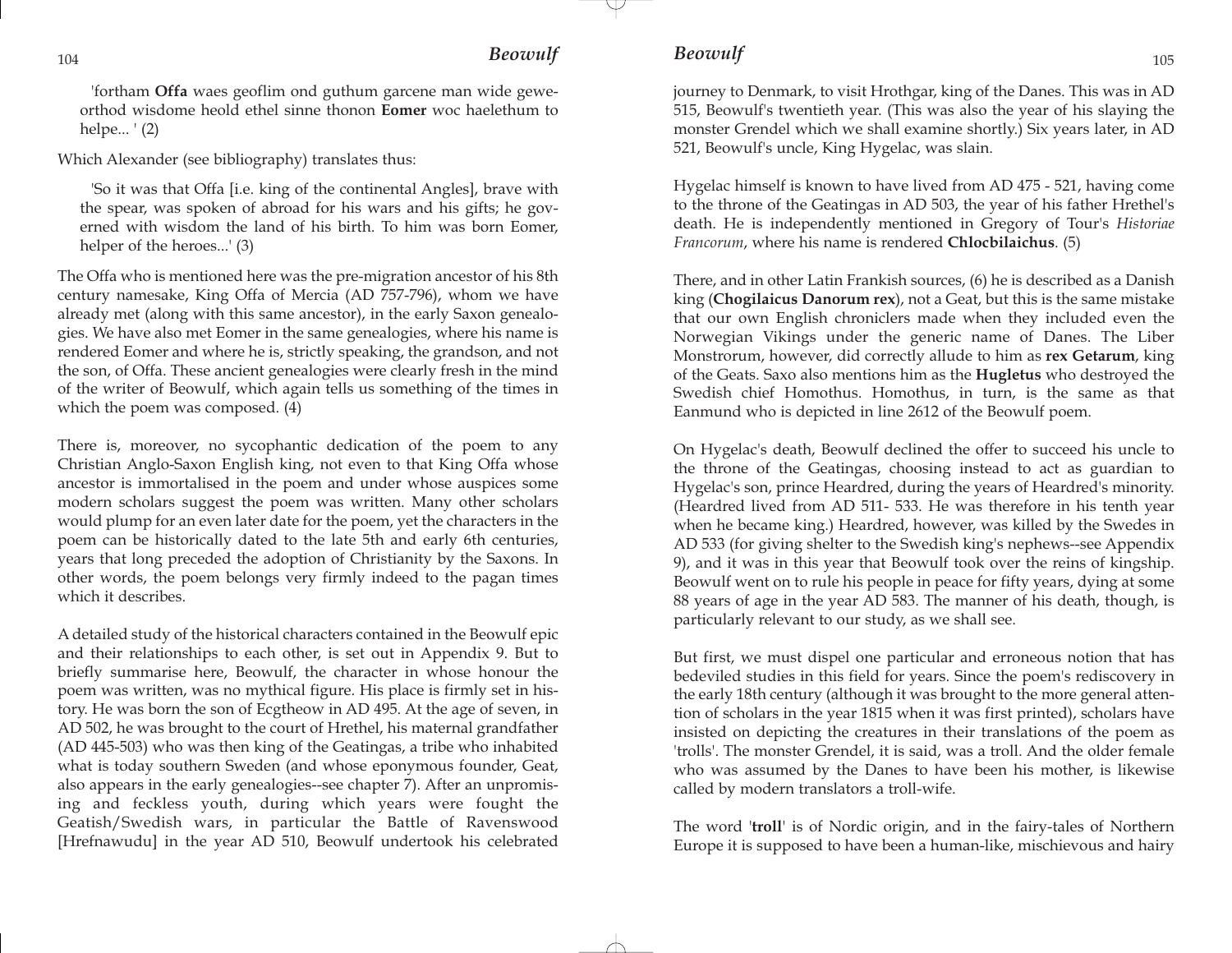'fortham **Offa** waes geoflim ond guthum garcene man wide geweorthod wisdome heold ethel sinne thonon **Eomer** woc haelethum to helpe... ' (2)

Which Alexander (see bibliography) translates thus:

'So it was that Offa [i.e. king of the continental Angles], brave with the spear, was spoken of abroad for his wars and his gifts; he governed with wisdom the land of his birth. To him was born Eomer, helper of the heroes...' (3)

The Offa who is mentioned here was the pre-migration ancestor of his 8th century namesake, King Offa of Mercia (AD 757-796), whom we have already met (along with this same ancestor), in the early Saxon genealogies. We have also met Eomer in the same genealogies, where his name is rendered Eomer and where he is, strictly speaking, the grandson, and not the son, of Offa. These ancient genealogies were clearly fresh in the mind of the writer of Beowulf, which again tells us something of the times in which the poem was composed. (4)

There is, moreover, no sycophantic dedication of the poem to any Christian Anglo-Saxon English king, not even to that King Offa whose ancestor is immortalised in the poem and under whose auspices some modern scholars suggest the poem was written. Many other scholars would plump for an even later date for the poem, yet the characters in the poem can be historically dated to the late 5th and early 6th centuries, years that long preceded the adoption of Christianity by the Saxons. In other words, the poem belongs very firmly indeed to the pagan times which it describes.

A detailed study of the historical characters contained in the Beowulf epic and their relationships to each other, is set out in Appendix 9. But to briefly summarise here, Beowulf, the character in whose honour the poem was written, was no mythical figure. His place is firmly set in history. He was born the son of Ecgtheow in AD 495. At the age of seven, in AD 502, he was brought to the court of Hrethel, his maternal grandfather (AD 445-503) who was then king of the Geatingas, a tribe who inhabited what is today southern Sweden (and whose eponymous founder, Geat, also appears in the early genealogies--see chapter 7). After an unpromising and feckless youth, during which years were fought the Geatish/Swedish wars, in particular the Battle of Ravenswood [Hrefnawudu] in the year AD 510, Beowulf undertook his celebrated journey to Denmark, to visit Hrothgar, king of the Danes. This was in AD 515, Beowulf's twentieth year. (This was also the year of his slaying the monster Grendel which we shall examine shortly.) Six years later, in AD 521, Beowulf's uncle, King Hygelac, was slain.

Hygelac himself is known to have lived from AD 475 - 521, having come to the throne of the Geatingas in AD 503, the year of his father Hrethel's death. He is independently mentioned in Gregory of Tour's *Historiae Francorum*, where his name is rendered **Chlocbilaichus**. (5)

There, and in other Latin Frankish sources, (6) he is described as a Danish king (**Chogilaicus Danorum rex**), not a Geat, but this is the same mistake that our own English chroniclers made when they included even the Norwegian Vikings under the generic name of Danes. The Liber Monstrorum, however, did correctly allude to him as **rex Getarum**, king of the Geats. Saxo also mentions him as the **Hugletus** who destroyed the Swedish chief Homothus. Homothus, in turn, is the same as that Eanmund who is depicted in line 2612 of the Beowulf poem.

On Hygelac's death, Beowulf declined the offer to succeed his uncle to the throne of the Geatingas, choosing instead to act as guardian to Hygelac's son, prince Heardred, during the years of Heardred's minority. (Heardred lived from AD 511- 533. He was therefore in his tenth year when he became king.) Heardred, however, was killed by the Swedes in AD 533 (for giving shelter to the Swedish king's nephews--see Appendix 9), and it was in this year that Beowulf took over the reins of kingship. Beowulf went on to rule his people in peace for fifty years, dying at some 88 years of age in the year AD 583. The manner of his death, though, is particularly relevant to our study, as we shall see.

But first, we must dispel one particular and erroneous notion that has bedeviled studies in this field for years. Since the poem's rediscovery in the early 18th century (although it was brought to the more general attention of scholars in the year 1815 when it was first printed), scholars have insisted on depicting the creatures in their translations of the poem as 'trolls'. The monster Grendel, it is said, was a troll. And the older female who was assumed by the Danes to have been his mother, is likewise called by modern translators a troll-wife.

The word '**troll**' is of Nordic origin, and in the fairy-tales of Northern Europe it is supposed to have been a human-like, mischievous and hairy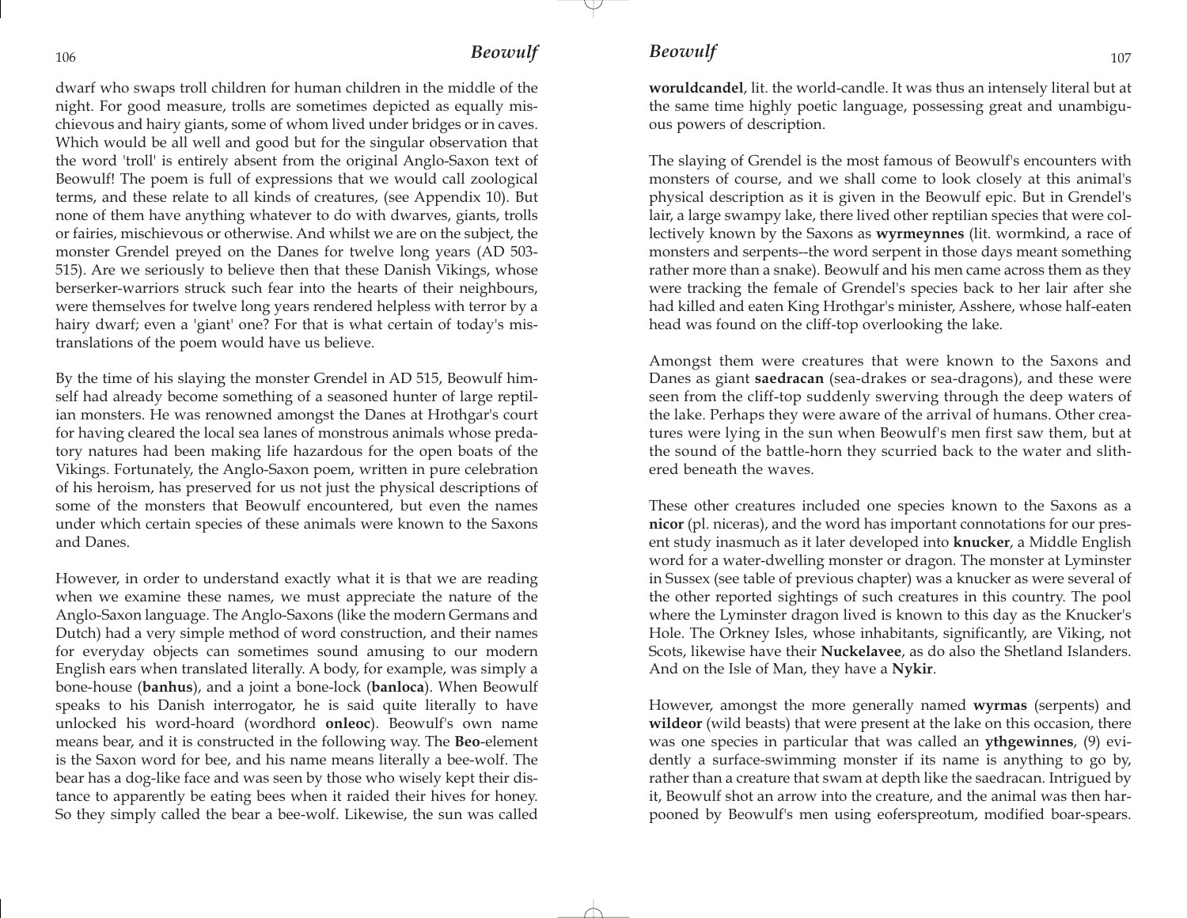dwarf who swaps troll children for human children in the middle of the night. For good measure, trolls are sometimes depicted as equally mischievous and hairy giants, some of whom lived under bridges or in caves. Which would be all well and good but for the singular observation that the word 'troll' is entirely absent from the original Anglo-Saxon text of Beowulf! The poem is full of expressions that we would call zoological terms, and these relate to all kinds of creatures, (see Appendix 10). But none of them have anything whatever to do with dwarves, giants, trolls or fairies, mischievous or otherwise. And whilst we are on the subject, the monster Grendel preyed on the Danes for twelve long years (AD 503-515). Are we seriously to believe then that these Danish Vikings, whose berserker-warriors struck such fear into the hearts of their neighbours, were themselves for twelve long years rendered helpless with terror by a hairy dwarf; even a 'giant' one? For that is what certain of today's mistranslations of the poem would have us believe.

By the time of his slaying the monster Grendel in AD 515, Beowulf himself had already become something of a seasoned hunter of large reptilian monsters. He was renowned amongst the Danes at Hrothgar's court for having cleared the local sea lanes of monstrous animals whose predatory natures had been making life hazardous for the open boats of the Vikings. Fortunately, the Anglo-Saxon poem, written in pure celebration of his heroism, has preserved for us not just the physical descriptions of some of the monsters that Beowulf encountered, but even the names under which certain species of these animals were known to the Saxons and Danes.

However, in order to understand exactly what it is that we are reading when we examine these names, we must appreciate the nature of the Anglo-Saxon language. The Anglo-Saxons (like the modern Germans and Dutch) had a very simple method of word construction, and their names for everyday objects can sometimes sound amusing to our modern English ears when translated literally. A body, for example, was simply a bone-house (**banhus**), and a joint a bone-lock (**banloca**). When Beowulf speaks to his Danish interrogator, he is said quite literally to have unlocked his word-hoard (wordhord **onleoc**). Beowulf's own name means bear, and it is constructed in the following way. The **Beo**-element is the Saxon word for bee, and his name means literally a bee-wolf. The bear has a dog-like face and was seen by those who wisely kept their distance to apparently be eating bees when it raided their hives for honey. So they simply called the bear a bee-wolf. Likewise, the sun was called **woruldcandel**, lit. the world-candle. It was thus an intensely literal but at the same time highly poetic language, possessing great and unambiguous powers of description.

The slaying of Grendel is the most famous of Beowulf's encounters with monsters of course, and we shall come to look closely at this animal's physical description as it is given in the Beowulf epic. But in Grendel's lair, a large swampy lake, there lived other reptilian species that were collectively known by the Saxons as **wyrmeynnes** (lit. wormkind, a race of monsters and serpents--the word serpent in those days meant something rather more than a snake). Beowulf and his men came across them as they were tracking the female of Grendel's species back to her lair after she had killed and eaten King Hrothgar's minister, Asshere, whose half-eaten head was found on the cliff-top overlooking the lake.

Amongst them were creatures that were known to the Saxons and Danes as giant **saedracan** (sea-drakes or sea-dragons), and these were seen from the cliff-top suddenly swerving through the deep waters of the lake. Perhaps they were aware of the arrival of humans. Other creatures were lying in the sun when Beowulf's men first saw them, but at the sound of the battle-horn they scurried back to the water and slithered beneath the waves.

These other creatures included one species known to the Saxons as a **nicor** (pl. niceras), and the word has important connotations for our present study inasmuch as it later developed into **knucker**, a Middle English word for a water-dwelling monster or dragon. The monster at Lyminster in Sussex (see table of previous chapter) was a knucker as were several of the other reported sightings of such creatures in this country. The pool where the Lyminster dragon lived is known to this day as the Knucker's Hole. The Orkney Isles, whose inhabitants, significantly, are Viking, not Scots, likewise have their **Nuckelavee**, as do also the Shetland Islanders. And on the Isle of Man, they have a **Nykir**.

However, amongst the more generally named **wyrmas** (serpents) and **wildeor** (wild beasts) that were present at the lake on this occasion, there was one species in particular that was called an **ythgewinnes**, (9) evidently a surface-swimming monster if its name is anything to go by, rather than a creature that swam at depth like the saedracan. Intrigued by it, Beowulf shot an arrow into the creature, and the animal was then harpooned by Beowulf's men using eoferspreotum, modified boar-spears.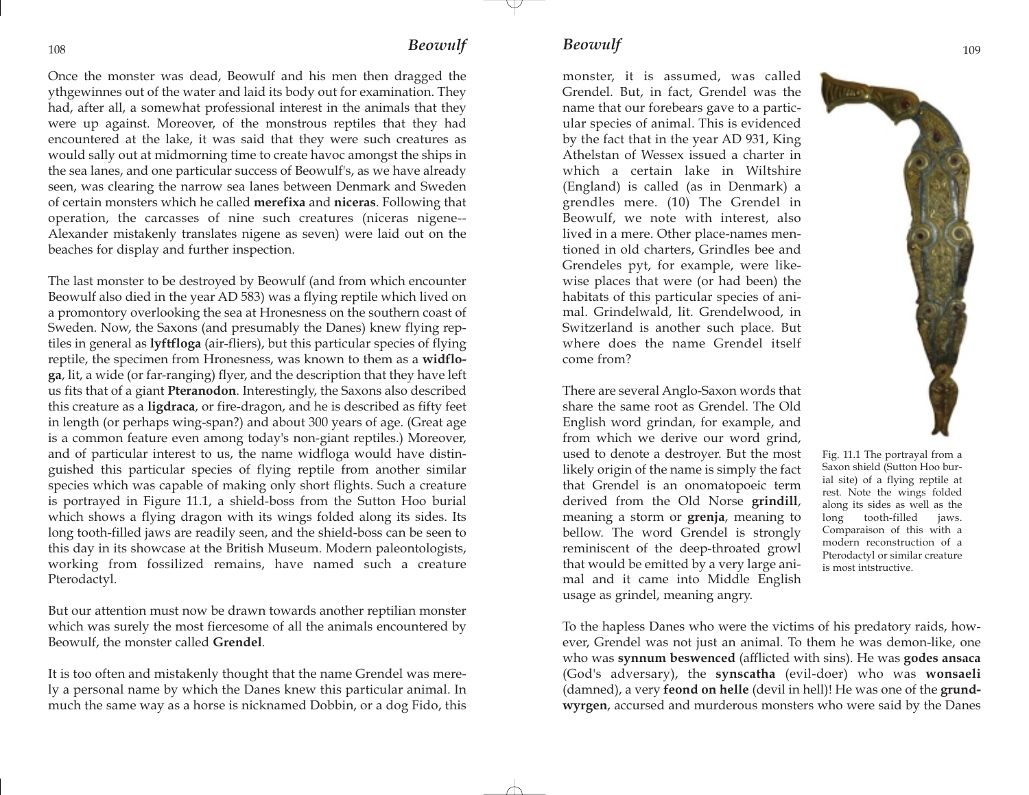Once the monster was dead, Beowulf and his men then dragged the ythgewinnes out of the water and laid its body out for examination. They had, after all, a somewhat professional interest in the animals that they were up against. Moreover, of the monstrous reptiles that they had encountered at the lake, it was said that they were such creatures as would sally out at midmorning time to create havoc amongst the ships in the sea lanes, and one particular success of Beowulf's, as we have already seen, was clearing the narrow sea lanes between Denmark and Sweden of certain monsters which he called **merefixa** and **niceras**. Following that operation, the carcasses of nine such creatures (niceras nigene--Alexander mistakenly translates nigene as seven) were laid out on the beaches for display and further inspection.

The last monster to be destroyed by Beowulf (and from which encounter Beowulf also died in the year AD 583) was a flying reptile which lived on a promontory overlooking the sea at Hronesness on the southern coast of Sweden. Now, the Saxons (and presumably the Danes) knew flying reptiles in general as **lyftfloga** (air-fliers), but this particular species of flying reptile, the specimen from Hronesness, was known to them as a **widfloga**, lit, a wide (or far-ranging) flyer, and the description that they have left us fits that of a giant **Pteranodon**. Interestingly, the Saxons also described this creature as a **ligdraca**, or fire-dragon, and he is described as fifty feet in length (or perhaps wing-span?) and about 300 years of age. (Great age is a common feature even among today's non-giant reptiles.) Moreover, and of particular interest to us, the name widfloga would have distinguished this particular species of flying reptile from another similar species which was capable of making only short flights. Such a creature is portrayed in Figure 11.1, a shield-boss from the Sutton Hoo burial which shows a flying dragon with its wings folded along its sides. Its long tooth-filled jaws are readily seen, and the shield-boss can be seen to this day in its showcase at the British Museum. Modern paleontologists, working from fossilized remains, have named such a creature Pterodactyl.

But our attention must now be drawn towards another reptilian monster which was surely the most fiercesome of all the animals encountered by Beowulf, the monster called **Grendel**.

It is too often and mistakenly thought that the name Grendel was merely a personal name by which the Danes knew this particular animal. In much the same way as a horse is nicknamed Dobbin, or a dog Fido, this monster, it is assumed, was called Grendel. But, in fact, Grendel was the name that our forebears gave to a particular species of animal. This is evidenced by the fact that in the year AD 931, King Athelstan of Wessex issued a charter in which a certain lake in Wiltshire (England) is called (as in Denmark) a grendles mere. (10) The Grendel in Beowulf, we note with interest, also lived in a mere. Other place-names mentioned in old charters, Grindles bee and Grendeles pyt, for example, were likewise places that were (or had been) the habitats of this particular species of animal. Grindelwald, lit. Grendelwood, in Switzerland is another such place. But where does the name Grendel itself come from?

Fig. 11.1 The portrayal from a Saxon shield (Sutton Hoo burial site) of a flying reptile at rest. Note the wings folded along its sides as well as the long tooth-filled jaws. Comparaison of this with a modern reconstruction of a Pterodactyl or similar creature is most intstructive.

There are several Anglo-Saxon words that share the same root as Grendel. The Old English word grindan, for example, and from which we derive our word grind, used to denote a destroyer. But the most likely origin of the name is simply the fact that Grendel is an onomatopoeic term derived from the Old Norse **grindill**, meaning a storm or **grenja**, meaning to bellow. The word Grendel is strongly reminiscent of the deep-throated growl that would be emitted by a very large animal and it came into Middle English usage as grindel, meaning angry.

To the hapless Danes who were the victims of his predatory raids, however, Grendel was not just an animal. To them he was demon-like, one who was **synnum beswenced** (afflicted with sins). He was **godes ansaca** (God's adversary), the **synscatha** (evil-doer) who was **wonsaeli** (damned), a very **feond on helle** (devil in hell)! He was one of the **grundwyrgen**, accursed and murderous monsters who were said by the Danes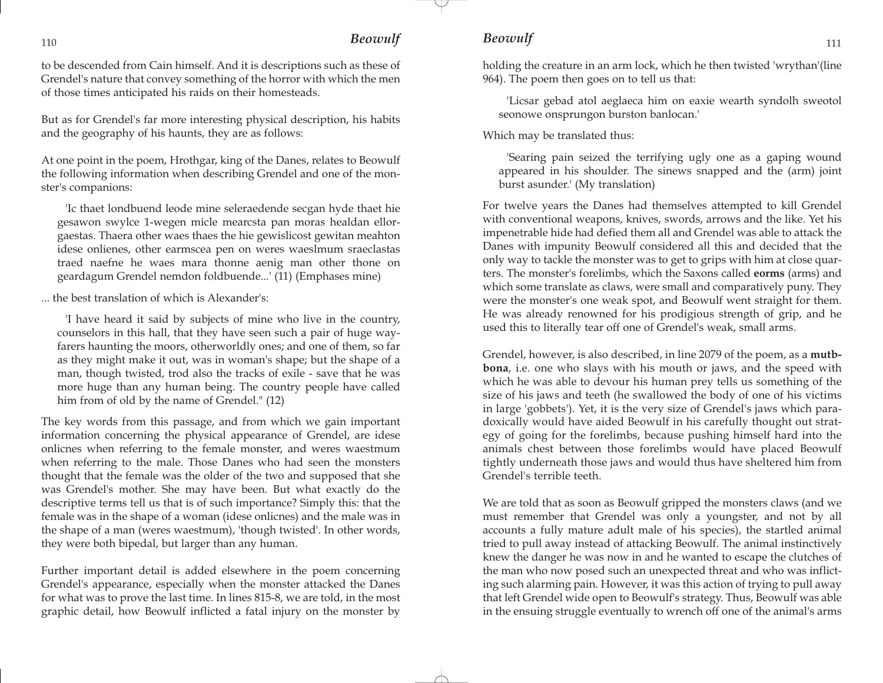to be descended from Cain himself. And it is descriptions such as these of Grendel's nature that convey something of the horror with which the men of those times anticipated his raids on their homesteads.

But as for Grendel's far more interesting physical description, his habits and the geography of his haunts, they are as follows:

At one point in the poem, Hrothgar, king of the Danes, relates to Beowulf the following information when describing Grendel and one of the monster's companions:

> 'Ic thaet londbuend leode mine seleraedende secgan hyde thaet hie gesawon swylce 1-wegen micle mearcsta pan moras healdan ellorgaestas. Thaera other waes thaes the hie gewislicost gewitan meahton idese onlienes, other earmscea pen on weres waeslmum sraeclastas traed naefne he waes mara thonne aenig man other thone on geardagum Grendel nemdon foldbuende...' (11) (Emphases mine)

... the best translation of which is Alexander's:

> 'I have heard it said by subjects of mine who live in the country, counselors in this hall, that they have seen such a pair of huge wayfarers haunting the moors, otherworldly ones; and one of them, so far as they might make it out, was in woman's shape; but the shape of a man, though twisted, trod also the tracks of exile - save that he was more huge than any human being. The country people have called him from of old by the name of Grendel." (12)

The key words from this passage, and from which we gain important information concerning the physical appearance of Grendel, are idese onlicnes when referring to the female monster, and weres waestmum when referring to the male. Those Danes who had seen the monsters thought that the female was the older of the two and supposed that she was Grendel's mother. She may have been. But what exactly do the descriptive terms tell us that is of such importance? Simply this: that the female was in the shape of a woman (idese onlicnes) and the male was in the shape of a man (weres waestmum), 'though twisted'. In other words, they were both bipedal, but larger than any human.

Further important detail is added elsewhere in the poem concerning Grendel's appearance, especially when the monster attacked the Danes for what was to prove the last time. In lines 815-8, we are told, in the most graphic detail, how Beowulf inflicted a fatal injury on the monster by holding the creature in an arm lock, which he then twisted 'wrythan'(line 964). The poem then goes on to tell us that:

> 'Licsar gebad atol aeglaeca him on eaxie wearth syndolh sweotol seonowe onsprungon burston banlocan.'

Which may be translated thus:

> 'Searing pain seized the terrifying ugly one as a gaping wound appeared in his shoulder. The sinews snapped and the (arm) joint burst asunder.' (My translation)

For twelve years the Danes had themselves attempted to kill Grendel with conventional weapons, knives, swords, arrows and the like. Yet his impenetrable hide had defied them all and Grendel was able to attack the Danes with impunity Beowulf considered all this and decided that the only way to tackle the monster was to get to grips with him at close quarters. The monster's forelimbs, which the Saxons called **eorms** (arms) and which some translate as claws, were small and comparatively puny. They were the monster's one weak spot, and Beowulf went straight for them. He was already renowned for his prodigious strength of grip, and he used this to literally tear off one of Grendel's weak, small arms.

Grendel, however, is also described, in line 2079 of the poem, as a **mutbbona**, i.e. one who slays with his mouth or jaws, and the speed with which he was able to devour his human prey tells us something of the size of his jaws and teeth (he swallowed the body of one of his victims in large 'gobbets'). Yet, it is the very size of Grendel's jaws which paradoxically would have aided Beowulf in his carefully thought out strategy of going for the forelimbs, because pushing himself hard into the animals chest between those forelimbs would have placed Beowulf tightly underneath those jaws and would thus have sheltered him from Grendel's terrible teeth.

We are told that as soon as Beowulf gripped the monsters claws (and we must remember that Grendel was only a youngster, and not by all accounts a fully mature adult male of his species), the startled animal tried to pull away instead of attacking Beowulf. The animal instinctively knew the danger he was now in and he wanted to escape the clutches of the man who now posed such an unexpected threat and who was inflicting such alarming pain. However, it was this action of trying to pull away that left Grendel wide open to Beowulf's strategy. Thus, Beowulf was able in the ensuing struggle eventually to wrench off one of the animal's arms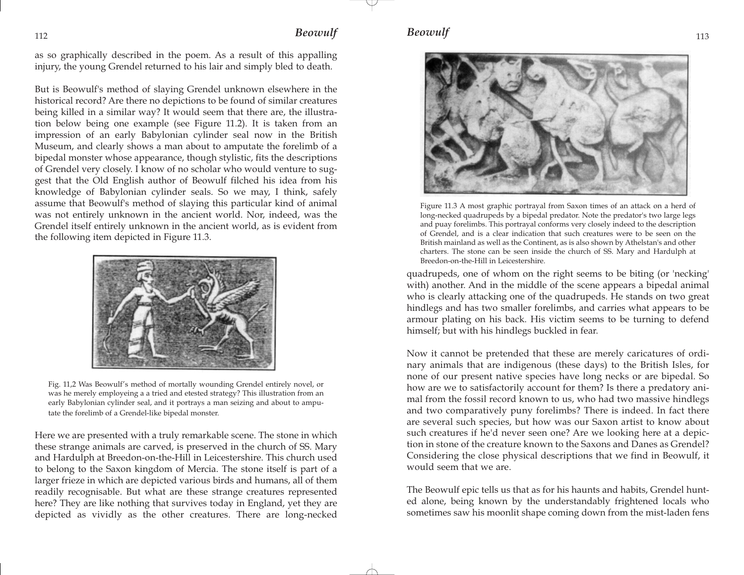as so graphically described in the poem. As a result of this appalling injury, the young Grendel returned to his lair and simply bled to death.

But is Beowulf's method of slaying Grendel unknown elsewhere in the historical record? Are there no depictions to be found of similar creatures being killed in a similar way? It would seem that there are, the illustration below being one example (see Figure 11.2). It is taken from an impression of an early Babylonian cylinder seal now in the British Museum, and clearly shows a man about to amputate the forelimb of a bipedal monster whose appearance, though stylistic, fits the descriptions of Grendel very closely. I know of no scholar who would venture to suggest that the Old English author of Beowulf filched his idea from his knowledge of Babylonian cylinder seals. So we may, I think, safely assume that Beowulf's method of slaying this particular kind of animal was not entirely unknown in the ancient world. Nor, indeed, was the Grendel itself entirely unknown in the ancient world, as is evident from the following item depicted in Figure 11.3.

Fig. 11,2 Was Beowulf's method of mortally wounding Grendel entirely novel, or was he merely employeing a a tried and etested strategy? This illustration from an early Babylonian cylinder seal, and it portrays a man seizing and about to amputate the forelimb of a Grendel-like bipedal monster.

Here we are presented with a truly remarkable scene. The stone in which these strange animals are carved, is preserved in the church of SS. Mary and Hardulph at Breedon-on-the-Hill in Leicestershire. This church used to belong to the Saxon kingdom of Mercia. The stone itself is part of a larger frieze in which are depicted various birds and humans, all of them readily recognisable. But what are these strange creatures represented here? They are like nothing that survives today in England, yet they are depicted as vividly as the other creatures. There are long-necked quadrupeds, one of whom on the right seems to be biting (or 'necking' with) another. And in the middle of the scene appears a bipedal animal who is clearly attacking one of the quadrupeds. He stands on two great hindlegs and has two smaller forelimbs, and carries what appears to be armour plating on his back. His victim seems to be turning to defend himself; but with his hindlegs buckled in fear.

Figure 11.3 A most graphic portrayal from Saxon times of an attack on a herd of long-necked quadrupeds by a bipedal predator. Note the predator's two large legs and puay forelimbs. This portrayal conforms very closely indeed to the description of Grendel, and is a clear indication that such creatures were to be seen on the British mainland as well as the Continent, as is also shown by Athelstan's and other charters. The stone can be seen inside the church of SS. Mary and Hardulph at Breedon-on-the-Hill in Leicestershire.

Now it cannot be pretended that these are merely caricatures of ordinary animals that are indigenous (these days) to the British Isles, for none of our present native species have long necks or are bipedal. So how are we to satisfactorily account for them? Is there a predatory animal from the fossil record known to us, who had two massive hindlegs and two comparatively puny forelimbs? There is indeed. In fact there are several such species, but how was our Saxon artist to know about such creatures if he'd never seen one? Are we looking here at a depiction in stone of the creature known to the Saxons and Danes as Grendel? Considering the close physical descriptions that we find in Beowulf, it would seem that we are.

The Beowulf epic tells us that as for his haunts and habits, Grendel hunted alone, being known by the understandably frightened locals who sometimes saw his moonlit shape coming down from the mist-laden fens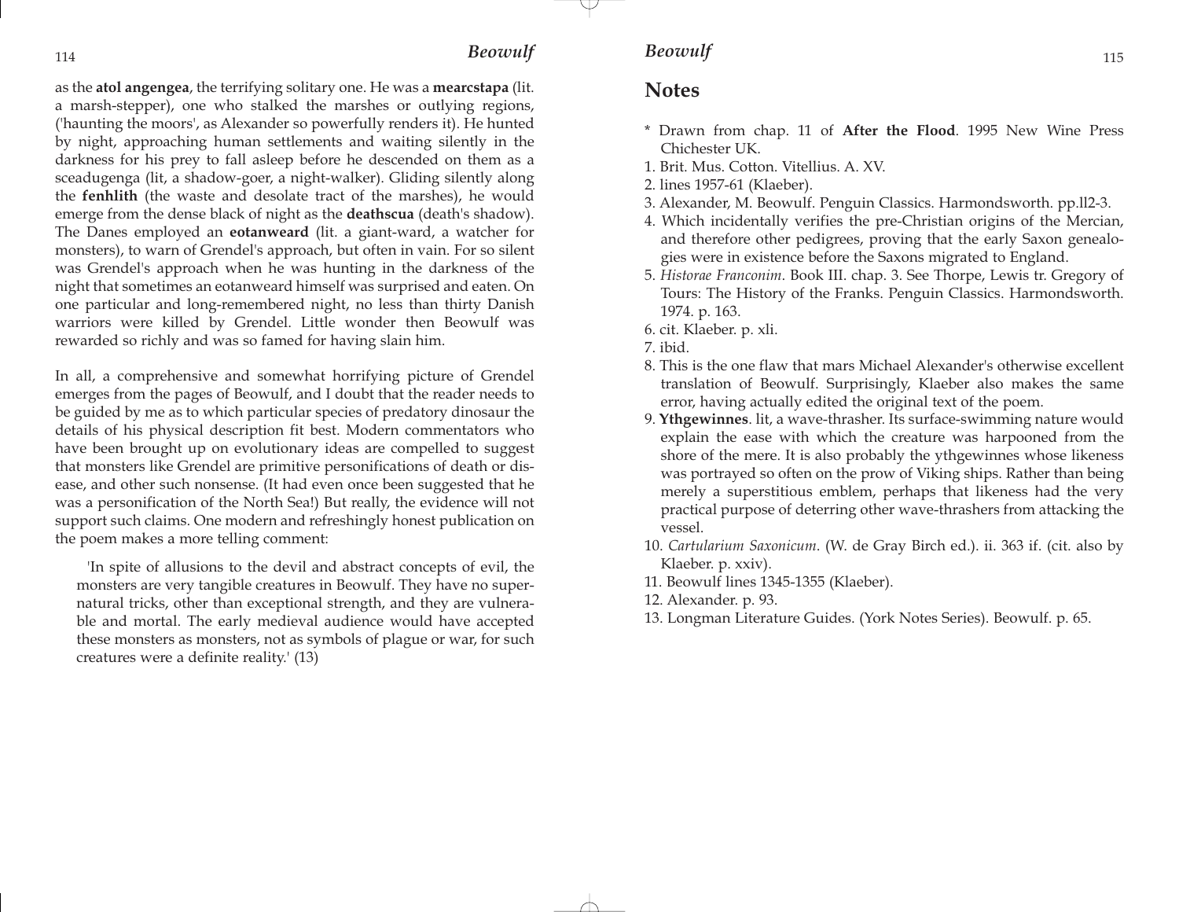as the **atol angengea**, the terrifying solitary one. He was a **mearcstapa** (lit. a marsh-stepper), one who stalked the marshes or outlying regions, ('haunting the moors', as Alexander so powerfully renders it). He hunted by night, approaching human settlements and waiting silently in the darkness for his prey to fall asleep before he descended on them as a sceadugenga (lit, a shadow-goer, a night-walker). Gliding silently along the **fenhlith** (the waste and desolate tract of the marshes), he would emerge from the dense black of night as the **deathscua** (death's shadow). The Danes employed an **eotanweard** (lit. a giant-ward, a watcher for monsters), to warn of Grendel's approach, but often in vain. For so silent was Grendel's approach when he was hunting in the darkness of the night that sometimes an eotanweard himself was surprised and eaten. On one particular and long-remembered night, no less than thirty Danish warriors were killed by Grendel. Little wonder then Beowulf was rewarded so richly and was so famed for having slain him.

In all, a comprehensive and somewhat horrifying picture of Grendel emerges from the pages of Beowulf, and I doubt that the reader needs to be guided by me as to which particular species of predatory dinosaur the details of his physical description fit best. Modern commentators who have been brought up on evolutionary ideas are compelled to suggest that monsters like Grendel are primitive personifications of death or disease, and other such nonsense. (It had even once been suggested that he was a personification of the North Sea!) But really, the evidence will not support such claims. One modern and refreshingly honest publication on the poem makes a more telling comment:

> 'In spite of allusions to the devil and abstract concepts of evil, the monsters are very tangible creatures in Beowulf. They have no supernatural tricks, other than exceptional strength, and they are vulnerable and mortal. The early medieval audience would have accepted these monsters as monsters, not as symbols of plague or war, for such creatures were a definite reality.' (13)

## Notes

\* Drawn from chap. 11 of **After the Flood**. 1995 New Wine Press Chichester UK.

1. Brit. Mus. Cotton. Vitellius. A. XV.
2. lines 1957-61 (Klaeber).
3. Alexander, M. Beowulf. Penguin Classics. Harmondsworth. pp.ll2-3.
4. Which incidentally verifies the pre-Christian origins of the Mercian, and therefore other pedigrees, proving that the early Saxon genealogies were in existence before the Saxons migrated to England.
5. *Historae Franconim*. Book III. chap. 3. See Thorpe, Lewis tr. Gregory of Tours: The History of the Franks. Penguin Classics. Harmondsworth. 1974. p. 163.
6. cit. Klaeber. p. xli.
7. ibid.
8. This is the one flaw that mars Michael Alexander's otherwise excellent translation of Beowulf. Surprisingly, Klaeber also makes the same error, having actually edited the original text of the poem.
9. **Ythgewinnes**. lit, a wave-thrasher. Its surface-swimming nature would explain the ease with which the creature was harpooned from the shore of the mere. It is also probably the ythgewinnes whose likeness was portrayed so often on the prow of Viking ships. Rather than being merely a superstitious emblem, perhaps that likeness had the very practical purpose of deterring other wave-thrashers from attacking the vessel.
10. *Cartularium Saxonicum*. (W. de Gray Birch ed.). ii. 363 if. (cit. also by Klaeber. p. xxiv).
11. Beowulf lines 1345-1355 (Klaeber).
12. Alexander. p. 93.
13. Longman Literature Guides. (York Notes Series). Beowulf. p. 65.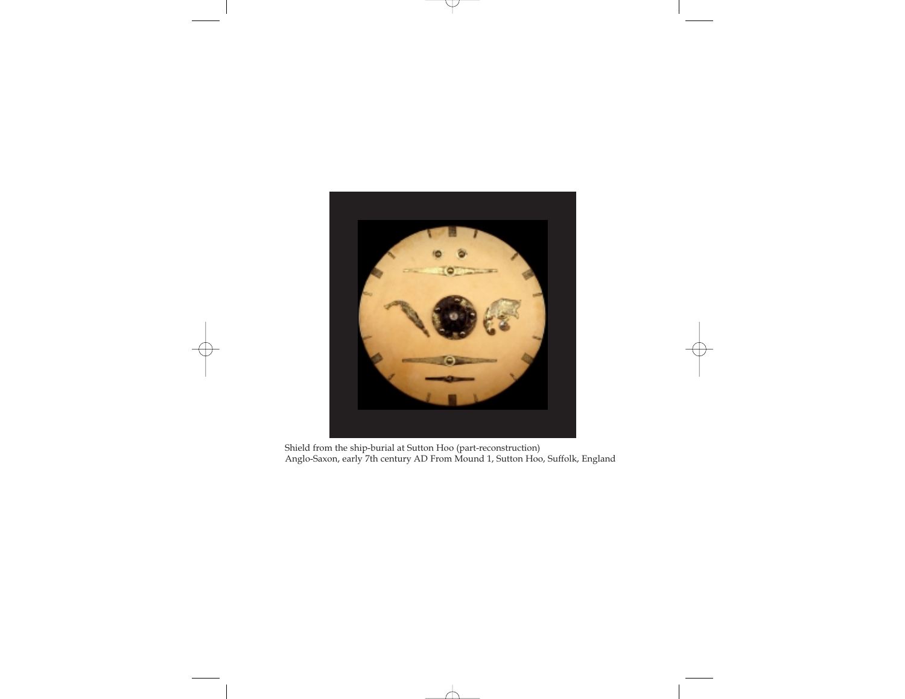Shield from the ship-burial at Sutton Hoo (part-reconstruction)
Anglo-Saxon, early 7th century AD From Mound 1, Sutton Hoo, Suffolk, England